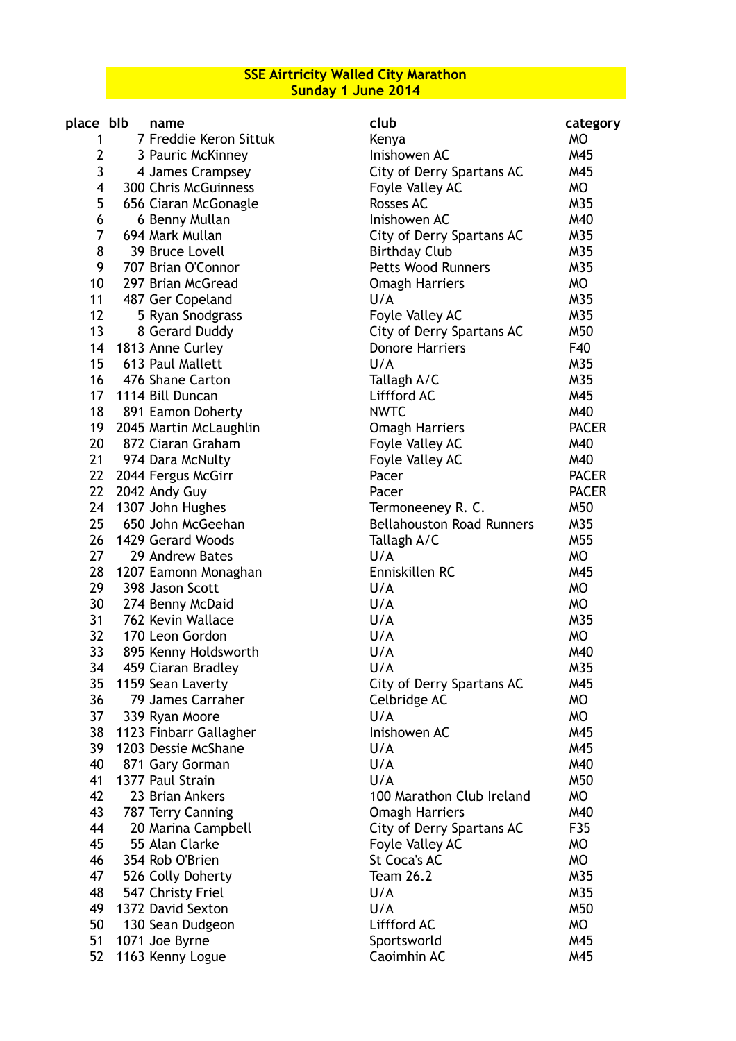**SSE Airtricity Walled City Marathon**
**Sunday 1 June 2014**

| place | bib | name | club | category |
|---|---|---|---|---|
| 1 | 7 | Freddie Keron Sittuk | Kenya | MO |
| 2 | 3 | Pauric McKinney | Inishowen AC | M45 |
| 3 | 4 | James Crampsey | City of Derry Spartans AC | M45 |
| 4 | 300 | Chris McGuinness | Foyle Valley AC | MO |
| 5 | 656 | Ciaran McGonagle | Rosses AC | M35 |
| 6 | 6 | Benny Mullan | Inishowen AC | M40 |
| 7 | 694 | Mark Mullan | City of Derry Spartans AC | M35 |
| 8 | 39 | Bruce Lovell | Birthday Club | M35 |
| 9 | 707 | Brian O'Connor | Petts Wood Runners | M35 |
| 10 | 297 | Brian McGread | Omagh Harriers | MO |
| 11 | 487 | Ger Copeland | U/A | M35 |
| 12 | 5 | Ryan Snodgrass | Foyle Valley AC | M35 |
| 13 | 8 | Gerard Duddy | City of Derry Spartans AC | M50 |
| 14 | 1813 | Anne Curley | Donore Harriers | F40 |
| 15 | 613 | Paul Mallett | U/A | M35 |
| 16 | 476 | Shane Carton | Tallagh A/C | M35 |
| 17 | 1114 | Bill Duncan | Liffford AC | M45 |
| 18 | 891 | Eamon Doherty | NWTC | M40 |
| 19 | 2045 | Martin McLaughlin | Omagh Harriers | PACER |
| 20 | 872 | Ciaran Graham | Foyle Valley AC | M40 |
| 21 | 974 | Dara McNulty | Foyle Valley AC | M40 |
| 22 | 2044 | Fergus McGirr | Pacer | PACER |
| 22 | 2042 | Andy Guy | Pacer | PACER |
| 24 | 1307 | John Hughes | Termoneeney R. C. | M50 |
| 25 | 650 | John McGeehan | Bellahouston Road Runners | M35 |
| 26 | 1429 | Gerard Woods | Tallagh A/C | M55 |
| 27 | 29 | Andrew Bates | U/A | MO |
| 28 | 1207 | Eamonn Monaghan | Enniskillen RC | M45 |
| 29 | 398 | Jason Scott | U/A | MO |
| 30 | 274 | Benny McDaid | U/A | MO |
| 31 | 762 | Kevin Wallace | U/A | M35 |
| 32 | 170 | Leon Gordon | U/A | MO |
| 33 | 895 | Kenny Holdsworth | U/A | M40 |
| 34 | 459 | Ciaran Bradley | U/A | M35 |
| 35 | 1159 | Sean Laverty | City of Derry Spartans AC | M45 |
| 36 | 79 | James Carraher | Celbridge AC | MO |
| 37 | 339 | Ryan Moore | U/A | MO |
| 38 | 1123 | Finbarr Gallagher | Inishowen AC | M45 |
| 39 | 1203 | Dessie McShane | U/A | M45 |
| 40 | 871 | Gary Gorman | U/A | M40 |
| 41 | 1377 | Paul Strain | U/A | M50 |
| 42 | 23 | Brian Ankers | 100 Marathon Club Ireland | MO |
| 43 | 787 | Terry Canning | Omagh Harriers | M40 |
| 44 | 20 | Marina Campbell | City of Derry Spartans AC | F35 |
| 45 | 55 | Alan Clarke | Foyle Valley AC | MO |
| 46 | 354 | Rob O'Brien | St Coca's AC | MO |
| 47 | 526 | Colly Doherty | Team 26.2 | M35 |
| 48 | 547 | Christy Friel | U/A | M35 |
| 49 | 1372 | David Sexton | U/A | M50 |
| 50 | 130 | Sean Dudgeon | Liffford AC | MO |
| 51 | 1071 | Joe Byrne | Sportsworld | M45 |
| 52 | 1163 | Kenny Logue | Caoimhin AC | M45 |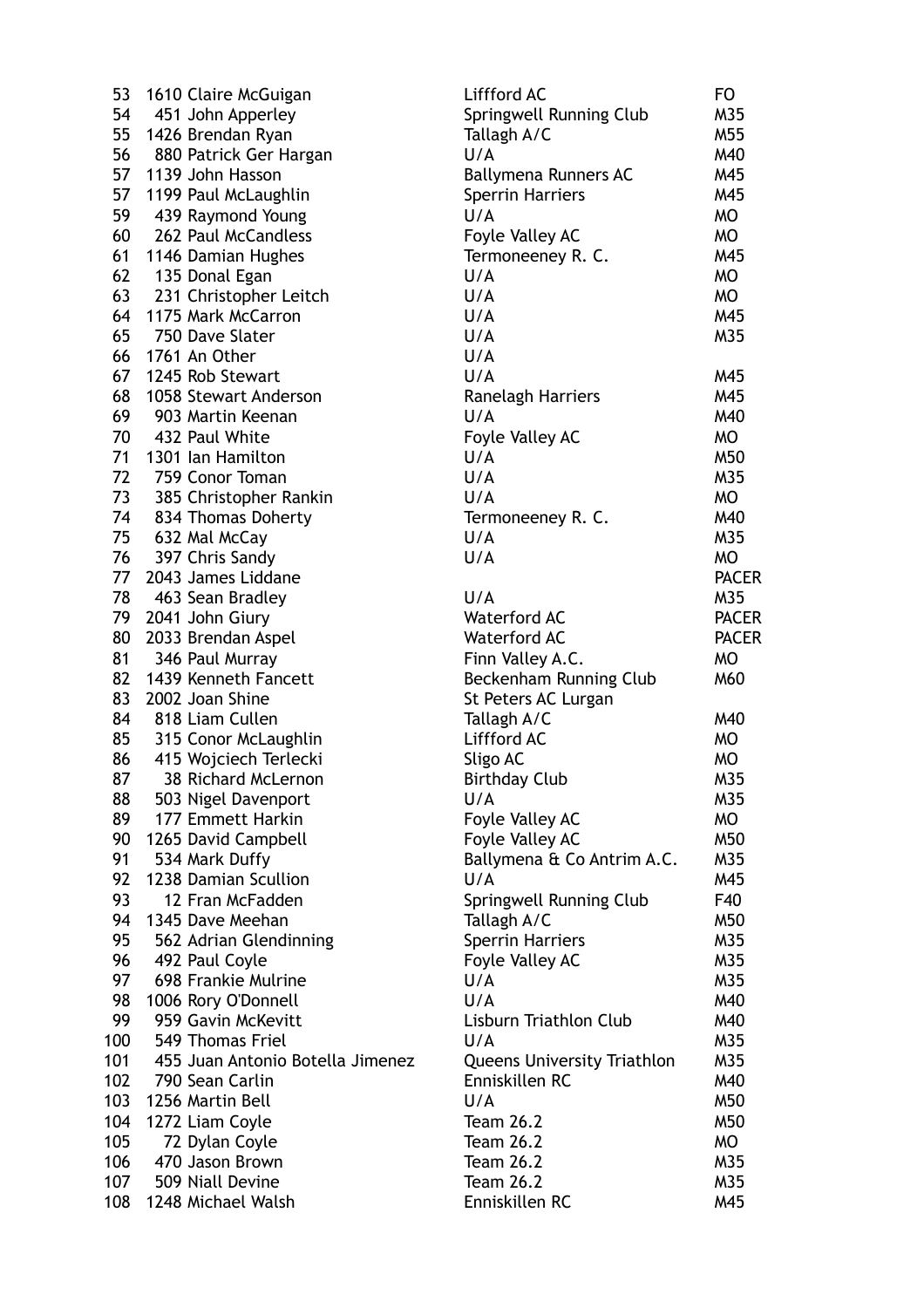| | | | | |
|---|---|---|---|---|
| 53 | 1610 | Claire McGuigan | Liffford AC | FO |
| 54 | 451 | John Apperley | Springwell Running Club | M35 |
| 55 | 1426 | Brendan Ryan | Tallagh A/C | M55 |
| 56 | 880 | Patrick Ger Hargan | U/A | M40 |
| 57 | 1139 | John Hasson | Ballymena Runners AC | M45 |
| 57 | 1199 | Paul McLaughlin | Sperrin Harriers | M45 |
| 59 | 439 | Raymond Young | U/A | MO |
| 60 | 262 | Paul McCandless | Foyle Valley AC | MO |
| 61 | 1146 | Damian Hughes | Termoneeney R. C. | M45 |
| 62 | 135 | Donal Egan | U/A | MO |
| 63 | 231 | Christopher Leitch | U/A | MO |
| 64 | 1175 | Mark McCarron | U/A | M45 |
| 65 | 750 | Dave Slater | U/A | M35 |
| 66 | 1761 | An Other | U/A | |
| 67 | 1245 | Rob Stewart | U/A | M45 |
| 68 | 1058 | Stewart Anderson | Ranelagh Harriers | M45 |
| 69 | 903 | Martin Keenan | U/A | M40 |
| 70 | 432 | Paul White | Foyle Valley AC | MO |
| 71 | 1301 | Ian Hamilton | U/A | M50 |
| 72 | 759 | Conor Toman | U/A | M35 |
| 73 | 385 | Christopher Rankin | U/A | MO |
| 74 | 834 | Thomas Doherty | Termoneeney R. C. | M40 |
| 75 | 632 | Mal McCay | U/A | M35 |
| 76 | 397 | Chris Sandy | U/A | MO |
| 77 | 2043 | James Liddane | | PACER |
| 78 | 463 | Sean Bradley | U/A | M35 |
| 79 | 2041 | John Giury | Waterford AC | PACER |
| 80 | 2033 | Brendan Aspel | Waterford AC | PACER |
| 81 | 346 | Paul Murray | Finn Valley A.C. | MO |
| 82 | 1439 | Kenneth Fancett | Beckenham Running Club | M60 |
| 83 | 2002 | Joan Shine | St Peters AC Lurgan | |
| 84 | 818 | Liam Cullen | Tallagh A/C | M40 |
| 85 | 315 | Conor McLaughlin | Liffford AC | MO |
| 86 | 415 | Wojciech Terlecki | Sligo AC | MO |
| 87 | 38 | Richard McLernon | Birthday Club | M35 |
| 88 | 503 | Nigel Davenport | U/A | M35 |
| 89 | 177 | Emmett Harkin | Foyle Valley AC | MO |
| 90 | 1265 | David Campbell | Foyle Valley AC | M50 |
| 91 | 534 | Mark Duffy | Ballymena & Co Antrim A.C. | M35 |
| 92 | 1238 | Damian Scullion | U/A | M45 |
| 93 | 12 | Fran McFadden | Springwell Running Club | F40 |
| 94 | 1345 | Dave Meehan | Tallagh A/C | M50 |
| 95 | 562 | Adrian Glendinning | Sperrin Harriers | M35 |
| 96 | 492 | Paul Coyle | Foyle Valley AC | M35 |
| 97 | 698 | Frankie Mulrine | U/A | M35 |
| 98 | 1006 | Rory O'Donnell | U/A | M40 |
| 99 | 959 | Gavin McKevitt | Lisburn Triathlon Club | M40 |
| 100 | 549 | Thomas Friel | U/A | M35 |
| 101 | 455 | Juan Antonio Botella Jimenez | Queens University Triathlon | M35 |
| 102 | 790 | Sean Carlin | Enniskillen RC | M40 |
| 103 | 1256 | Martin Bell | U/A | M50 |
| 104 | 1272 | Liam Coyle | Team 26.2 | M50 |
| 105 | 72 | Dylan Coyle | Team 26.2 | MO |
| 106 | 470 | Jason Brown | Team 26.2 | M35 |
| 107 | 509 | Niall Devine | Team 26.2 | M35 |
| 108 | 1248 | Michael Walsh | Enniskillen RC | M45 |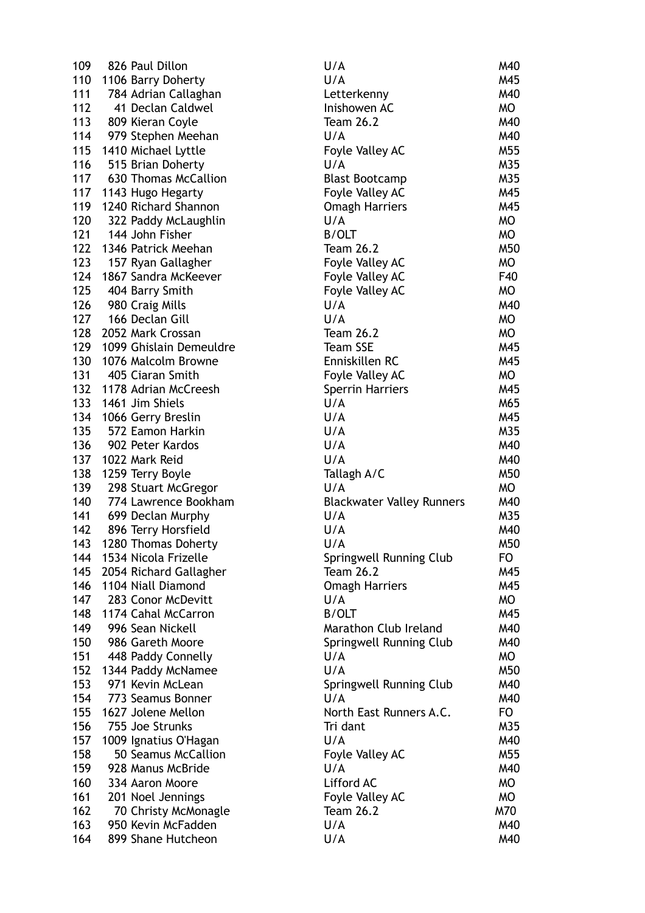| | | | |
|---|---|---|---|
| 109 | 826 Paul Dillon | U/A | M40 |
| 110 | 1106 Barry Doherty | U/A | M45 |
| 111 | 784 Adrian Callaghan | Letterkenny | M40 |
| 112 | 41 Declan Caldwel | Inishowen AC | MO |
| 113 | 809 Kieran Coyle | Team 26.2 | M40 |
| 114 | 979 Stephen Meehan | U/A | M40 |
| 115 | 1410 Michael Lyttle | Foyle Valley AC | M55 |
| 116 | 515 Brian Doherty | U/A | M35 |
| 117 | 630 Thomas McCallion | Blast Bootcamp | M35 |
| 117 | 1143 Hugo Hegarty | Foyle Valley AC | M45 |
| 119 | 1240 Richard Shannon | Omagh Harriers | M45 |
| 120 | 322 Paddy McLaughlin | U/A | MO |
| 121 | 144 John Fisher | B/OLT | MO |
| 122 | 1346 Patrick Meehan | Team 26.2 | M50 |
| 123 | 157 Ryan Gallagher | Foyle Valley AC | MO |
| 124 | 1867 Sandra McKeever | Foyle Valley AC | F40 |
| 125 | 404 Barry Smith | Foyle Valley AC | MO |
| 126 | 980 Craig Mills | U/A | M40 |
| 127 | 166 Declan Gill | U/A | MO |
| 128 | 2052 Mark Crossan | Team 26.2 | MO |
| 129 | 1099 Ghislain Demeuldre | Team SSE | M45 |
| 130 | 1076 Malcolm Browne | Enniskillen RC | M45 |
| 131 | 405 Ciaran Smith | Foyle Valley AC | MO |
| 132 | 1178 Adrian McCreesh | Sperrin Harriers | M45 |
| 133 | 1461 Jim Shiels | U/A | M65 |
| 134 | 1066 Gerry Breslin | U/A | M45 |
| 135 | 572 Eamon Harkin | U/A | M35 |
| 136 | 902 Peter Kardos | U/A | M40 |
| 137 | 1022 Mark Reid | U/A | M40 |
| 138 | 1259 Terry Boyle | Tallagh A/C | M50 |
| 139 | 298 Stuart McGregor | U/A | MO |
| 140 | 774 Lawrence Bookham | Blackwater Valley Runners | M40 |
| 141 | 699 Declan Murphy | U/A | M35 |
| 142 | 896 Terry Horsfield | U/A | M40 |
| 143 | 1280 Thomas Doherty | U/A | M50 |
| 144 | 1534 Nicola Frizelle | Springwell Running Club | FO |
| 145 | 2054 Richard Gallagher | Team 26.2 | M45 |
| 146 | 1104 Niall Diamond | Omagh Harriers | M45 |
| 147 | 283 Conor McDevitt | U/A | MO |
| 148 | 1174 Cahal McCarron | B/OLT | M45 |
| 149 | 996 Sean Nickell | Marathon Club Ireland | M40 |
| 150 | 986 Gareth Moore | Springwell Running Club | M40 |
| 151 | 448 Paddy Connelly | U/A | MO |
| 152 | 1344 Paddy McNamee | U/A | M50 |
| 153 | 971 Kevin McLean | Springwell Running Club | M40 |
| 154 | 773 Seamus Bonner | U/A | M40 |
| 155 | 1627 Jolene Mellon | North East Runners A.C. | FO |
| 156 | 755 Joe Strunks | Tri dant | M35 |
| 157 | 1009 Ignatius O'Hagan | U/A | M40 |
| 158 | 50 Seamus McCallion | Foyle Valley AC | M55 |
| 159 | 928 Manus McBride | U/A | M40 |
| 160 | 334 Aaron Moore | Lifford AC | MO |
| 161 | 201 Noel Jennings | Foyle Valley AC | MO |
| 162 | 70 Christy McMonagle | Team 26.2 | M70 |
| 163 | 950 Kevin McFadden | U/A | M40 |
| 164 | 899 Shane Hutcheon | U/A | M40 |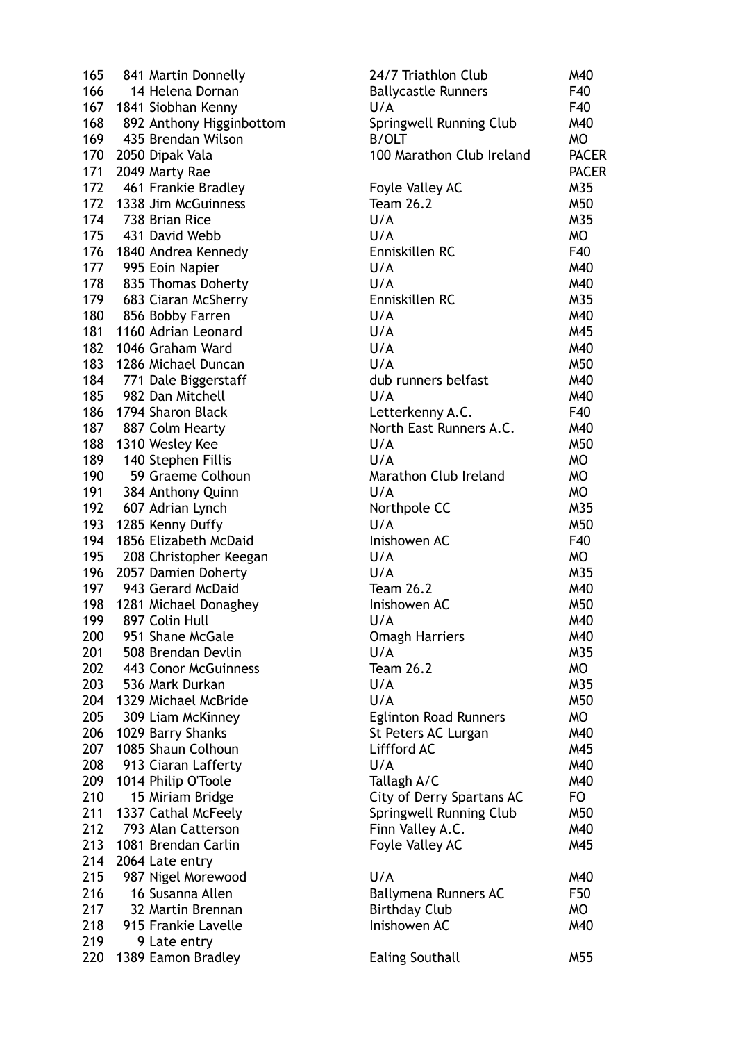| | | | | |
|---|---|---|---|---|
| 165 | 841 | Martin Donnelly | 24/7 Triathlon Club | M40 |
| 166 | 14 | Helena Dornan | Ballycastle Runners | F40 |
| 167 | 1841 | Siobhan Kenny | U/A | F40 |
| 168 | 892 | Anthony Higginbottom | Springwell Running Club | M40 |
| 169 | 435 | Brendan Wilson | B/OLT | MO |
| 170 | 2050 | Dipak Vala | 100 Marathon Club Ireland | PACER |
| 171 | 2049 | Marty Rae | | PACER |
| 172 | 461 | Frankie Bradley | Foyle Valley AC | M35 |
| 172 | 1338 | Jim McGuinness | Team 26.2 | M50 |
| 174 | 738 | Brian Rice | U/A | M35 |
| 175 | 431 | David Webb | U/A | MO |
| 176 | 1840 | Andrea Kennedy | Enniskillen RC | F40 |
| 177 | 995 | Eoin Napier | U/A | M40 |
| 178 | 835 | Thomas Doherty | U/A | M40 |
| 179 | 683 | Ciaran McSherry | Enniskillen RC | M35 |
| 180 | 856 | Bobby Farren | U/A | M40 |
| 181 | 1160 | Adrian Leonard | U/A | M45 |
| 182 | 1046 | Graham Ward | U/A | M40 |
| 183 | 1286 | Michael Duncan | U/A | M50 |
| 184 | 771 | Dale Biggerstaff | dub runners belfast | M40 |
| 185 | 982 | Dan Mitchell | U/A | M40 |
| 186 | 1794 | Sharon Black | Letterkenny A.C. | F40 |
| 187 | 887 | Colm Hearty | North East Runners A.C. | M40 |
| 188 | 1310 | Wesley Kee | U/A | M50 |
| 189 | 140 | Stephen Fillis | U/A | MO |
| 190 | 59 | Graeme Colhoun | Marathon Club Ireland | MO |
| 191 | 384 | Anthony Quinn | U/A | MO |
| 192 | 607 | Adrian Lynch | Northpole CC | M35 |
| 193 | 1285 | Kenny Duffy | U/A | M50 |
| 194 | 1856 | Elizabeth McDaid | Inishowen AC | F40 |
| 195 | 208 | Christopher Keegan | U/A | MO |
| 196 | 2057 | Damien Doherty | U/A | M35 |
| 197 | 943 | Gerard McDaid | Team 26.2 | M40 |
| 198 | 1281 | Michael Donaghey | Inishowen AC | M50 |
| 199 | 897 | Colin Hull | U/A | M40 |
| 200 | 951 | Shane McGale | Omagh Harriers | M40 |
| 201 | 508 | Brendan Devlin | U/A | M35 |
| 202 | 443 | Conor McGuinness | Team 26.2 | MO |
| 203 | 536 | Mark Durkan | U/A | M35 |
| 204 | 1329 | Michael McBride | U/A | M50 |
| 205 | 309 | Liam McKinney | Eglinton Road Runners | MO |
| 206 | 1029 | Barry Shanks | St Peters AC Lurgan | M40 |
| 207 | 1085 | Shaun Colhoun | Liffford AC | M45 |
| 208 | 913 | Ciaran Lafferty | U/A | M40 |
| 209 | 1014 | Philip O'Toole | Tallagh A/C | M40 |
| 210 | 15 | Miriam Bridge | City of Derry Spartans AC | FO |
| 211 | 1337 | Cathal McFeely | Springwell Running Club | M50 |
| 212 | 793 | Alan Catterson | Finn Valley A.C. | M40 |
| 213 | 1081 | Brendan Carlin | Foyle Valley AC | M45 |
| 214 | 2064 | Late entry | | |
| 215 | 987 | Nigel Morewood | U/A | M40 |
| 216 | 16 | Susanna Allen | Ballymena Runners AC | F50 |
| 217 | 32 | Martin Brennan | Birthday Club | MO |
| 218 | 915 | Frankie Lavelle | Inishowen AC | M40 |
| 219 | 9 | Late entry | | |
| 220 | 1389 | Eamon Bradley | Ealing Southall | M55 |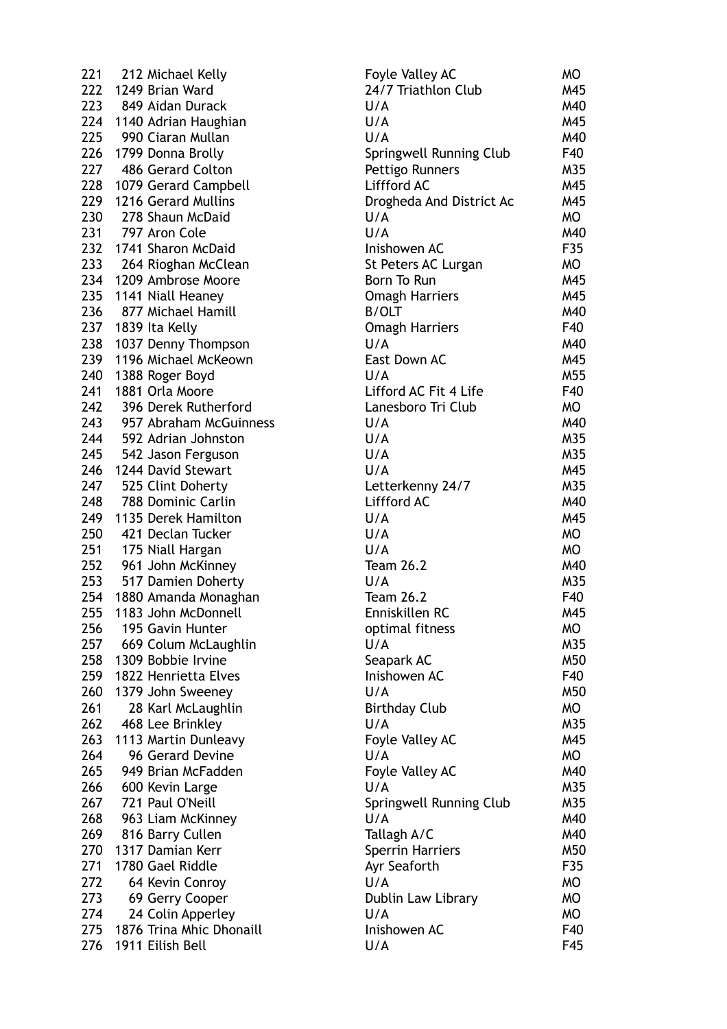| | | | | |
|---|---|---|---|---|
| 221 | 212 | Michael Kelly | Foyle Valley AC | MO |
| 222 | 1249 | Brian Ward | 24/7 Triathlon Club | M45 |
| 223 | 849 | Aidan Durack | U/A | M40 |
| 224 | 1140 | Adrian Haughian | U/A | M45 |
| 225 | 990 | Ciaran Mullan | U/A | M40 |
| 226 | 1799 | Donna Brolly | Springwell Running Club | F40 |
| 227 | 486 | Gerard Colton | Pettigo Runners | M35 |
| 228 | 1079 | Gerard Campbell | Liffford AC | M45 |
| 229 | 1216 | Gerard Mullins | Drogheda And District Ac | M45 |
| 230 | 278 | Shaun McDaid | U/A | MO |
| 231 | 797 | Aron Cole | U/A | M40 |
| 232 | 1741 | Sharon McDaid | Inishowen AC | F35 |
| 233 | 264 | Rioghan McClean | St Peters AC Lurgan | MO |
| 234 | 1209 | Ambrose Moore | Born To Run | M45 |
| 235 | 1141 | Niall Heaney | Omagh Harriers | M45 |
| 236 | 877 | Michael Hamill | B/OLT | M40 |
| 237 | 1839 | Ita Kelly | Omagh Harriers | F40 |
| 238 | 1037 | Denny Thompson | U/A | M40 |
| 239 | 1196 | Michael McKeown | East Down AC | M45 |
| 240 | 1388 | Roger Boyd | U/A | M55 |
| 241 | 1881 | Orla Moore | Lifford AC Fit 4 Life | F40 |
| 242 | 396 | Derek Rutherford | Lanesboro Tri Club | MO |
| 243 | 957 | Abraham McGuinness | U/A | M40 |
| 244 | 592 | Adrian Johnston | U/A | M35 |
| 245 | 542 | Jason Ferguson | U/A | M35 |
| 246 | 1244 | David Stewart | U/A | M45 |
| 247 | 525 | Clint Doherty | Letterkenny 24/7 | M35 |
| 248 | 788 | Dominic Carlin | Liffford AC | M40 |
| 249 | 1135 | Derek Hamilton | U/A | M45 |
| 250 | 421 | Declan Tucker | U/A | MO |
| 251 | 175 | Niall Hargan | U/A | MO |
| 252 | 961 | John McKinney | Team 26.2 | M40 |
| 253 | 517 | Damien Doherty | U/A | M35 |
| 254 | 1880 | Amanda Monaghan | Team 26.2 | F40 |
| 255 | 1183 | John McDonnell | Enniskillen RC | M45 |
| 256 | 195 | Gavin Hunter | optimal fitness | MO |
| 257 | 669 | Colum McLaughlin | U/A | M35 |
| 258 | 1309 | Bobbie Irvine | Seapark AC | M50 |
| 259 | 1822 | Henrietta Elves | Inishowen AC | F40 |
| 260 | 1379 | John Sweeney | U/A | M50 |
| 261 | 28 | Karl McLaughlin | Birthday Club | MO |
| 262 | 468 | Lee Brinkley | U/A | M35 |
| 263 | 1113 | Martin Dunleavy | Foyle Valley AC | M45 |
| 264 | 96 | Gerard Devine | U/A | MO |
| 265 | 949 | Brian McFadden | Foyle Valley AC | M40 |
| 266 | 600 | Kevin Large | U/A | M35 |
| 267 | 721 | Paul O'Neill | Springwell Running Club | M35 |
| 268 | 963 | Liam McKinney | U/A | M40 |
| 269 | 816 | Barry Cullen | Tallagh A/C | M40 |
| 270 | 1317 | Damian Kerr | Sperrin Harriers | M50 |
| 271 | 1780 | Gael Riddle | Ayr Seaforth | F35 |
| 272 | 64 | Kevin Conroy | U/A | MO |
| 273 | 69 | Gerry Cooper | Dublin Law Library | MO |
| 274 | 24 | Colin Apperley | U/A | MO |
| 275 | 1876 | Trina Mhic Dhonaill | Inishowen AC | F40 |
| 276 | 1911 | Eilish Bell | U/A | F45 |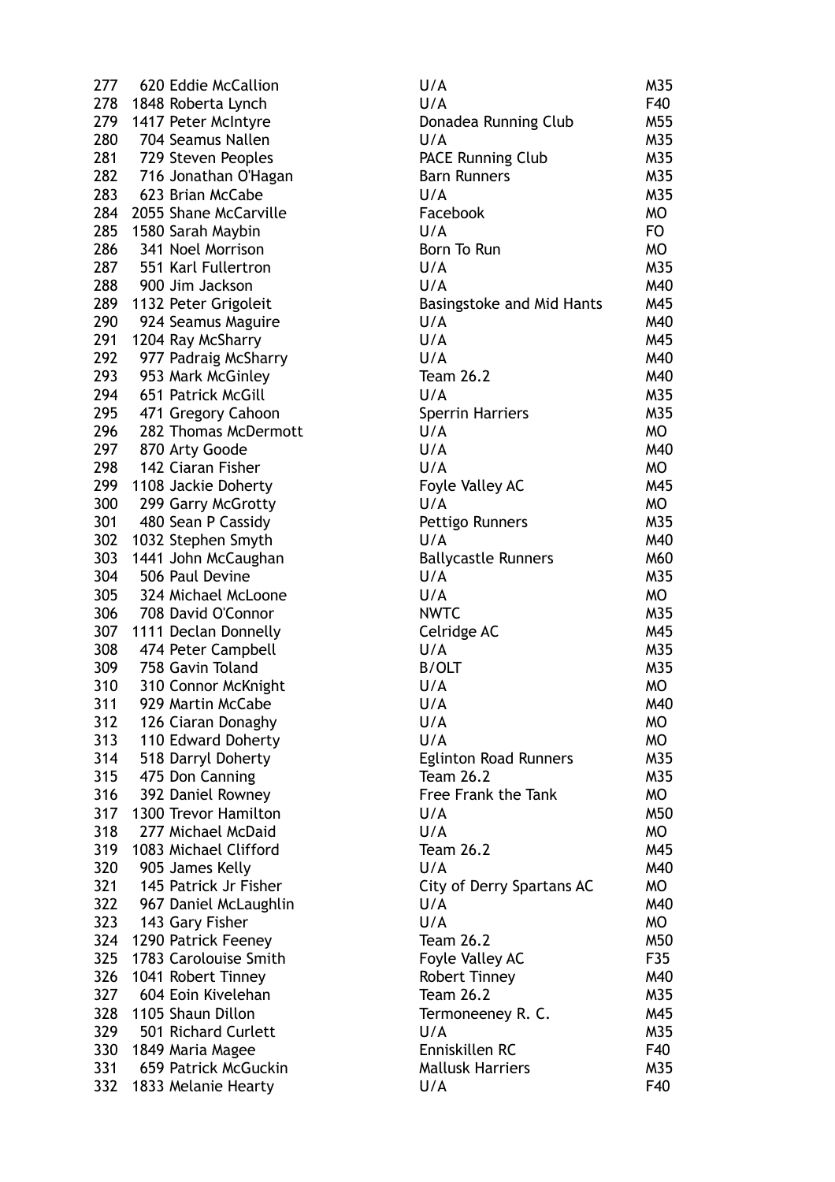| | | | |
|---|---|---|---|
| 277 | 620 Eddie McCallion | U/A | M35 |
| 278 | 1848 Roberta Lynch | U/A | F40 |
| 279 | 1417 Peter McIntyre | Donadea Running Club | M55 |
| 280 | 704 Seamus Nallen | U/A | M35 |
| 281 | 729 Steven Peoples | PACE Running Club | M35 |
| 282 | 716 Jonathan O'Hagan | Barn Runners | M35 |
| 283 | 623 Brian McCabe | U/A | M35 |
| 284 | 2055 Shane McCarville | Facebook | MO |
| 285 | 1580 Sarah Maybin | U/A | FO |
| 286 | 341 Noel Morrison | Born To Run | MO |
| 287 | 551 Karl Fullertron | U/A | M35 |
| 288 | 900 Jim Jackson | U/A | M40 |
| 289 | 1132 Peter Grigoleit | Basingstoke and Mid Hants | M45 |
| 290 | 924 Seamus Maguire | U/A | M40 |
| 291 | 1204 Ray McSharry | U/A | M45 |
| 292 | 977 Padraig McSharry | U/A | M40 |
| 293 | 953 Mark McGinley | Team 26.2 | M40 |
| 294 | 651 Patrick McGill | U/A | M35 |
| 295 | 471 Gregory Cahoon | Sperrin Harriers | M35 |
| 296 | 282 Thomas McDermott | U/A | MO |
| 297 | 870 Arty Goode | U/A | M40 |
| 298 | 142 Ciaran Fisher | U/A | MO |
| 299 | 1108 Jackie Doherty | Foyle Valley AC | M45 |
| 300 | 299 Garry McGrotty | U/A | MO |
| 301 | 480 Sean P Cassidy | Pettigo Runners | M35 |
| 302 | 1032 Stephen Smyth | U/A | M40 |
| 303 | 1441 John McCaughan | Ballycastle Runners | M60 |
| 304 | 506 Paul Devine | U/A | M35 |
| 305 | 324 Michael McLoone | U/A | MO |
| 306 | 708 David O'Connor | NWTC | M35 |
| 307 | 1111 Declan Donnelly | Celridge AC | M45 |
| 308 | 474 Peter Campbell | U/A | M35 |
| 309 | 758 Gavin Toland | B/OLT | M35 |
| 310 | 310 Connor McKnight | U/A | MO |
| 311 | 929 Martin McCabe | U/A | M40 |
| 312 | 126 Ciaran Donaghy | U/A | MO |
| 313 | 110 Edward Doherty | U/A | MO |
| 314 | 518 Darryl Doherty | Eglinton Road Runners | M35 |
| 315 | 475 Don Canning | Team 26.2 | M35 |
| 316 | 392 Daniel Rowney | Free Frank the Tank | MO |
| 317 | 1300 Trevor Hamilton | U/A | M50 |
| 318 | 277 Michael McDaid | U/A | MO |
| 319 | 1083 Michael Clifford | Team 26.2 | M45 |
| 320 | 905 James Kelly | U/A | M40 |
| 321 | 145 Patrick Jr Fisher | City of Derry Spartans AC | MO |
| 322 | 967 Daniel McLaughlin | U/A | M40 |
| 323 | 143 Gary Fisher | U/A | MO |
| 324 | 1290 Patrick Feeney | Team 26.2 | M50 |
| 325 | 1783 Carolouise Smith | Foyle Valley AC | F35 |
| 326 | 1041 Robert Tinney | Robert Tinney | M40 |
| 327 | 604 Eoin Kivelehan | Team 26.2 | M35 |
| 328 | 1105 Shaun Dillon | Termoneeney R. C. | M45 |
| 329 | 501 Richard Curlett | U/A | M35 |
| 330 | 1849 Maria Magee | Enniskillen RC | F40 |
| 331 | 659 Patrick McGuckin | Mallusk Harriers | M35 |
| 332 | 1833 Melanie Hearty | U/A | F40 |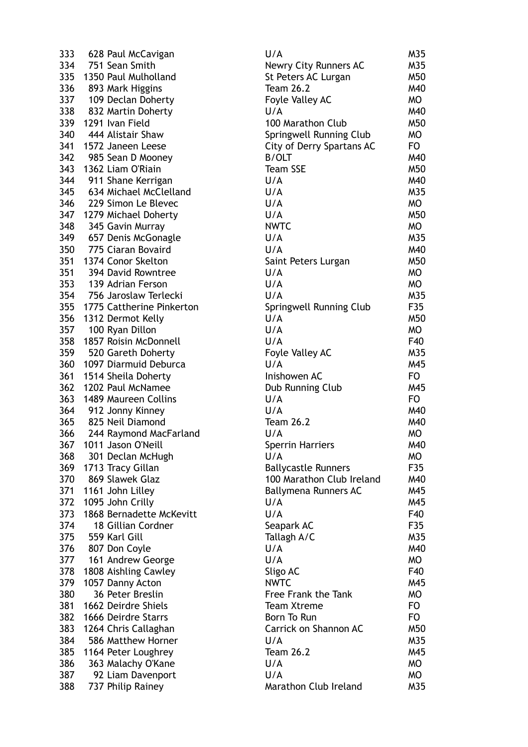| | | | | |
|---|---|---|---|---|
| 333 | 628 | Paul McCavigan | U/A | M35 |
| 334 | 751 | Sean Smith | Newry City Runners AC | M35 |
| 335 | 1350 | Paul Mulholland | St Peters AC Lurgan | M50 |
| 336 | 893 | Mark Higgins | Team 26.2 | M40 |
| 337 | 109 | Declan Doherty | Foyle Valley AC | MO |
| 338 | 832 | Martin Doherty | U/A | M40 |
| 339 | 1291 | Ivan Field | 100 Marathon Club | M50 |
| 340 | 444 | Alistair Shaw | Springwell Running Club | MO |
| 341 | 1572 | Janeen Leese | City of Derry Spartans AC | FO |
| 342 | 985 | Sean D Mooney | B/OLT | M40 |
| 343 | 1362 | Liam O'Riain | Team SSE | M50 |
| 344 | 911 | Shane Kerrigan | U/A | M40 |
| 345 | 634 | Michael McClelland | U/A | M35 |
| 346 | 229 | Simon Le Blevec | U/A | MO |
| 347 | 1279 | Michael Doherty | U/A | M50 |
| 348 | 345 | Gavin Murray | NWTC | MO |
| 349 | 657 | Denis McGonagle | U/A | M35 |
| 350 | 775 | Ciaran Bovaird | U/A | M40 |
| 351 | 1374 | Conor Skelton | Saint Peters Lurgan | M50 |
| 351 | 394 | David Rowntree | U/A | MO |
| 353 | 139 | Adrian Ferson | U/A | MO |
| 354 | 756 | Jaroslaw Terlecki | U/A | M35 |
| 355 | 1775 | Cattherine Pinkerton | Springwell Running Club | F35 |
| 356 | 1312 | Dermot Kelly | U/A | M50 |
| 357 | 100 | Ryan Dillon | U/A | MO |
| 358 | 1857 | Roisin McDonnell | U/A | F40 |
| 359 | 520 | Gareth Doherty | Foyle Valley AC | M35 |
| 360 | 1097 | Diarmuid Deburca | U/A | M45 |
| 361 | 1514 | Sheila Doherty | Inishowen AC | FO |
| 362 | 1202 | Paul McNamee | Dub Running Club | M45 |
| 363 | 1489 | Maureen Collins | U/A | FO |
| 364 | 912 | Jonny Kinney | U/A | M40 |
| 365 | 825 | Neil Diamond | Team 26.2 | M40 |
| 366 | 244 | Raymond MacFarland | U/A | MO |
| 367 | 1011 | Jason O'Neill | Sperrin Harriers | M40 |
| 368 | 301 | Declan McHugh | U/A | MO |
| 369 | 1713 | Tracy Gillan | Ballycastle Runners | F35 |
| 370 | 869 | Slawek Glaz | 100 Marathon Club Ireland | M40 |
| 371 | 1161 | John Lilley | Ballymena Runners AC | M45 |
| 372 | 1095 | John Crilly | U/A | M45 |
| 373 | 1868 | Bernadette McKevitt | U/A | F40 |
| 374 | 18 | Gillian Cordner | Seapark AC | F35 |
| 375 | 559 | Karl Gill | Tallagh A/C | M35 |
| 376 | 807 | Don Coyle | U/A | M40 |
| 377 | 161 | Andrew George | U/A | MO |
| 378 | 1808 | Aishling Cawley | Sligo AC | F40 |
| 379 | 1057 | Danny Acton | NWTC | M45 |
| 380 | 36 | Peter Breslin | Free Frank the Tank | MO |
| 381 | 1662 | Deirdre Shiels | Team Xtreme | FO |
| 382 | 1666 | Deirdre Starrs | Born To Run | FO |
| 383 | 1264 | Chris Callaghan | Carrick on Shannon AC | M50 |
| 384 | 586 | Matthew Horner | U/A | M35 |
| 385 | 1164 | Peter Loughrey | Team 26.2 | M45 |
| 386 | 363 | Malachy O'Kane | U/A | MO |
| 387 | 92 | Liam Davenport | U/A | MO |
| 388 | 737 | Philip Rainey | Marathon Club Ireland | M35 |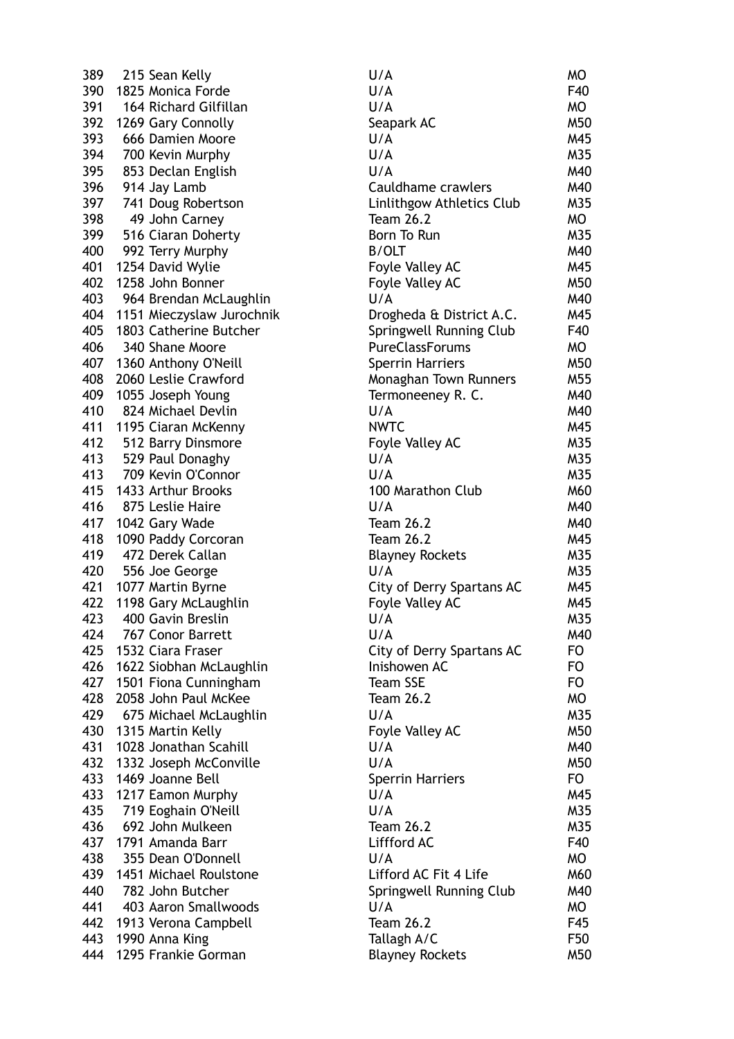| | | | | |
|---|---|---|---|---|
| 389 | 215 | Sean Kelly | U/A | MO |
| 390 | 1825 | Monica Forde | U/A | F40 |
| 391 | 164 | Richard Gilfillan | U/A | MO |
| 392 | 1269 | Gary Connolly | Seapark AC | M50 |
| 393 | 666 | Damien Moore | U/A | M45 |
| 394 | 700 | Kevin Murphy | U/A | M35 |
| 395 | 853 | Declan English | U/A | M40 |
| 396 | 914 | Jay Lamb | Cauldhame crawlers | M40 |
| 397 | 741 | Doug Robertson | Linlithgow Athletics Club | M35 |
| 398 | 49 | John Carney | Team 26.2 | MO |
| 399 | 516 | Ciaran Doherty | Born To Run | M35 |
| 400 | 992 | Terry Murphy | B/OLT | M40 |
| 401 | 1254 | David Wylie | Foyle Valley AC | M45 |
| 402 | 1258 | John Bonner | Foyle Valley AC | M50 |
| 403 | 964 | Brendan McLaughlin | U/A | M40 |
| 404 | 1151 | Mieczyslaw Jurochnik | Drogheda & District A.C. | M45 |
| 405 | 1803 | Catherine Butcher | Springwell Running Club | F40 |
| 406 | 340 | Shane Moore | PureClassForums | MO |
| 407 | 1360 | Anthony O'Neill | Sperrin Harriers | M50 |
| 408 | 2060 | Leslie Crawford | Monaghan Town Runners | M55 |
| 409 | 1055 | Joseph Young | Termoneeney R. C. | M40 |
| 410 | 824 | Michael Devlin | U/A | M40 |
| 411 | 1195 | Ciaran McKenny | NWTC | M45 |
| 412 | 512 | Barry Dinsmore | Foyle Valley AC | M35 |
| 413 | 529 | Paul Donaghy | U/A | M35 |
| 413 | 709 | Kevin O'Connor | U/A | M35 |
| 415 | 1433 | Arthur Brooks | 100 Marathon Club | M60 |
| 416 | 875 | Leslie Haire | U/A | M40 |
| 417 | 1042 | Gary Wade | Team 26.2 | M40 |
| 418 | 1090 | Paddy Corcoran | Team 26.2 | M45 |
| 419 | 472 | Derek Callan | Blayney Rockets | M35 |
| 420 | 556 | Joe George | U/A | M35 |
| 421 | 1077 | Martin Byrne | City of Derry Spartans AC | M45 |
| 422 | 1198 | Gary McLaughlin | Foyle Valley AC | M45 |
| 423 | 400 | Gavin Breslin | U/A | M35 |
| 424 | 767 | Conor Barrett | U/A | M40 |
| 425 | 1532 | Ciara Fraser | City of Derry Spartans AC | FO |
| 426 | 1622 | Siobhan McLaughlin | Inishowen AC | FO |
| 427 | 1501 | Fiona Cunningham | Team SSE | FO |
| 428 | 2058 | John Paul McKee | Team 26.2 | MO |
| 429 | 675 | Michael McLaughlin | U/A | M35 |
| 430 | 1315 | Martin Kelly | Foyle Valley AC | M50 |
| 431 | 1028 | Jonathan Scahill | U/A | M40 |
| 432 | 1332 | Joseph McConville | U/A | M50 |
| 433 | 1469 | Joanne Bell | Sperrin Harriers | FO |
| 433 | 1217 | Eamon Murphy | U/A | M45 |
| 435 | 719 | Eoghain O'Neill | U/A | M35 |
| 436 | 692 | John Mulkeen | Team 26.2 | M35 |
| 437 | 1791 | Amanda Barr | Liffford AC | F40 |
| 438 | 355 | Dean O'Donnell | U/A | MO |
| 439 | 1451 | Michael Roulstone | Lifford AC Fit 4 Life | M60 |
| 440 | 782 | John Butcher | Springwell Running Club | M40 |
| 441 | 403 | Aaron Smallwoods | U/A | MO |
| 442 | 1913 | Verona Campbell | Team 26.2 | F45 |
| 443 | 1990 | Anna King | Tallagh A/C | F50 |
| 444 | 1295 | Frankie Gorman | Blayney Rockets | M50 |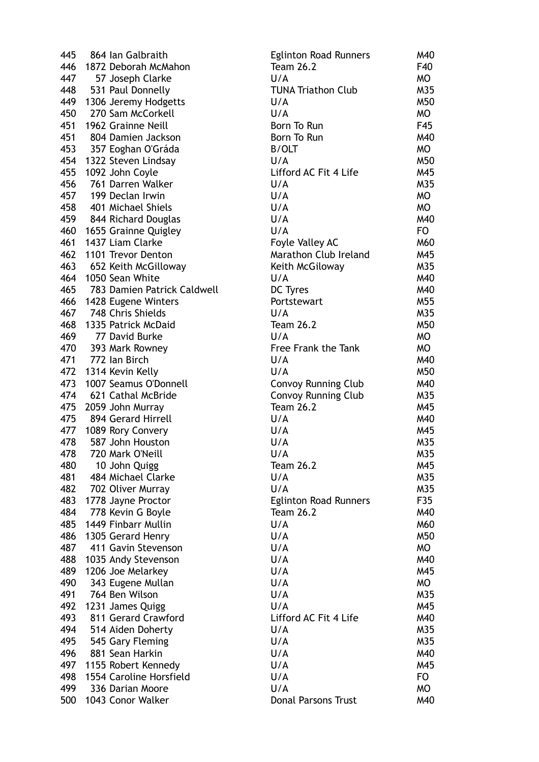| | | | | |
|---|---|---|---|---|
| 445 | 864 | Ian Galbraith | Eglinton Road Runners | M40 |
| 446 | 1872 | Deborah McMahon | Team 26.2 | F40 |
| 447 | 57 | Joseph Clarke | U/A | MO |
| 448 | 531 | Paul Donnelly | TUNA Triathon Club | M35 |
| 449 | 1306 | Jeremy Hodgetts | U/A | M50 |
| 450 | 270 | Sam McCorkell | U/A | MO |
| 451 | 1962 | Grainne Neill | Born To Run | F45 |
| 451 | 804 | Damien Jackson | Born To Run | M40 |
| 453 | 357 | Eoghan O'Gráda | B/OLT | MO |
| 454 | 1322 | Steven Lindsay | U/A | M50 |
| 455 | 1092 | John Coyle | Lifford AC Fit 4 Life | M45 |
| 456 | 761 | Darren Walker | U/A | M35 |
| 457 | 199 | Declan Irwin | U/A | MO |
| 458 | 401 | Michael Shiels | U/A | MO |
| 459 | 844 | Richard Douglas | U/A | M40 |
| 460 | 1655 | Grainne Quigley | U/A | FO |
| 461 | 1437 | Liam Clarke | Foyle Valley AC | M60 |
| 462 | 1101 | Trevor Denton | Marathon Club Ireland | M45 |
| 463 | 652 | Keith McGilloway | Keith McGiloway | M35 |
| 464 | 1050 | Sean White | U/A | M40 |
| 465 | 783 | Damien Patrick Caldwell | DC Tyres | M40 |
| 466 | 1428 | Eugene Winters | Portstewart | M55 |
| 467 | 748 | Chris Shields | U/A | M35 |
| 468 | 1335 | Patrick McDaid | Team 26.2 | M50 |
| 469 | 77 | David Burke | U/A | MO |
| 470 | 393 | Mark Rowney | Free Frank the Tank | MO |
| 471 | 772 | Ian Birch | U/A | M40 |
| 472 | 1314 | Kevin Kelly | U/A | M50 |
| 473 | 1007 | Seamus O'Donnell | Convoy Running Club | M40 |
| 474 | 621 | Cathal McBride | Convoy Running Club | M35 |
| 475 | 2059 | John Murray | Team 26.2 | M45 |
| 475 | 894 | Gerard Hirrell | U/A | M40 |
| 477 | 1089 | Rory Convery | U/A | M45 |
| 478 | 587 | John Houston | U/A | M35 |
| 478 | 720 | Mark O'Neill | U/A | M35 |
| 480 | 10 | John Quigg | Team 26.2 | M45 |
| 481 | 484 | Michael Clarke | U/A | M35 |
| 482 | 702 | Oliver Murray | U/A | M35 |
| 483 | 1778 | Jayne Proctor | Eglinton Road Runners | F35 |
| 484 | 778 | Kevin G Boyle | Team 26.2 | M40 |
| 485 | 1449 | Finbarr Mullin | U/A | M60 |
| 486 | 1305 | Gerard Henry | U/A | M50 |
| 487 | 411 | Gavin Stevenson | U/A | MO |
| 488 | 1035 | Andy Stevenson | U/A | M40 |
| 489 | 1206 | Joe Melarkey | U/A | M45 |
| 490 | 343 | Eugene Mullan | U/A | MO |
| 491 | 764 | Ben Wilson | U/A | M35 |
| 492 | 1231 | James Quigg | U/A | M45 |
| 493 | 811 | Gerard Crawford | Lifford AC Fit 4 Life | M40 |
| 494 | 514 | Aiden Doherty | U/A | M35 |
| 495 | 545 | Gary Fleming | U/A | M35 |
| 496 | 881 | Sean Harkin | U/A | M40 |
| 497 | 1155 | Robert Kennedy | U/A | M45 |
| 498 | 1554 | Caroline Horsfield | U/A | FO |
| 499 | 336 | Darian Moore | U/A | MO |
| 500 | 1043 | Conor Walker | Donal Parsons Trust | M40 |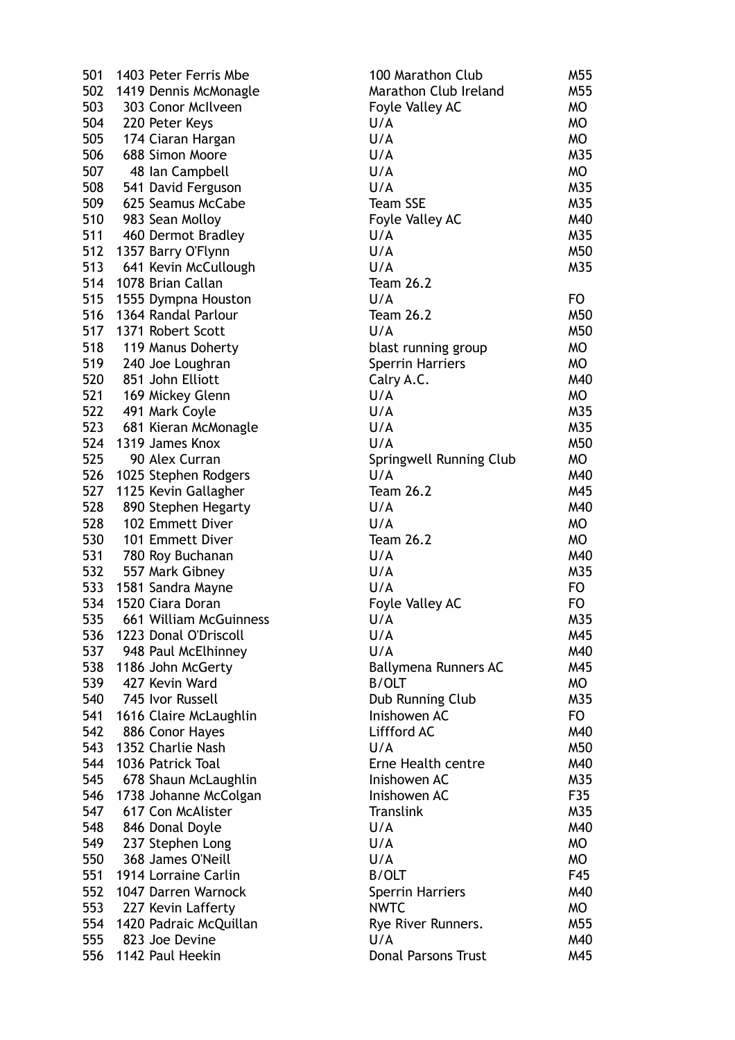| | | | | |
|---|---|---|---|---|
| 501 | 1403 | Peter Ferris Mbe | 100 Marathon Club | M55 |
| 502 | 1419 | Dennis McMonagle | Marathon Club Ireland | M55 |
| 503 | 303 | Conor McIlveen | Foyle Valley AC | MO |
| 504 | 220 | Peter Keys | U/A | MO |
| 505 | 174 | Ciaran Hargan | U/A | MO |
| 506 | 688 | Simon Moore | U/A | M35 |
| 507 | 48 | Ian Campbell | U/A | MO |
| 508 | 541 | David Ferguson | U/A | M35 |
| 509 | 625 | Seamus McCabe | Team SSE | M35 |
| 510 | 983 | Sean Molloy | Foyle Valley AC | M40 |
| 511 | 460 | Dermot Bradley | U/A | M35 |
| 512 | 1357 | Barry O'Flynn | U/A | M50 |
| 513 | 641 | Kevin McCullough | U/A | M35 |
| 514 | 1078 | Brian Callan | Team 26.2 | |
| 515 | 1555 | Dympna Houston | U/A | FO |
| 516 | 1364 | Randal Parlour | Team 26.2 | M50 |
| 517 | 1371 | Robert Scott | U/A | M50 |
| 518 | 119 | Manus Doherty | blast running group | MO |
| 519 | 240 | Joe Loughran | Sperrin Harriers | MO |
| 520 | 851 | John Elliott | Calry A.C. | M40 |
| 521 | 169 | Mickey Glenn | U/A | MO |
| 522 | 491 | Mark Coyle | U/A | M35 |
| 523 | 681 | Kieran McMonagle | U/A | M35 |
| 524 | 1319 | James Knox | U/A | M50 |
| 525 | 90 | Alex Curran | Springwell Running Club | MO |
| 526 | 1025 | Stephen Rodgers | U/A | M40 |
| 527 | 1125 | Kevin Gallagher | Team 26.2 | M45 |
| 528 | 890 | Stephen Hegarty | U/A | M40 |
| 528 | 102 | Emmett Diver | U/A | MO |
| 530 | 101 | Emmett Diver | Team 26.2 | MO |
| 531 | 780 | Roy Buchanan | U/A | M40 |
| 532 | 557 | Mark Gibney | U/A | M35 |
| 533 | 1581 | Sandra Mayne | U/A | FO |
| 534 | 1520 | Ciara Doran | Foyle Valley AC | FO |
| 535 | 661 | William McGuinness | U/A | M35 |
| 536 | 1223 | Donal O'Driscoll | U/A | M45 |
| 537 | 948 | Paul McElhinney | U/A | M40 |
| 538 | 1186 | John McGerty | Ballymena Runners AC | M45 |
| 539 | 427 | Kevin Ward | B/OLT | MO |
| 540 | 745 | Ivor Russell | Dub Running Club | M35 |
| 541 | 1616 | Claire McLaughlin | Inishowen AC | FO |
| 542 | 886 | Conor Hayes | Liffford AC | M40 |
| 543 | 1352 | Charlie Nash | U/A | M50 |
| 544 | 1036 | Patrick Toal | Erne Health centre | M40 |
| 545 | 678 | Shaun McLaughlin | Inishowen AC | M35 |
| 546 | 1738 | Johanne McColgan | Inishowen AC | F35 |
| 547 | 617 | Con McAlister | Translink | M35 |
| 548 | 846 | Donal Doyle | U/A | M40 |
| 549 | 237 | Stephen Long | U/A | MO |
| 550 | 368 | James O'Neill | U/A | MO |
| 551 | 1914 | Lorraine Carlin | B/OLT | F45 |
| 552 | 1047 | Darren Warnock | Sperrin Harriers | M40 |
| 553 | 227 | Kevin Lafferty | NWTC | MO |
| 554 | 1420 | Padraic McQuillan | Rye River Runners. | M55 |
| 555 | 823 | Joe Devine | U/A | M40 |
| 556 | 1142 | Paul Heekin | Donal Parsons Trust | M45 |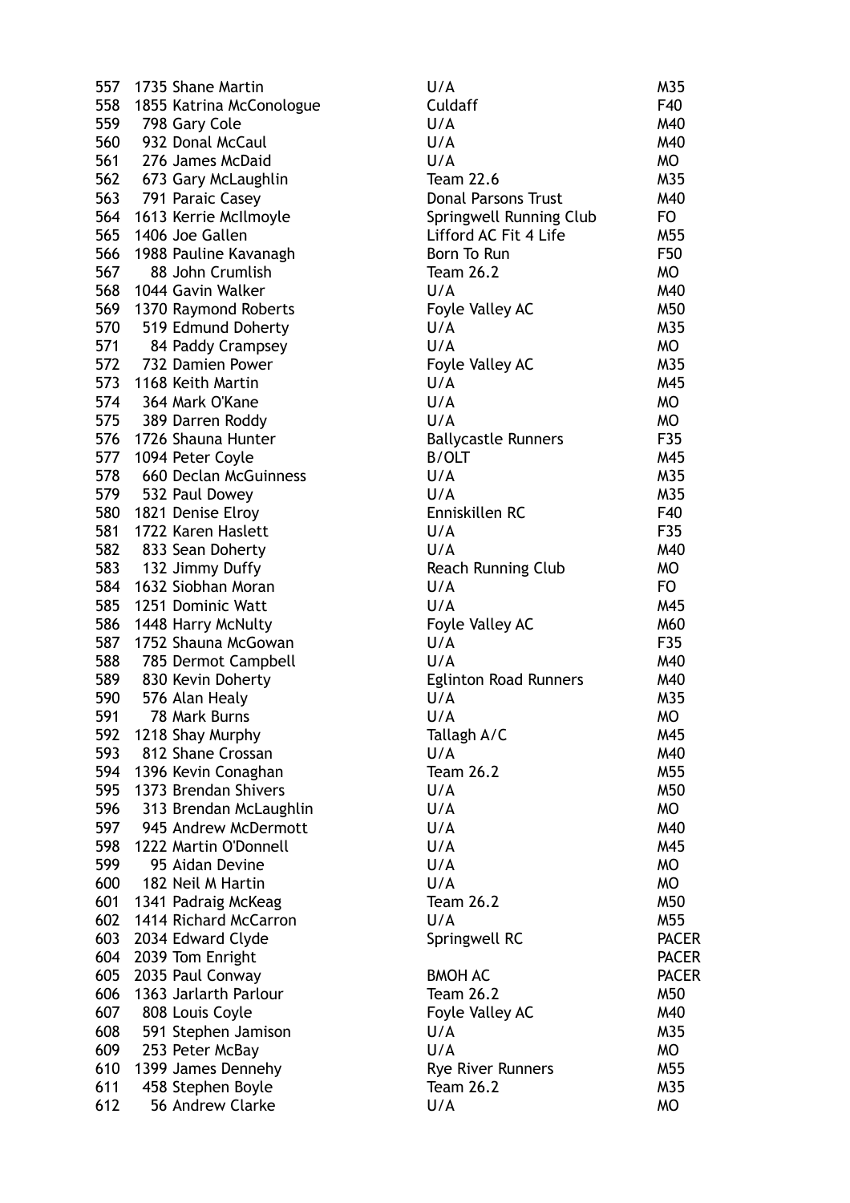| | | | |
|---|---|---|---|
| 557 | 1735 Shane Martin | U/A | M35 |
| 558 | 1855 Katrina McConologue | Culdaff | F40 |
| 559 | 798 Gary Cole | U/A | M40 |
| 560 | 932 Donal McCaul | U/A | M40 |
| 561 | 276 James McDaid | U/A | MO |
| 562 | 673 Gary McLaughlin | Team 22.6 | M35 |
| 563 | 791 Paraic Casey | Donal Parsons Trust | M40 |
| 564 | 1613 Kerrie McIlmoyle | Springwell Running Club | FO |
| 565 | 1406 Joe Gallen | Lifford AC Fit 4 Life | M55 |
| 566 | 1988 Pauline Kavanagh | Born To Run | F50 |
| 567 | 88 John Crumlish | Team 26.2 | MO |
| 568 | 1044 Gavin Walker | U/A | M40 |
| 569 | 1370 Raymond Roberts | Foyle Valley AC | M50 |
| 570 | 519 Edmund Doherty | U/A | M35 |
| 571 | 84 Paddy Crampsey | U/A | MO |
| 572 | 732 Damien Power | Foyle Valley AC | M35 |
| 573 | 1168 Keith Martin | U/A | M45 |
| 574 | 364 Mark O'Kane | U/A | MO |
| 575 | 389 Darren Roddy | U/A | MO |
| 576 | 1726 Shauna Hunter | Ballycastle Runners | F35 |
| 577 | 1094 Peter Coyle | B/OLT | M45 |
| 578 | 660 Declan McGuinness | U/A | M35 |
| 579 | 532 Paul Dowey | U/A | M35 |
| 580 | 1821 Denise Elroy | Enniskillen RC | F40 |
| 581 | 1722 Karen Haslett | U/A | F35 |
| 582 | 833 Sean Doherty | U/A | M40 |
| 583 | 132 Jimmy Duffy | Reach Running Club | MO |
| 584 | 1632 Siobhan Moran | U/A | FO |
| 585 | 1251 Dominic Watt | U/A | M45 |
| 586 | 1448 Harry McNulty | Foyle Valley AC | M60 |
| 587 | 1752 Shauna McGowan | U/A | F35 |
| 588 | 785 Dermot Campbell | U/A | M40 |
| 589 | 830 Kevin Doherty | Eglinton Road Runners | M40 |
| 590 | 576 Alan Healy | U/A | M35 |
| 591 | 78 Mark Burns | U/A | MO |
| 592 | 1218 Shay Murphy | Tallagh A/C | M45 |
| 593 | 812 Shane Crossan | U/A | M40 |
| 594 | 1396 Kevin Conaghan | Team 26.2 | M55 |
| 595 | 1373 Brendan Shivers | U/A | M50 |
| 596 | 313 Brendan McLaughlin | U/A | MO |
| 597 | 945 Andrew McDermott | U/A | M40 |
| 598 | 1222 Martin O'Donnell | U/A | M45 |
| 599 | 95 Aidan Devine | U/A | MO |
| 600 | 182 Neil M Hartin | U/A | MO |
| 601 | 1341 Padraig McKeag | Team 26.2 | M50 |
| 602 | 1414 Richard McCarron | U/A | M55 |
| 603 | 2034 Edward Clyde | Springwell RC | PACER |
| 604 | 2039 Tom Enright | | PACER |
| 605 | 2035 Paul Conway | BMOH AC | PACER |
| 606 | 1363 Jarlarth Parlour | Team 26.2 | M50 |
| 607 | 808 Louis Coyle | Foyle Valley AC | M40 |
| 608 | 591 Stephen Jamison | U/A | M35 |
| 609 | 253 Peter McBay | U/A | MO |
| 610 | 1399 James Dennehy | Rye River Runners | M55 |
| 611 | 458 Stephen Boyle | Team 26.2 | M35 |
| 612 | 56 Andrew Clarke | U/A | MO |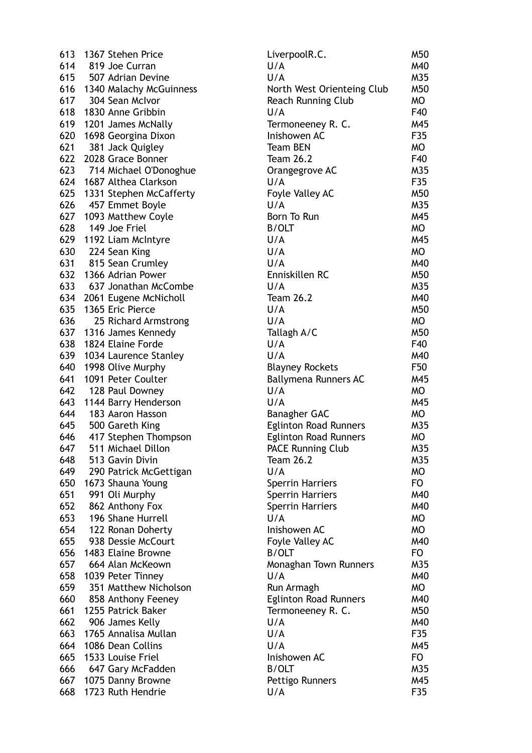| | | | | |
|---|---|---|---|---|
| 613 | 1367 | Stehen Price | LiverpoolR.C. | M50 |
| 614 | 819 | Joe Curran | U/A | M40 |
| 615 | 507 | Adrian Devine | U/A | M35 |
| 616 | 1340 | Malachy McGuinness | North West Orienteing Club | M50 |
| 617 | 304 | Sean McIvor | Reach Running Club | MO |
| 618 | 1830 | Anne Gribbin | U/A | F40 |
| 619 | 1201 | James McNally | Termoneeney R. C. | M45 |
| 620 | 1698 | Georgina Dixon | Inishowen AC | F35 |
| 621 | 381 | Jack Quigley | Team BEN | MO |
| 622 | 2028 | Grace Bonner | Team 26.2 | F40 |
| 623 | 714 | Michael O'Donoghue | Orangegrove AC | M35 |
| 624 | 1687 | Althea Clarkson | U/A | F35 |
| 625 | 1331 | Stephen McCafferty | Foyle Valley AC | M50 |
| 626 | 457 | Emmet Boyle | U/A | M35 |
| 627 | 1093 | Matthew Coyle | Born To Run | M45 |
| 628 | 149 | Joe Friel | B/OLT | MO |
| 629 | 1192 | Liam McIntyre | U/A | M45 |
| 630 | 224 | Sean King | U/A | MO |
| 631 | 815 | Sean Crumley | U/A | M40 |
| 632 | 1366 | Adrian Power | Enniskillen RC | M50 |
| 633 | 637 | Jonathan McCombe | U/A | M35 |
| 634 | 2061 | Eugene McNicholl | Team 26.2 | M40 |
| 635 | 1365 | Eric Pierce | U/A | M50 |
| 636 | 25 | Richard Armstrong | U/A | MO |
| 637 | 1316 | James Kennedy | Tallagh A/C | M50 |
| 638 | 1824 | Elaine Forde | U/A | F40 |
| 639 | 1034 | Laurence Stanley | U/A | M40 |
| 640 | 1998 | Olive Murphy | Blayney Rockets | F50 |
| 641 | 1091 | Peter Coulter | Ballymena Runners AC | M45 |
| 642 | 128 | Paul Downey | U/A | MO |
| 643 | 1144 | Barry Henderson | U/A | M45 |
| 644 | 183 | Aaron Hasson | Banagher GAC | MO |
| 645 | 500 | Gareth King | Eglinton Road Runners | M35 |
| 646 | 417 | Stephen Thompson | Eglinton Road Runners | MO |
| 647 | 511 | Michael Dillon | PACE Running Club | M35 |
| 648 | 513 | Gavin Divin | Team 26.2 | M35 |
| 649 | 290 | Patrick McGettigan | U/A | MO |
| 650 | 1673 | Shauna Young | Sperrin Harriers | FO |
| 651 | 991 | Oli Murphy | Sperrin Harriers | M40 |
| 652 | 862 | Anthony Fox | Sperrin Harriers | M40 |
| 653 | 196 | Shane Hurrell | U/A | MO |
| 654 | 122 | Ronan Doherty | Inishowen AC | MO |
| 655 | 938 | Dessie McCourt | Foyle Valley AC | M40 |
| 656 | 1483 | Elaine Browne | B/OLT | FO |
| 657 | 664 | Alan McKeown | Monaghan Town Runners | M35 |
| 658 | 1039 | Peter Tinney | U/A | M40 |
| 659 | 351 | Matthew Nicholson | Run Armagh | MO |
| 660 | 858 | Anthony Feeney | Eglinton Road Runners | M40 |
| 661 | 1255 | Patrick Baker | Termoneeney R. C. | M50 |
| 662 | 906 | James Kelly | U/A | M40 |
| 663 | 1765 | Annalisa Mullan | U/A | F35 |
| 664 | 1086 | Dean Collins | U/A | M45 |
| 665 | 1533 | Louise Friel | Inishowen AC | FO |
| 666 | 647 | Gary McFadden | B/OLT | M35 |
| 667 | 1075 | Danny Browne | Pettigo Runners | M45 |
| 668 | 1723 | Ruth Hendrie | U/A | F35 |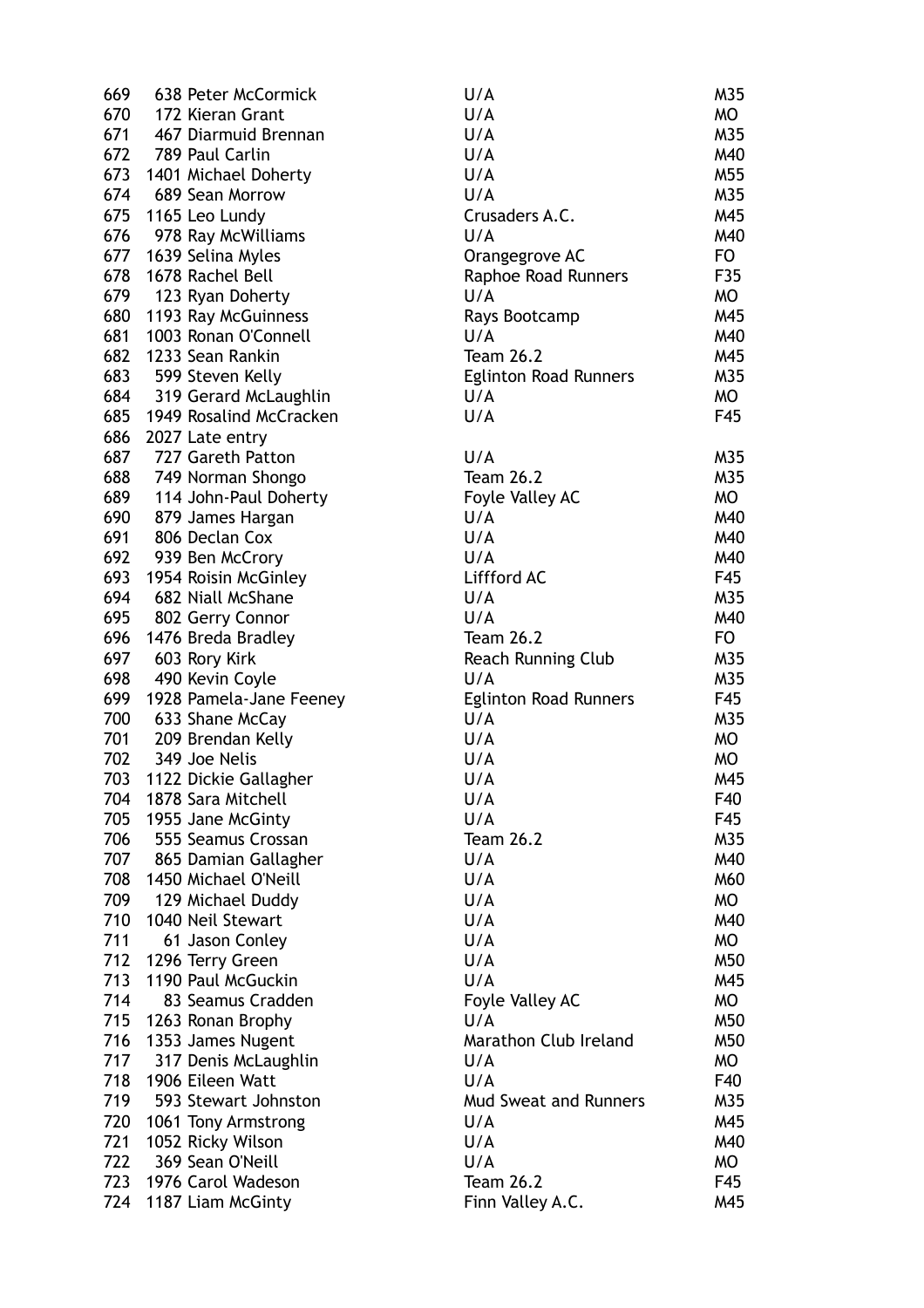| | | | | |
|---|---|---|---|---|
| 669 | 638 | Peter McCormick | U/A | M35 |
| 670 | 172 | Kieran Grant | U/A | MO |
| 671 | 467 | Diarmuid Brennan | U/A | M35 |
| 672 | 789 | Paul Carlin | U/A | M40 |
| 673 | 1401 | Michael Doherty | U/A | M55 |
| 674 | 689 | Sean Morrow | U/A | M35 |
| 675 | 1165 | Leo Lundy | Crusaders A.C. | M45 |
| 676 | 978 | Ray McWilliams | U/A | M40 |
| 677 | 1639 | Selina Myles | Orangegrove AC | FO |
| 678 | 1678 | Rachel Bell | Raphoe Road Runners | F35 |
| 679 | 123 | Ryan Doherty | U/A | MO |
| 680 | 1193 | Ray McGuinness | Rays Bootcamp | M45 |
| 681 | 1003 | Ronan O'Connell | U/A | M40 |
| 682 | 1233 | Sean Rankin | Team 26.2 | M45 |
| 683 | 599 | Steven Kelly | Eglinton Road Runners | M35 |
| 684 | 319 | Gerard McLaughlin | U/A | MO |
| 685 | 1949 | Rosalind McCracken | U/A | F45 |
| 686 | 2027 | Late entry | | |
| 687 | 727 | Gareth Patton | U/A | M35 |
| 688 | 749 | Norman Shongo | Team 26.2 | M35 |
| 689 | 114 | John-Paul Doherty | Foyle Valley AC | MO |
| 690 | 879 | James Hargan | U/A | M40 |
| 691 | 806 | Declan Cox | U/A | M40 |
| 692 | 939 | Ben McCrory | U/A | M40 |
| 693 | 1954 | Roisin McGinley | Liffford AC | F45 |
| 694 | 682 | Niall McShane | U/A | M35 |
| 695 | 802 | Gerry Connor | U/A | M40 |
| 696 | 1476 | Breda Bradley | Team 26.2 | FO |
| 697 | 603 | Rory Kirk | Reach Running Club | M35 |
| 698 | 490 | Kevin Coyle | U/A | M35 |
| 699 | 1928 | Pamela-Jane Feeney | Eglinton Road Runners | F45 |
| 700 | 633 | Shane McCay | U/A | M35 |
| 701 | 209 | Brendan Kelly | U/A | MO |
| 702 | 349 | Joe Nelis | U/A | MO |
| 703 | 1122 | Dickie Gallagher | U/A | M45 |
| 704 | 1878 | Sara Mitchell | U/A | F40 |
| 705 | 1955 | Jane McGinty | U/A | F45 |
| 706 | 555 | Seamus Crossan | Team 26.2 | M35 |
| 707 | 865 | Damian Gallagher | U/A | M40 |
| 708 | 1450 | Michael O'Neill | U/A | M60 |
| 709 | 129 | Michael Duddy | U/A | MO |
| 710 | 1040 | Neil Stewart | U/A | M40 |
| 711 | 61 | Jason Conley | U/A | MO |
| 712 | 1296 | Terry Green | U/A | M50 |
| 713 | 1190 | Paul McGuckin | U/A | M45 |
| 714 | 83 | Seamus Cradden | Foyle Valley AC | MO |
| 715 | 1263 | Ronan Brophy | U/A | M50 |
| 716 | 1353 | James Nugent | Marathon Club Ireland | M50 |
| 717 | 317 | Denis McLaughlin | U/A | MO |
| 718 | 1906 | Eileen Watt | U/A | F40 |
| 719 | 593 | Stewart Johnston | Mud Sweat and Runners | M35 |
| 720 | 1061 | Tony Armstrong | U/A | M45 |
| 721 | 1052 | Ricky Wilson | U/A | M40 |
| 722 | 369 | Sean O'Neill | U/A | MO |
| 723 | 1976 | Carol Wadeson | Team 26.2 | F45 |
| 724 | 1187 | Liam McGinty | Finn Valley A.C. | M45 |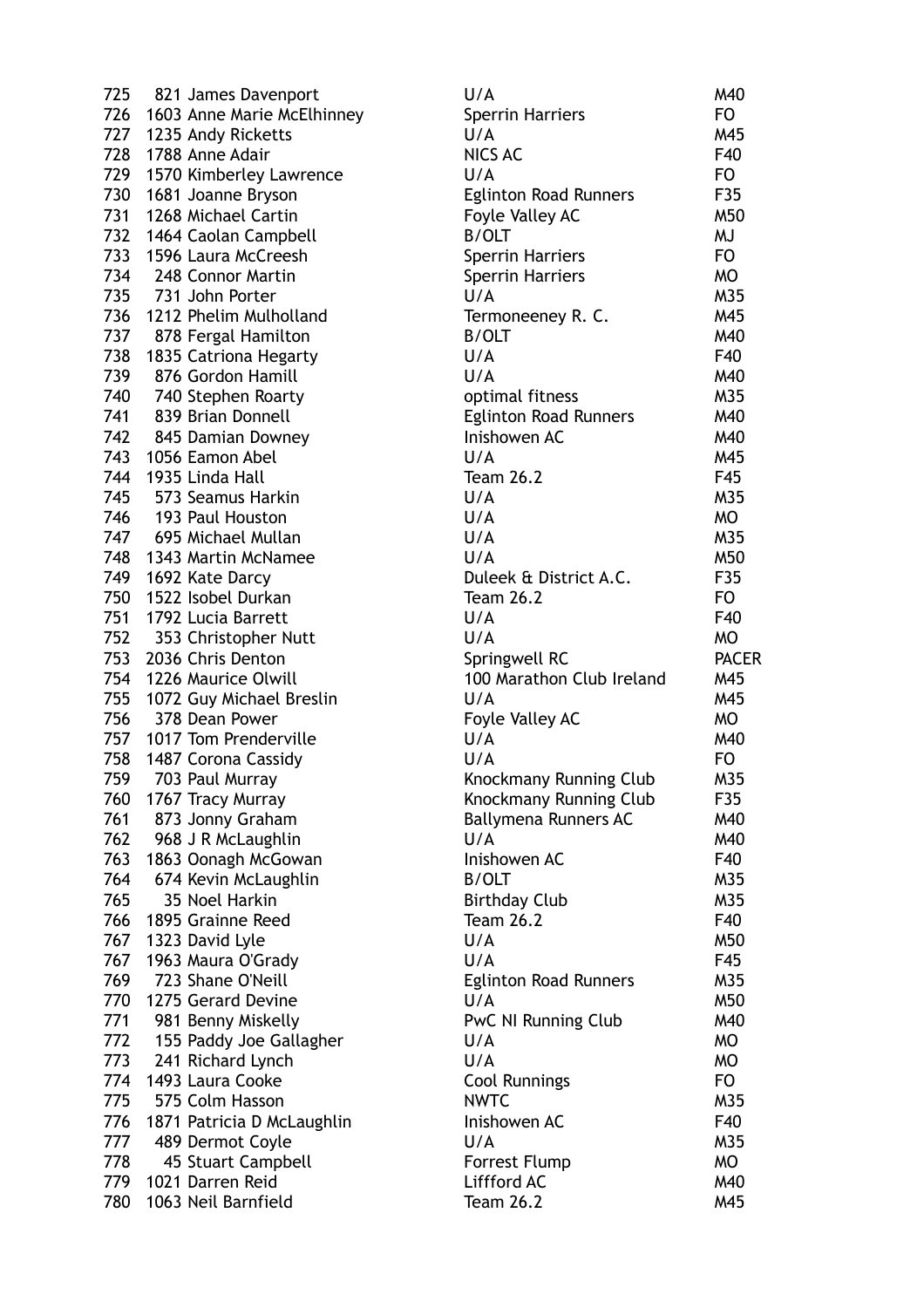| | | | | |
|---|---|---|---|---|
| 725 | 821 | James Davenport | U/A | M40 |
| 726 | 1603 | Anne Marie McElhinney | Sperrin Harriers | FO |
| 727 | 1235 | Andy Ricketts | U/A | M45 |
| 728 | 1788 | Anne Adair | NICS AC | F40 |
| 729 | 1570 | Kimberley Lawrence | U/A | FO |
| 730 | 1681 | Joanne Bryson | Eglinton Road Runners | F35 |
| 731 | 1268 | Michael Cartin | Foyle Valley AC | M50 |
| 732 | 1464 | Caolan Campbell | B/OLT | MJ |
| 733 | 1596 | Laura McCreesh | Sperrin Harriers | FO |
| 734 | 248 | Connor Martin | Sperrin Harriers | MO |
| 735 | 731 | John Porter | U/A | M35 |
| 736 | 1212 | Phelim Mulholland | Termoneeney R. C. | M45 |
| 737 | 878 | Fergal Hamilton | B/OLT | M40 |
| 738 | 1835 | Catriona Hegarty | U/A | F40 |
| 739 | 876 | Gordon Hamill | U/A | M40 |
| 740 | 740 | Stephen Roarty | optimal fitness | M35 |
| 741 | 839 | Brian Donnell | Eglinton Road Runners | M40 |
| 742 | 845 | Damian Downey | Inishowen AC | M40 |
| 743 | 1056 | Eamon Abel | U/A | M45 |
| 744 | 1935 | Linda Hall | Team 26.2 | F45 |
| 745 | 573 | Seamus Harkin | U/A | M35 |
| 746 | 193 | Paul Houston | U/A | MO |
| 747 | 695 | Michael Mullan | U/A | M35 |
| 748 | 1343 | Martin McNamee | U/A | M50 |
| 749 | 1692 | Kate Darcy | Duleek & District A.C. | F35 |
| 750 | 1522 | Isobel Durkan | Team 26.2 | FO |
| 751 | 1792 | Lucia Barrett | U/A | F40 |
| 752 | 353 | Christopher Nutt | U/A | MO |
| 753 | 2036 | Chris Denton | Springwell RC | PACER |
| 754 | 1226 | Maurice Olwill | 100 Marathon Club Ireland | M45 |
| 755 | 1072 | Guy Michael Breslin | U/A | M45 |
| 756 | 378 | Dean Power | Foyle Valley AC | MO |
| 757 | 1017 | Tom Prenderville | U/A | M40 |
| 758 | 1487 | Corona Cassidy | U/A | FO |
| 759 | 703 | Paul Murray | Knockmany Running Club | M35 |
| 760 | 1767 | Tracy Murray | Knockmany Running Club | F35 |
| 761 | 873 | Jonny Graham | Ballymena Runners AC | M40 |
| 762 | 968 | J R McLaughlin | U/A | M40 |
| 763 | 1863 | Oonagh McGowan | Inishowen AC | F40 |
| 764 | 674 | Kevin McLaughlin | B/OLT | M35 |
| 765 | 35 | Noel Harkin | Birthday Club | M35 |
| 766 | 1895 | Grainne Reed | Team 26.2 | F40 |
| 767 | 1323 | David Lyle | U/A | M50 |
| 767 | 1963 | Maura O'Grady | U/A | F45 |
| 769 | 723 | Shane O'Neill | Eglinton Road Runners | M35 |
| 770 | 1275 | Gerard Devine | U/A | M50 |
| 771 | 981 | Benny Miskelly | PwC NI Running Club | M40 |
| 772 | 155 | Paddy Joe Gallagher | U/A | MO |
| 773 | 241 | Richard Lynch | U/A | MO |
| 774 | 1493 | Laura Cooke | Cool Runnings | FO |
| 775 | 575 | Colm Hasson | NWTC | M35 |
| 776 | 1871 | Patricia D McLaughlin | Inishowen AC | F40 |
| 777 | 489 | Dermot Coyle | U/A | M35 |
| 778 | 45 | Stuart Campbell | Forrest Flump | MO |
| 779 | 1021 | Darren Reid | Liffford AC | M40 |
| 780 | 1063 | Neil Barnfield | Team 26.2 | M45 |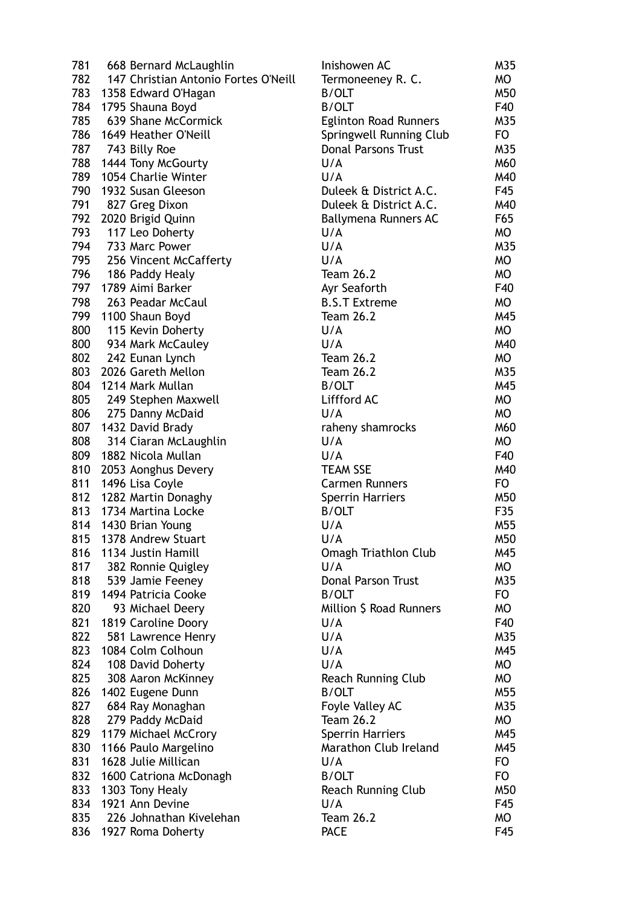| | | | | |
|---|---|---|---|---|
| 781 | 668 | Bernard McLaughlin | Inishowen AC | M35 |
| 782 | 147 | Christian Antonio Fortes O'Neill | Termoneeney R. C. | MO |
| 783 | 1358 | Edward O'Hagan | B/OLT | M50 |
| 784 | 1795 | Shauna Boyd | B/OLT | F40 |
| 785 | 639 | Shane McCormick | Eglinton Road Runners | M35 |
| 786 | 1649 | Heather O'Neill | Springwell Running Club | FO |
| 787 | 743 | Billy Roe | Donal Parsons Trust | M35 |
| 788 | 1444 | Tony McGourty | U/A | M60 |
| 789 | 1054 | Charlie Winter | U/A | M40 |
| 790 | 1932 | Susan Gleeson | Duleek & District A.C. | F45 |
| 791 | 827 | Greg Dixon | Duleek & District A.C. | M40 |
| 792 | 2020 | Brigid Quinn | Ballymena Runners AC | F65 |
| 793 | 117 | Leo Doherty | U/A | MO |
| 794 | 733 | Marc Power | U/A | M35 |
| 795 | 256 | Vincent McCafferty | U/A | MO |
| 796 | 186 | Paddy Healy | Team 26.2 | MO |
| 797 | 1789 | Aimi Barker | Ayr Seaforth | F40 |
| 798 | 263 | Peadar McCaul | B.S.T Extreme | MO |
| 799 | 1100 | Shaun Boyd | Team 26.2 | M45 |
| 800 | 115 | Kevin Doherty | U/A | MO |
| 800 | 934 | Mark McCauley | U/A | M40 |
| 802 | 242 | Eunan Lynch | Team 26.2 | MO |
| 803 | 2026 | Gareth Mellon | Team 26.2 | M35 |
| 804 | 1214 | Mark Mullan | B/OLT | M45 |
| 805 | 249 | Stephen Maxwell | Liffford AC | MO |
| 806 | 275 | Danny McDaid | U/A | MO |
| 807 | 1432 | David Brady | raheny shamrocks | M60 |
| 808 | 314 | Ciaran McLaughlin | U/A | MO |
| 809 | 1882 | Nicola Mullan | U/A | F40 |
| 810 | 2053 | Aonghus Devery | TEAM SSE | M40 |
| 811 | 1496 | Lisa Coyle | Carmen Runners | FO |
| 812 | 1282 | Martin Donaghy | Sperrin Harriers | M50 |
| 813 | 1734 | Martina Locke | B/OLT | F35 |
| 814 | 1430 | Brian Young | U/A | M55 |
| 815 | 1378 | Andrew Stuart | U/A | M50 |
| 816 | 1134 | Justin Hamill | Omagh Triathlon Club | M45 |
| 817 | 382 | Ronnie Quigley | U/A | MO |
| 818 | 539 | Jamie Feeney | Donal Parson Trust | M35 |
| 819 | 1494 | Patricia Cooke | B/OLT | FO |
| 820 | 93 | Michael Deery | Million $ Road Runners | MO |
| 821 | 1819 | Caroline Doory | U/A | F40 |
| 822 | 581 | Lawrence Henry | U/A | M35 |
| 823 | 1084 | Colm Colhoun | U/A | M45 |
| 824 | 108 | David Doherty | U/A | MO |
| 825 | 308 | Aaron McKinney | Reach Running Club | MO |
| 826 | 1402 | Eugene Dunn | B/OLT | M55 |
| 827 | 684 | Ray Monaghan | Foyle Valley AC | M35 |
| 828 | 279 | Paddy McDaid | Team 26.2 | MO |
| 829 | 1179 | Michael McCrory | Sperrin Harriers | M45 |
| 830 | 1166 | Paulo Margelino | Marathon Club Ireland | M45 |
| 831 | 1628 | Julie Millican | U/A | FO |
| 832 | 1600 | Catriona McDonagh | B/OLT | FO |
| 833 | 1303 | Tony Healy | Reach Running Club | M50 |
| 834 | 1921 | Ann Devine | U/A | F45 |
| 835 | 226 | Johnathan Kivelehan | Team 26.2 | MO |
| 836 | 1927 | Roma Doherty | PACE | F45 |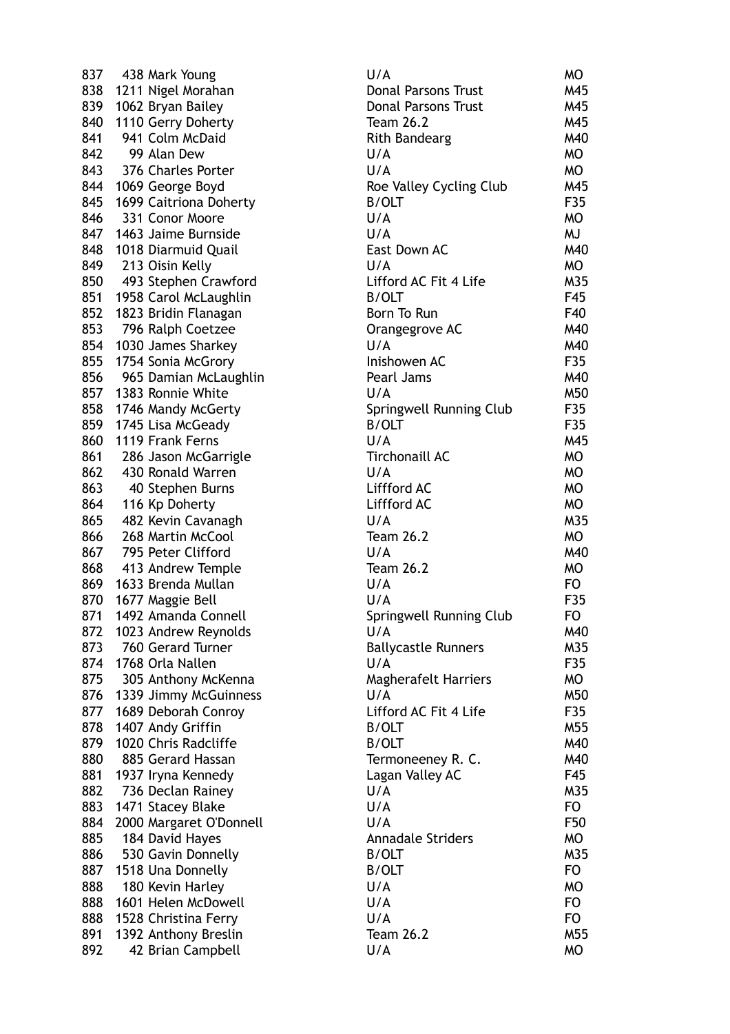| | | | | |
|---|---|---|---|---|
| 837 | 438 | Mark Young | U/A | MO |
| 838 | 1211 | Nigel Morahan | Donal Parsons Trust | M45 |
| 839 | 1062 | Bryan Bailey | Donal Parsons Trust | M45 |
| 840 | 1110 | Gerry Doherty | Team 26.2 | M45 |
| 841 | 941 | Colm McDaid | Rith Bandearg | M40 |
| 842 | 99 | Alan Dew | U/A | MO |
| 843 | 376 | Charles Porter | U/A | MO |
| 844 | 1069 | George Boyd | Roe Valley Cycling Club | M45 |
| 845 | 1699 | Caitriona Doherty | B/OLT | F35 |
| 846 | 331 | Conor Moore | U/A | MO |
| 847 | 1463 | Jaime Burnside | U/A | MJ |
| 848 | 1018 | Diarmuid Quail | East Down AC | M40 |
| 849 | 213 | Oisin Kelly | U/A | MO |
| 850 | 493 | Stephen Crawford | Lifford AC Fit 4 Life | M35 |
| 851 | 1958 | Carol McLaughlin | B/OLT | F45 |
| 852 | 1823 | Bridin Flanagan | Born To Run | F40 |
| 853 | 796 | Ralph Coetzee | Orangegrove AC | M40 |
| 854 | 1030 | James Sharkey | U/A | M40 |
| 855 | 1754 | Sonia McGrory | Inishowen AC | F35 |
| 856 | 965 | Damian McLaughlin | Pearl Jams | M40 |
| 857 | 1383 | Ronnie White | U/A | M50 |
| 858 | 1746 | Mandy McGerty | Springwell Running Club | F35 |
| 859 | 1745 | Lisa McGeady | B/OLT | F35 |
| 860 | 1119 | Frank Ferns | U/A | M45 |
| 861 | 286 | Jason McGarrigle | Tirchonaill AC | MO |
| 862 | 430 | Ronald Warren | U/A | MO |
| 863 | 40 | Stephen Burns | Liffford AC | MO |
| 864 | 116 | Kp Doherty | Liffford AC | MO |
| 865 | 482 | Kevin Cavanagh | U/A | M35 |
| 866 | 268 | Martin McCool | Team 26.2 | MO |
| 867 | 795 | Peter Clifford | U/A | M40 |
| 868 | 413 | Andrew Temple | Team 26.2 | MO |
| 869 | 1633 | Brenda Mullan | U/A | FO |
| 870 | 1677 | Maggie Bell | U/A | F35 |
| 871 | 1492 | Amanda Connell | Springwell Running Club | FO |
| 872 | 1023 | Andrew Reynolds | U/A | M40 |
| 873 | 760 | Gerard Turner | Ballycastle Runners | M35 |
| 874 | 1768 | Orla Nallen | U/A | F35 |
| 875 | 305 | Anthony McKenna | Magherafelt Harriers | MO |
| 876 | 1339 | Jimmy McGuinness | U/A | M50 |
| 877 | 1689 | Deborah Conroy | Lifford AC Fit 4 Life | F35 |
| 878 | 1407 | Andy Griffin | B/OLT | M55 |
| 879 | 1020 | Chris Radcliffe | B/OLT | M40 |
| 880 | 885 | Gerard Hassan | Termoneeney R. C. | M40 |
| 881 | 1937 | Iryna Kennedy | Lagan Valley AC | F45 |
| 882 | 736 | Declan Rainey | U/A | M35 |
| 883 | 1471 | Stacey Blake | U/A | FO |
| 884 | 2000 | Margaret O'Donnell | U/A | F50 |
| 885 | 184 | David Hayes | Annadale Striders | MO |
| 886 | 530 | Gavin Donnelly | B/OLT | M35 |
| 887 | 1518 | Una Donnelly | B/OLT | FO |
| 888 | 180 | Kevin Harley | U/A | MO |
| 888 | 1601 | Helen McDowell | U/A | FO |
| 888 | 1528 | Christina Ferry | U/A | FO |
| 891 | 1392 | Anthony Breslin | Team 26.2 | M55 |
| 892 | 42 | Brian Campbell | U/A | MO |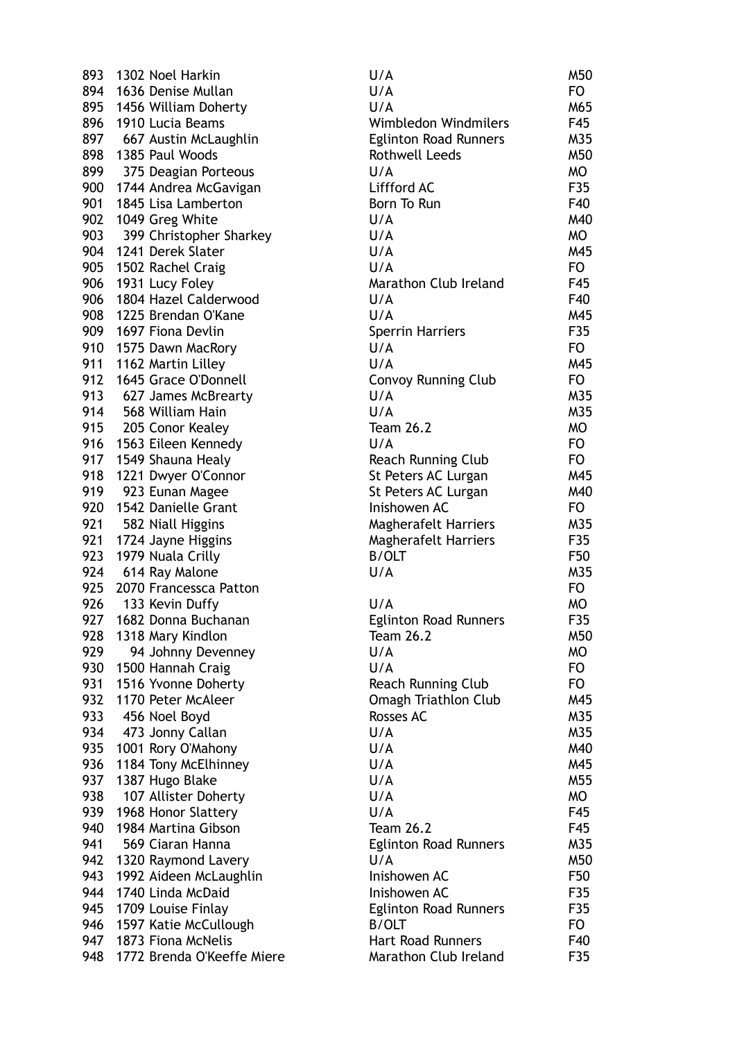| | | | |
|---|---|---|---|
| 893 | 1302 Noel Harkin | U/A | M50 |
| 894 | 1636 Denise Mullan | U/A | FO |
| 895 | 1456 William Doherty | U/A | M65 |
| 896 | 1910 Lucia Beams | Wimbledon Windmilers | F45 |
| 897 | 667 Austin McLaughlin | Eglinton Road Runners | M35 |
| 898 | 1385 Paul Woods | Rothwell Leeds | M50 |
| 899 | 375 Deagian Porteous | U/A | MO |
| 900 | 1744 Andrea McGavigan | Liffford AC | F35 |
| 901 | 1845 Lisa Lamberton | Born To Run | F40 |
| 902 | 1049 Greg White | U/A | M40 |
| 903 | 399 Christopher Sharkey | U/A | MO |
| 904 | 1241 Derek Slater | U/A | M45 |
| 905 | 1502 Rachel Craig | U/A | FO |
| 906 | 1931 Lucy Foley | Marathon Club Ireland | F45 |
| 906 | 1804 Hazel Calderwood | U/A | F40 |
| 908 | 1225 Brendan O'Kane | U/A | M45 |
| 909 | 1697 Fiona Devlin | Sperrin Harriers | F35 |
| 910 | 1575 Dawn MacRory | U/A | FO |
| 911 | 1162 Martin Lilley | U/A | M45 |
| 912 | 1645 Grace O'Donnell | Convoy Running Club | FO |
| 913 | 627 James McBrearty | U/A | M35 |
| 914 | 568 William Hain | U/A | M35 |
| 915 | 205 Conor Kealey | Team 26.2 | MO |
| 916 | 1563 Eileen Kennedy | U/A | FO |
| 917 | 1549 Shauna Healy | Reach Running Club | FO |
| 918 | 1221 Dwyer O'Connor | St Peters AC Lurgan | M45 |
| 919 | 923 Eunan Magee | St Peters AC Lurgan | M40 |
| 920 | 1542 Danielle Grant | Inishowen AC | FO |
| 921 | 582 Niall Higgins | Magherafelt Harriers | M35 |
| 921 | 1724 Jayne Higgins | Magherafelt Harriers | F35 |
| 923 | 1979 Nuala Crilly | B/OLT | F50 |
| 924 | 614 Ray Malone | U/A | M35 |
| 925 | 2070 Francessca Patton | | FO |
| 926 | 133 Kevin Duffy | U/A | MO |
| 927 | 1682 Donna Buchanan | Eglinton Road Runners | F35 |
| 928 | 1318 Mary Kindlon | Team 26.2 | M50 |
| 929 | 94 Johnny Devenney | U/A | MO |
| 930 | 1500 Hannah Craig | U/A | FO |
| 931 | 1516 Yvonne Doherty | Reach Running Club | FO |
| 932 | 1170 Peter McAleer | Omagh Triathlon Club | M45 |
| 933 | 456 Noel Boyd | Rosses AC | M35 |
| 934 | 473 Jonny Callan | U/A | M35 |
| 935 | 1001 Rory O'Mahony | U/A | M40 |
| 936 | 1184 Tony McElhinney | U/A | M45 |
| 937 | 1387 Hugo Blake | U/A | M55 |
| 938 | 107 Allister Doherty | U/A | MO |
| 939 | 1968 Honor Slattery | U/A | F45 |
| 940 | 1984 Martina Gibson | Team 26.2 | F45 |
| 941 | 569 Ciaran Hanna | Eglinton Road Runners | M35 |
| 942 | 1320 Raymond Lavery | U/A | M50 |
| 943 | 1992 Aideen McLaughlin | Inishowen AC | F50 |
| 944 | 1740 Linda McDaid | Inishowen AC | F35 |
| 945 | 1709 Louise Finlay | Eglinton Road Runners | F35 |
| 946 | 1597 Katie McCullough | B/OLT | FO |
| 947 | 1873 Fiona McNelis | Hart Road Runners | F40 |
| 948 | 1772 Brenda O'Keeffe Miere | Marathon Club Ireland | F35 |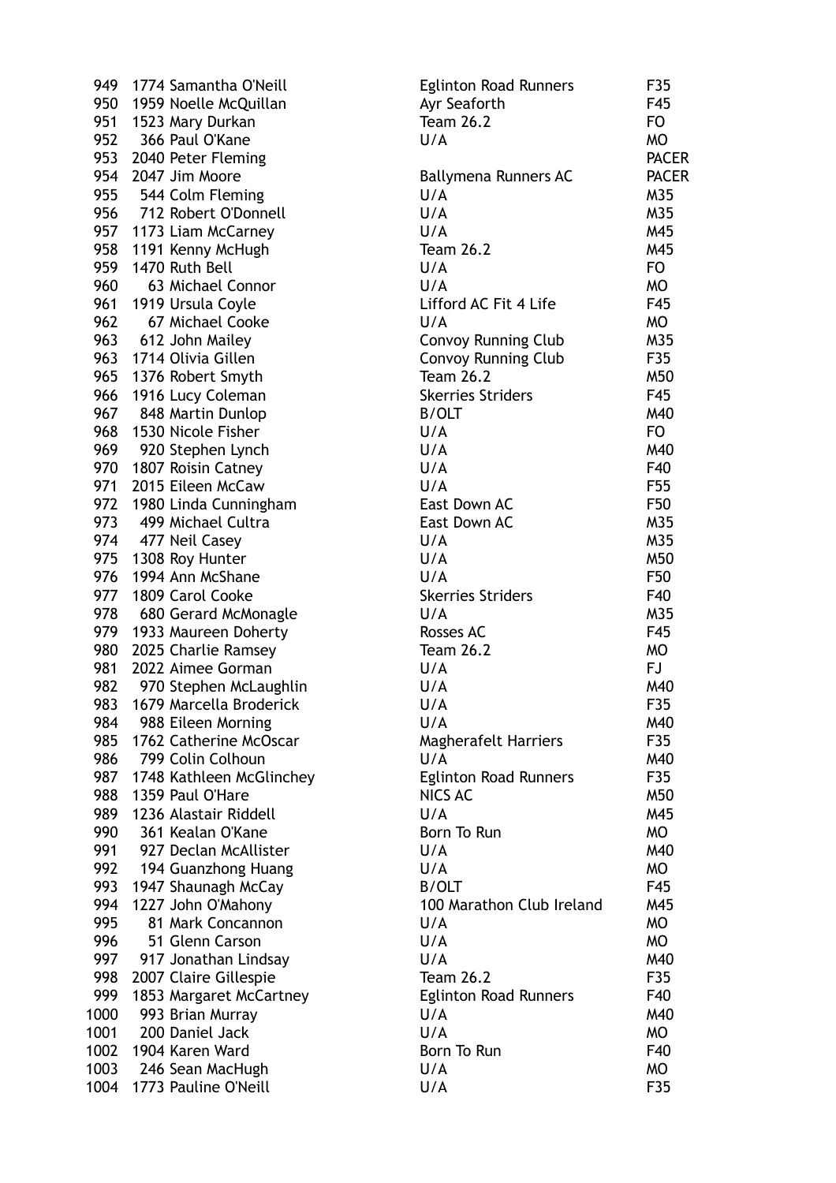| | | | | |
|---|---|---|---|---|
| 949 | 1774 | Samantha O'Neill | Eglinton Road Runners | F35 |
| 950 | 1959 | Noelle McQuillan | Ayr Seaforth | F45 |
| 951 | 1523 | Mary Durkan | Team 26.2 | FO |
| 952 | 366 | Paul O'Kane | U/A | MO |
| 953 | 2040 | Peter Fleming | | PACER |
| 954 | 2047 | Jim Moore | Ballymena Runners AC | PACER |
| 955 | 544 | Colm Fleming | U/A | M35 |
| 956 | 712 | Robert O'Donnell | U/A | M35 |
| 957 | 1173 | Liam McCarney | U/A | M45 |
| 958 | 1191 | Kenny McHugh | Team 26.2 | M45 |
| 959 | 1470 | Ruth Bell | U/A | FO |
| 960 | 63 | Michael Connor | U/A | MO |
| 961 | 1919 | Ursula Coyle | Lifford AC Fit 4 Life | F45 |
| 962 | 67 | Michael Cooke | U/A | MO |
| 963 | 612 | John Mailey | Convoy Running Club | M35 |
| 963 | 1714 | Olivia Gillen | Convoy Running Club | F35 |
| 965 | 1376 | Robert Smyth | Team 26.2 | M50 |
| 966 | 1916 | Lucy Coleman | Skerries Striders | F45 |
| 967 | 848 | Martin Dunlop | B/OLT | M40 |
| 968 | 1530 | Nicole Fisher | U/A | FO |
| 969 | 920 | Stephen Lynch | U/A | M40 |
| 970 | 1807 | Roisin Catney | U/A | F40 |
| 971 | 2015 | Eileen McCaw | U/A | F55 |
| 972 | 1980 | Linda Cunningham | East Down AC | F50 |
| 973 | 499 | Michael Cultra | East Down AC | M35 |
| 974 | 477 | Neil Casey | U/A | M35 |
| 975 | 1308 | Roy Hunter | U/A | M50 |
| 976 | 1994 | Ann McShane | U/A | F50 |
| 977 | 1809 | Carol Cooke | Skerries Striders | F40 |
| 978 | 680 | Gerard McMonagle | U/A | M35 |
| 979 | 1933 | Maureen Doherty | Rosses AC | F45 |
| 980 | 2025 | Charlie Ramsey | Team 26.2 | MO |
| 981 | 2022 | Aimee Gorman | U/A | FJ |
| 982 | 970 | Stephen McLaughlin | U/A | M40 |
| 983 | 1679 | Marcella Broderick | U/A | F35 |
| 984 | 988 | Eileen Morning | U/A | M40 |
| 985 | 1762 | Catherine McOscar | Magherafelt Harriers | F35 |
| 986 | 799 | Colin Colhoun | U/A | M40 |
| 987 | 1748 | Kathleen McGlinchey | Eglinton Road Runners | F35 |
| 988 | 1359 | Paul O'Hare | NICS AC | M50 |
| 989 | 1236 | Alastair Riddell | U/A | M45 |
| 990 | 361 | Kealan O'Kane | Born To Run | MO |
| 991 | 927 | Declan McAllister | U/A | M40 |
| 992 | 194 | Guanzhong Huang | U/A | MO |
| 993 | 1947 | Shaunagh McCay | B/OLT | F45 |
| 994 | 1227 | John O'Mahony | 100 Marathon Club Ireland | M45 |
| 995 | 81 | Mark Concannon | U/A | MO |
| 996 | 51 | Glenn Carson | U/A | MO |
| 997 | 917 | Jonathan Lindsay | U/A | M40 |
| 998 | 2007 | Claire Gillespie | Team 26.2 | F35 |
| 999 | 1853 | Margaret McCartney | Eglinton Road Runners | F40 |
| 1000 | 993 | Brian Murray | U/A | M40 |
| 1001 | 200 | Daniel Jack | U/A | MO |
| 1002 | 1904 | Karen Ward | Born To Run | F40 |
| 1003 | 246 | Sean MacHugh | U/A | MO |
| 1004 | 1773 | Pauline O'Neill | U/A | F35 |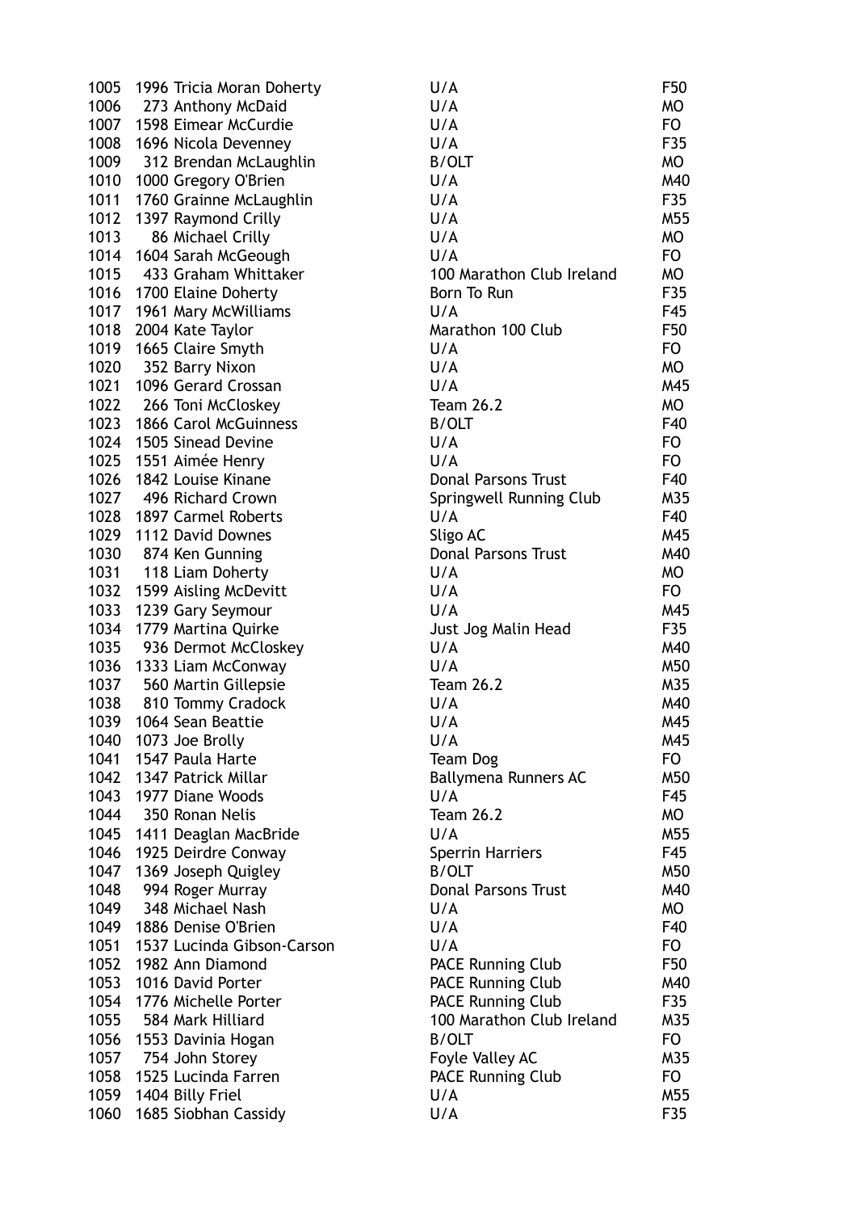| | | | | |
|---|---|---|---|---|
| 1005 | 1996 | Tricia Moran Doherty | U/A | F50 |
| 1006 | 273 | Anthony McDaid | U/A | MO |
| 1007 | 1598 | Eimear McCurdie | U/A | FO |
| 1008 | 1696 | Nicola Devenney | U/A | F35 |
| 1009 | 312 | Brendan McLaughlin | B/OLT | MO |
| 1010 | 1000 | Gregory O'Brien | U/A | M40 |
| 1011 | 1760 | Grainne McLaughlin | U/A | F35 |
| 1012 | 1397 | Raymond Crilly | U/A | M55 |
| 1013 | 86 | Michael Crilly | U/A | MO |
| 1014 | 1604 | Sarah McGeough | U/A | FO |
| 1015 | 433 | Graham Whittaker | 100 Marathon Club Ireland | MO |
| 1016 | 1700 | Elaine Doherty | Born To Run | F35 |
| 1017 | 1961 | Mary McWilliams | U/A | F45 |
| 1018 | 2004 | Kate Taylor | Marathon 100 Club | F50 |
| 1019 | 1665 | Claire Smyth | U/A | FO |
| 1020 | 352 | Barry Nixon | U/A | MO |
| 1021 | 1096 | Gerard Crossan | U/A | M45 |
| 1022 | 266 | Toni McCloskey | Team 26.2 | MO |
| 1023 | 1866 | Carol McGuinness | B/OLT | F40 |
| 1024 | 1505 | Sinead Devine | U/A | FO |
| 1025 | 1551 | Aimée Henry | U/A | FO |
| 1026 | 1842 | Louise Kinane | Donal Parsons Trust | F40 |
| 1027 | 496 | Richard Crown | Springwell Running Club | M35 |
| 1028 | 1897 | Carmel Roberts | U/A | F40 |
| 1029 | 1112 | David Downes | Sligo AC | M45 |
| 1030 | 874 | Ken Gunning | Donal Parsons Trust | M40 |
| 1031 | 118 | Liam Doherty | U/A | MO |
| 1032 | 1599 | Aisling McDevitt | U/A | FO |
| 1033 | 1239 | Gary Seymour | U/A | M45 |
| 1034 | 1779 | Martina Quirke | Just Jog Malin Head | F35 |
| 1035 | 936 | Dermot McCloskey | U/A | M40 |
| 1036 | 1333 | Liam McConway | U/A | M50 |
| 1037 | 560 | Martin Gillepsie | Team 26.2 | M35 |
| 1038 | 810 | Tommy Cradock | U/A | M40 |
| 1039 | 1064 | Sean Beattie | U/A | M45 |
| 1040 | 1073 | Joe Brolly | U/A | M45 |
| 1041 | 1547 | Paula Harte | Team Dog | FO |
| 1042 | 1347 | Patrick Millar | Ballymena Runners AC | M50 |
| 1043 | 1977 | Diane Woods | U/A | F45 |
| 1044 | 350 | Ronan Nelis | Team 26.2 | MO |
| 1045 | 1411 | Deaglan MacBride | U/A | M55 |
| 1046 | 1925 | Deirdre Conway | Sperrin Harriers | F45 |
| 1047 | 1369 | Joseph Quigley | B/OLT | M50 |
| 1048 | 994 | Roger Murray | Donal Parsons Trust | M40 |
| 1049 | 348 | Michael Nash | U/A | MO |
| 1049 | 1886 | Denise O'Brien | U/A | F40 |
| 1051 | 1537 | Lucinda Gibson-Carson | U/A | FO |
| 1052 | 1982 | Ann Diamond | PACE Running Club | F50 |
| 1053 | 1016 | David Porter | PACE Running Club | M40 |
| 1054 | 1776 | Michelle Porter | PACE Running Club | F35 |
| 1055 | 584 | Mark Hilliard | 100 Marathon Club Ireland | M35 |
| 1056 | 1553 | Davinia Hogan | B/OLT | FO |
| 1057 | 754 | John Storey | Foyle Valley AC | M35 |
| 1058 | 1525 | Lucinda Farren | PACE Running Club | FO |
| 1059 | 1404 | Billy Friel | U/A | M55 |
| 1060 | 1685 | Siobhan Cassidy | U/A | F35 |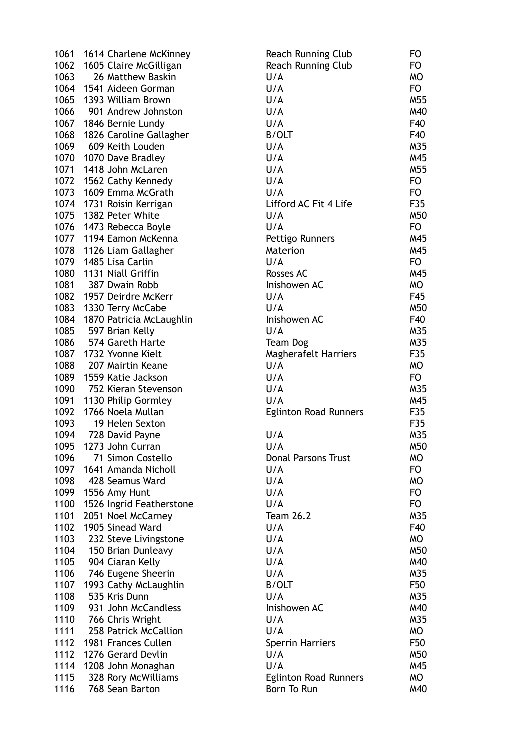| | | | | |
|---|---|---|---|---|
| 1061 | 1614 | Charlene McKinney | Reach Running Club | FO |
| 1062 | 1605 | Claire McGilligan | Reach Running Club | FO |
| 1063 | 26 | Matthew Baskin | U/A | MO |
| 1064 | 1541 | Aideen Gorman | U/A | FO |
| 1065 | 1393 | William Brown | U/A | M55 |
| 1066 | 901 | Andrew Johnston | U/A | M40 |
| 1067 | 1846 | Bernie Lundy | U/A | F40 |
| 1068 | 1826 | Caroline Gallagher | B/OLT | F40 |
| 1069 | 609 | Keith Louden | U/A | M35 |
| 1070 | 1070 | Dave Bradley | U/A | M45 |
| 1071 | 1418 | John McLaren | U/A | M55 |
| 1072 | 1562 | Cathy Kennedy | U/A | FO |
| 1073 | 1609 | Emma McGrath | U/A | FO |
| 1074 | 1731 | Roisin Kerrigan | Lifford AC Fit 4 Life | F35 |
| 1075 | 1382 | Peter White | U/A | M50 |
| 1076 | 1473 | Rebecca Boyle | U/A | FO |
| 1077 | 1194 | Eamon McKenna | Pettigo Runners | M45 |
| 1078 | 1126 | Liam Gallagher | Materion | M45 |
| 1079 | 1485 | Lisa Carlin | U/A | FO |
| 1080 | 1131 | Niall Griffin | Rosses AC | M45 |
| 1081 | 387 | Dwain Robb | Inishowen AC | MO |
| 1082 | 1957 | Deirdre McKerr | U/A | F45 |
| 1083 | 1330 | Terry McCabe | U/A | M50 |
| 1084 | 1870 | Patricia McLaughlin | Inishowen AC | F40 |
| 1085 | 597 | Brian Kelly | U/A | M35 |
| 1086 | 574 | Gareth Harte | Team Dog | M35 |
| 1087 | 1732 | Yvonne Kielt | Magherafelt Harriers | F35 |
| 1088 | 207 | Mairtin Keane | U/A | MO |
| 1089 | 1559 | Katie Jackson | U/A | FO |
| 1090 | 752 | Kieran Stevenson | U/A | M35 |
| 1091 | 1130 | Philip Gormley | U/A | M45 |
| 1092 | 1766 | Noela Mullan | Eglinton Road Runners | F35 |
| 1093 | 19 | Helen Sexton | | F35 |
| 1094 | 728 | David Payne | U/A | M35 |
| 1095 | 1273 | John Curran | U/A | M50 |
| 1096 | 71 | Simon Costello | Donal Parsons Trust | MO |
| 1097 | 1641 | Amanda Nicholl | U/A | FO |
| 1098 | 428 | Seamus Ward | U/A | MO |
| 1099 | 1556 | Amy Hunt | U/A | FO |
| 1100 | 1526 | Ingrid Featherstone | U/A | FO |
| 1101 | 2051 | Noel McCarney | Team 26.2 | M35 |
| 1102 | 1905 | Sinead Ward | U/A | F40 |
| 1103 | 232 | Steve Livingstone | U/A | MO |
| 1104 | 150 | Brian Dunleavy | U/A | M50 |
| 1105 | 904 | Ciaran Kelly | U/A | M40 |
| 1106 | 746 | Eugene Sheerin | U/A | M35 |
| 1107 | 1993 | Cathy McLaughlin | B/OLT | F50 |
| 1108 | 535 | Kris Dunn | U/A | M35 |
| 1109 | 931 | John McCandless | Inishowen AC | M40 |
| 1110 | 766 | Chris Wright | U/A | M35 |
| 1111 | 258 | Patrick McCallion | U/A | MO |
| 1112 | 1981 | Frances Cullen | Sperrin Harriers | F50 |
| 1112 | 1276 | Gerard Devlin | U/A | M50 |
| 1114 | 1208 | John Monaghan | U/A | M45 |
| 1115 | 328 | Rory McWilliams | Eglinton Road Runners | MO |
| 1116 | 768 | Sean Barton | Born To Run | M40 |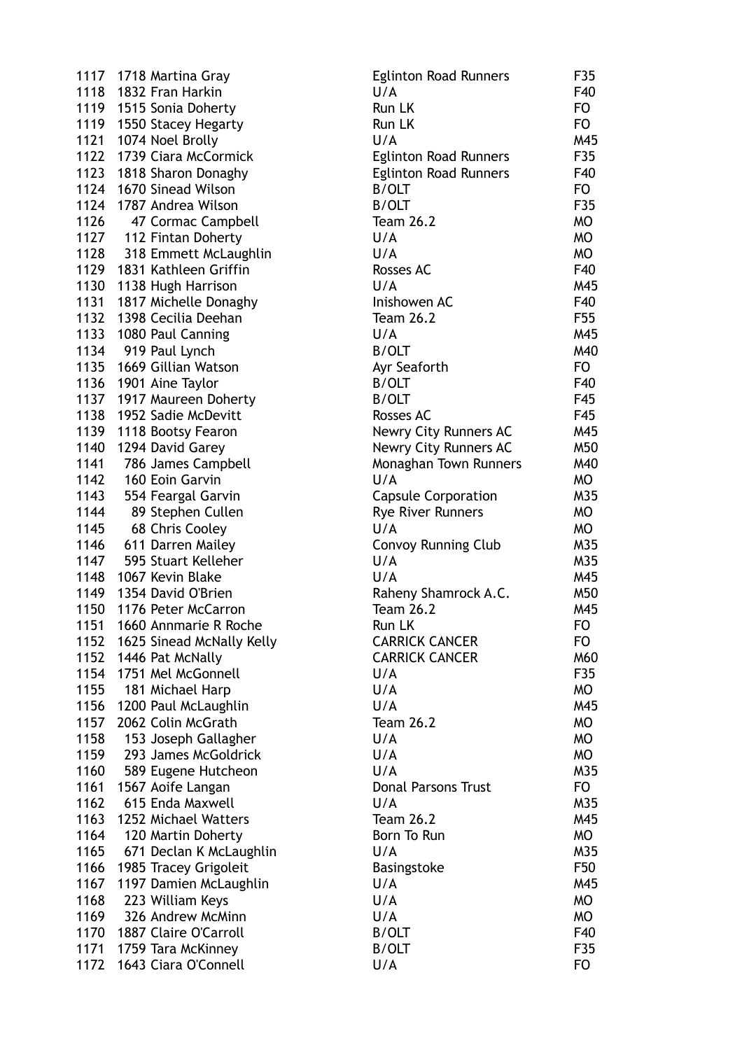| | | | | |
|---|---|---|---|---|
| 1117 | 1718 | Martina Gray | Eglinton Road Runners | F35 |
| 1118 | 1832 | Fran Harkin | U/A | F40 |
| 1119 | 1515 | Sonia Doherty | Run LK | FO |
| 1119 | 1550 | Stacey Hegarty | Run LK | FO |
| 1121 | 1074 | Noel Brolly | U/A | M45 |
| 1122 | 1739 | Ciara McCormick | Eglinton Road Runners | F35 |
| 1123 | 1818 | Sharon Donaghy | Eglinton Road Runners | F40 |
| 1124 | 1670 | Sinead Wilson | B/OLT | FO |
| 1124 | 1787 | Andrea Wilson | B/OLT | F35 |
| 1126 | 47 | Cormac Campbell | Team 26.2 | MO |
| 1127 | 112 | Fintan Doherty | U/A | MO |
| 1128 | 318 | Emmett McLaughlin | U/A | MO |
| 1129 | 1831 | Kathleen Griffin | Rosses AC | F40 |
| 1130 | 1138 | Hugh Harrison | U/A | M45 |
| 1131 | 1817 | Michelle Donaghy | Inishowen AC | F40 |
| 1132 | 1398 | Cecilia Deehan | Team 26.2 | F55 |
| 1133 | 1080 | Paul Canning | U/A | M45 |
| 1134 | 919 | Paul Lynch | B/OLT | M40 |
| 1135 | 1669 | Gillian Watson | Ayr Seaforth | FO |
| 1136 | 1901 | Aine Taylor | B/OLT | F40 |
| 1137 | 1917 | Maureen Doherty | B/OLT | F45 |
| 1138 | 1952 | Sadie McDevitt | Rosses AC | F45 |
| 1139 | 1118 | Bootsy Fearon | Newry City Runners AC | M45 |
| 1140 | 1294 | David Garey | Newry City Runners AC | M50 |
| 1141 | 786 | James Campbell | Monaghan Town Runners | M40 |
| 1142 | 160 | Eoin Garvin | U/A | MO |
| 1143 | 554 | Feargal Garvin | Capsule Corporation | M35 |
| 1144 | 89 | Stephen Cullen | Rye River Runners | MO |
| 1145 | 68 | Chris Cooley | U/A | MO |
| 1146 | 611 | Darren Mailey | Convoy Running Club | M35 |
| 1147 | 595 | Stuart Kelleher | U/A | M35 |
| 1148 | 1067 | Kevin Blake | U/A | M45 |
| 1149 | 1354 | David O'Brien | Raheny Shamrock A.C. | M50 |
| 1150 | 1176 | Peter McCarron | Team 26.2 | M45 |
| 1151 | 1660 | Annmarie R Roche | Run LK | FO |
| 1152 | 1625 | Sinead McNally Kelly | CARRICK CANCER | FO |
| 1152 | 1446 | Pat McNally | CARRICK CANCER | M60 |
| 1154 | 1751 | Mel McGonnell | U/A | F35 |
| 1155 | 181 | Michael Harp | U/A | MO |
| 1156 | 1200 | Paul McLaughlin | U/A | M45 |
| 1157 | 2062 | Colin McGrath | Team 26.2 | MO |
| 1158 | 153 | Joseph Gallagher | U/A | MO |
| 1159 | 293 | James McGoldrick | U/A | MO |
| 1160 | 589 | Eugene Hutcheon | U/A | M35 |
| 1161 | 1567 | Aoife Langan | Donal Parsons Trust | FO |
| 1162 | 615 | Enda Maxwell | U/A | M35 |
| 1163 | 1252 | Michael Watters | Team 26.2 | M45 |
| 1164 | 120 | Martin Doherty | Born To Run | MO |
| 1165 | 671 | Declan K McLaughlin | U/A | M35 |
| 1166 | 1985 | Tracey Grigoleit | Basingstoke | F50 |
| 1167 | 1197 | Damien McLaughlin | U/A | M45 |
| 1168 | 223 | William Keys | U/A | MO |
| 1169 | 326 | Andrew McMinn | U/A | MO |
| 1170 | 1887 | Claire O'Carroll | B/OLT | F40 |
| 1171 | 1759 | Tara McKinney | B/OLT | F35 |
| 1172 | 1643 | Ciara O'Connell | U/A | FO |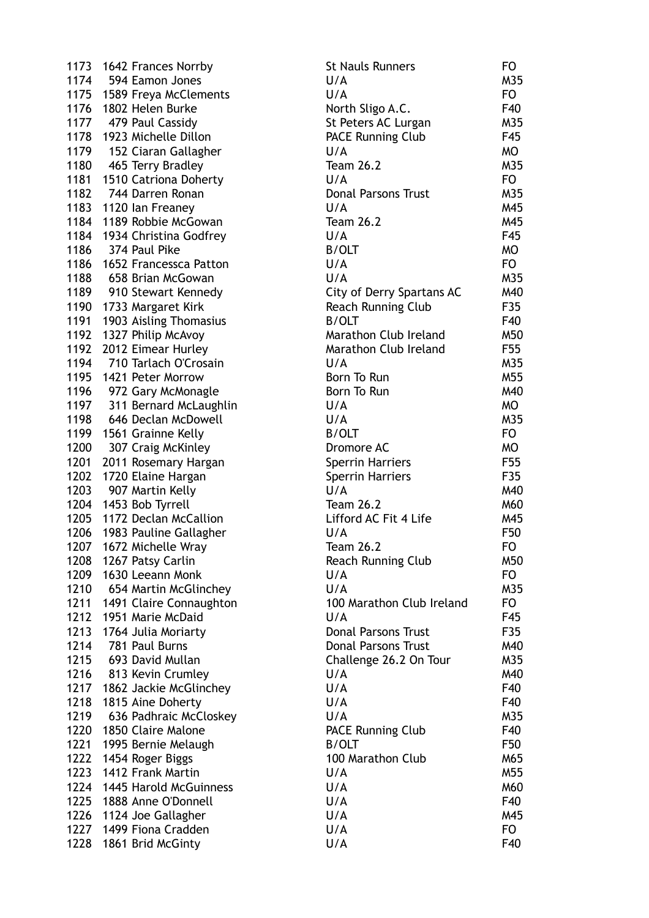| | | | | |
|---|---|---|---|---|
| 1173 | 1642 | Frances Norrby | St Nauls Runners | FO |
| 1174 | 594 | Eamon Jones | U/A | M35 |
| 1175 | 1589 | Freya McClements | U/A | FO |
| 1176 | 1802 | Helen Burke | North Sligo A.C. | F40 |
| 1177 | 479 | Paul Cassidy | St Peters AC Lurgan | M35 |
| 1178 | 1923 | Michelle Dillon | PACE Running Club | F45 |
| 1179 | 152 | Ciaran Gallagher | U/A | MO |
| 1180 | 465 | Terry Bradley | Team 26.2 | M35 |
| 1181 | 1510 | Catriona Doherty | U/A | FO |
| 1182 | 744 | Darren Ronan | Donal Parsons Trust | M35 |
| 1183 | 1120 | Ian Freaney | U/A | M45 |
| 1184 | 1189 | Robbie McGowan | Team 26.2 | M45 |
| 1184 | 1934 | Christina Godfrey | U/A | F45 |
| 1186 | 374 | Paul Pike | B/OLT | MO |
| 1186 | 1652 | Francessca Patton | U/A | FO |
| 1188 | 658 | Brian McGowan | U/A | M35 |
| 1189 | 910 | Stewart Kennedy | City of Derry Spartans AC | M40 |
| 1190 | 1733 | Margaret Kirk | Reach Running Club | F35 |
| 1191 | 1903 | Aisling Thomasius | B/OLT | F40 |
| 1192 | 1327 | Philip McAvoy | Marathon Club Ireland | M50 |
| 1192 | 2012 | Eimear Hurley | Marathon Club Ireland | F55 |
| 1194 | 710 | Tarlach O'Crosain | U/A | M35 |
| 1195 | 1421 | Peter Morrow | Born To Run | M55 |
| 1196 | 972 | Gary McMonagle | Born To Run | M40 |
| 1197 | 311 | Bernard McLaughlin | U/A | MO |
| 1198 | 646 | Declan McDowell | U/A | M35 |
| 1199 | 1561 | Grainne Kelly | B/OLT | FO |
| 1200 | 307 | Craig McKinley | Dromore AC | MO |
| 1201 | 2011 | Rosemary Hargan | Sperrin Harriers | F55 |
| 1202 | 1720 | Elaine Hargan | Sperrin Harriers | F35 |
| 1203 | 907 | Martin Kelly | U/A | M40 |
| 1204 | 1453 | Bob Tyrrell | Team 26.2 | M60 |
| 1205 | 1172 | Declan McCallion | Lifford AC Fit 4 Life | M45 |
| 1206 | 1983 | Pauline Gallagher | U/A | F50 |
| 1207 | 1672 | Michelle Wray | Team 26.2 | FO |
| 1208 | 1267 | Patsy Carlin | Reach Running Club | M50 |
| 1209 | 1630 | Leeann Monk | U/A | FO |
| 1210 | 654 | Martin McGlinchey | U/A | M35 |
| 1211 | 1491 | Claire Connaughton | 100 Marathon Club Ireland | FO |
| 1212 | 1951 | Marie McDaid | U/A | F45 |
| 1213 | 1764 | Julia Moriarty | Donal Parsons Trust | F35 |
| 1214 | 781 | Paul Burns | Donal Parsons Trust | M40 |
| 1215 | 693 | David Mullan | Challenge 26.2 On Tour | M35 |
| 1216 | 813 | Kevin Crumley | U/A | M40 |
| 1217 | 1862 | Jackie McGlinchey | U/A | F40 |
| 1218 | 1815 | Aine Doherty | U/A | F40 |
| 1219 | 636 | Padhraic McCloskey | U/A | M35 |
| 1220 | 1850 | Claire Malone | PACE Running Club | F40 |
| 1221 | 1995 | Bernie Melaugh | B/OLT | F50 |
| 1222 | 1454 | Roger Biggs | 100 Marathon Club | M65 |
| 1223 | 1412 | Frank Martin | U/A | M55 |
| 1224 | 1445 | Harold McGuinness | U/A | M60 |
| 1225 | 1888 | Anne O'Donnell | U/A | F40 |
| 1226 | 1124 | Joe Gallagher | U/A | M45 |
| 1227 | 1499 | Fiona Cradden | U/A | FO |
| 1228 | 1861 | Brid McGinty | U/A | F40 |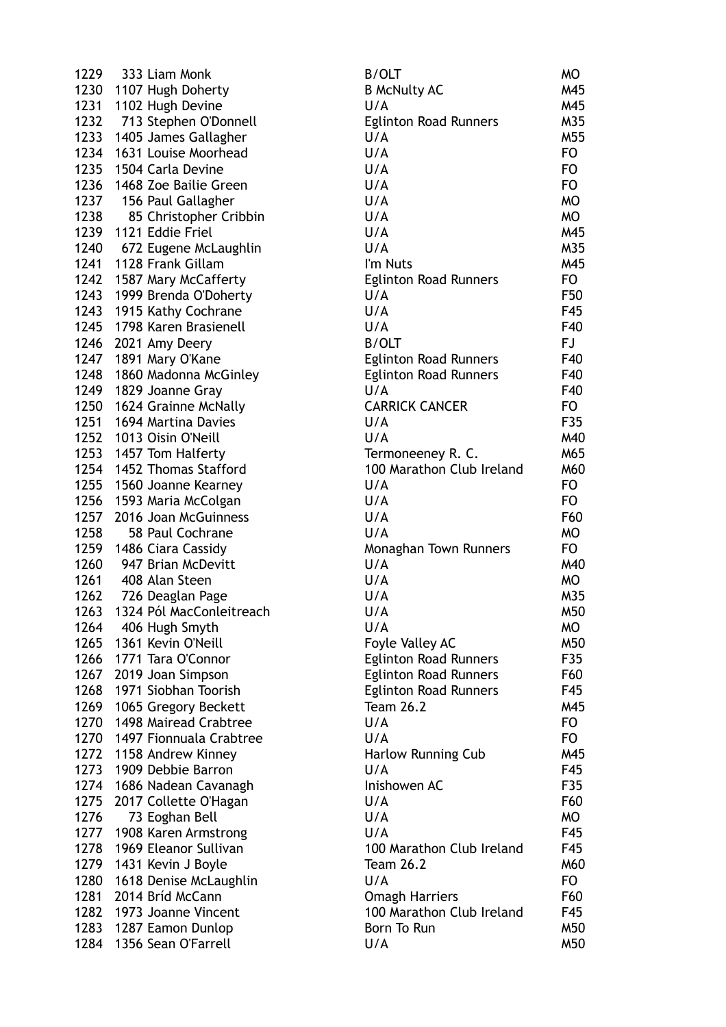| | | | | |
|---|---|---|---|---|
| 1229 | 333 | Liam Monk | B/OLT | MO |
| 1230 | 1107 | Hugh Doherty | B McNulty AC | M45 |
| 1231 | 1102 | Hugh Devine | U/A | M45 |
| 1232 | 713 | Stephen O'Donnell | Eglinton Road Runners | M35 |
| 1233 | 1405 | James Gallagher | U/A | M55 |
| 1234 | 1631 | Louise Moorhead | U/A | FO |
| 1235 | 1504 | Carla Devine | U/A | FO |
| 1236 | 1468 | Zoe Bailie Green | U/A | FO |
| 1237 | 156 | Paul Gallagher | U/A | MO |
| 1238 | 85 | Christopher Cribbin | U/A | MO |
| 1239 | 1121 | Eddie Friel | U/A | M45 |
| 1240 | 672 | Eugene McLaughlin | U/A | M35 |
| 1241 | 1128 | Frank Gillam | I'm Nuts | M45 |
| 1242 | 1587 | Mary McCafferty | Eglinton Road Runners | FO |
| 1243 | 1999 | Brenda O'Doherty | U/A | F50 |
| 1243 | 1915 | Kathy Cochrane | U/A | F45 |
| 1245 | 1798 | Karen Brasienell | U/A | F40 |
| 1246 | 2021 | Amy Deery | B/OLT | FJ |
| 1247 | 1891 | Mary O'Kane | Eglinton Road Runners | F40 |
| 1248 | 1860 | Madonna McGinley | Eglinton Road Runners | F40 |
| 1249 | 1829 | Joanne Gray | U/A | F40 |
| 1250 | 1624 | Grainne McNally | CARRICK CANCER | FO |
| 1251 | 1694 | Martina Davies | U/A | F35 |
| 1252 | 1013 | Oisin O'Neill | U/A | M40 |
| 1253 | 1457 | Tom Halferty | Termoneeney R. C. | M65 |
| 1254 | 1452 | Thomas Stafford | 100 Marathon Club Ireland | M60 |
| 1255 | 1560 | Joanne Kearney | U/A | FO |
| 1256 | 1593 | Maria McColgan | U/A | FO |
| 1257 | 2016 | Joan McGuinness | U/A | F60 |
| 1258 | 58 | Paul Cochrane | U/A | MO |
| 1259 | 1486 | Ciara Cassidy | Monaghan Town Runners | FO |
| 1260 | 947 | Brian McDevitt | U/A | M40 |
| 1261 | 408 | Alan Steen | U/A | MO |
| 1262 | 726 | Deaglan Page | U/A | M35 |
| 1263 | 1324 | Pól MacConleitreach | U/A | M50 |
| 1264 | 406 | Hugh Smyth | U/A | MO |
| 1265 | 1361 | Kevin O'Neill | Foyle Valley AC | M50 |
| 1266 | 1771 | Tara O'Connor | Eglinton Road Runners | F35 |
| 1267 | 2019 | Joan Simpson | Eglinton Road Runners | F60 |
| 1268 | 1971 | Siobhan Toorish | Eglinton Road Runners | F45 |
| 1269 | 1065 | Gregory Beckett | Team 26.2 | M45 |
| 1270 | 1498 | Mairead Crabtree | U/A | FO |
| 1270 | 1497 | Fionnuala Crabtree | U/A | FO |
| 1272 | 1158 | Andrew Kinney | Harlow Running Cub | M45 |
| 1273 | 1909 | Debbie Barron | U/A | F45 |
| 1274 | 1686 | Nadean Cavanagh | Inishowen AC | F35 |
| 1275 | 2017 | Collette O'Hagan | U/A | F60 |
| 1276 | 73 | Eoghan Bell | U/A | MO |
| 1277 | 1908 | Karen Armstrong | U/A | F45 |
| 1278 | 1969 | Eleanor Sullivan | 100 Marathon Club Ireland | F45 |
| 1279 | 1431 | Kevin J Boyle | Team 26.2 | M60 |
| 1280 | 1618 | Denise McLaughlin | U/A | FO |
| 1281 | 2014 | Bríd McCann | Omagh Harriers | F60 |
| 1282 | 1973 | Joanne Vincent | 100 Marathon Club Ireland | F45 |
| 1283 | 1287 | Eamon Dunlop | Born To Run | M50 |
| 1284 | 1356 | Sean O'Farrell | U/A | M50 |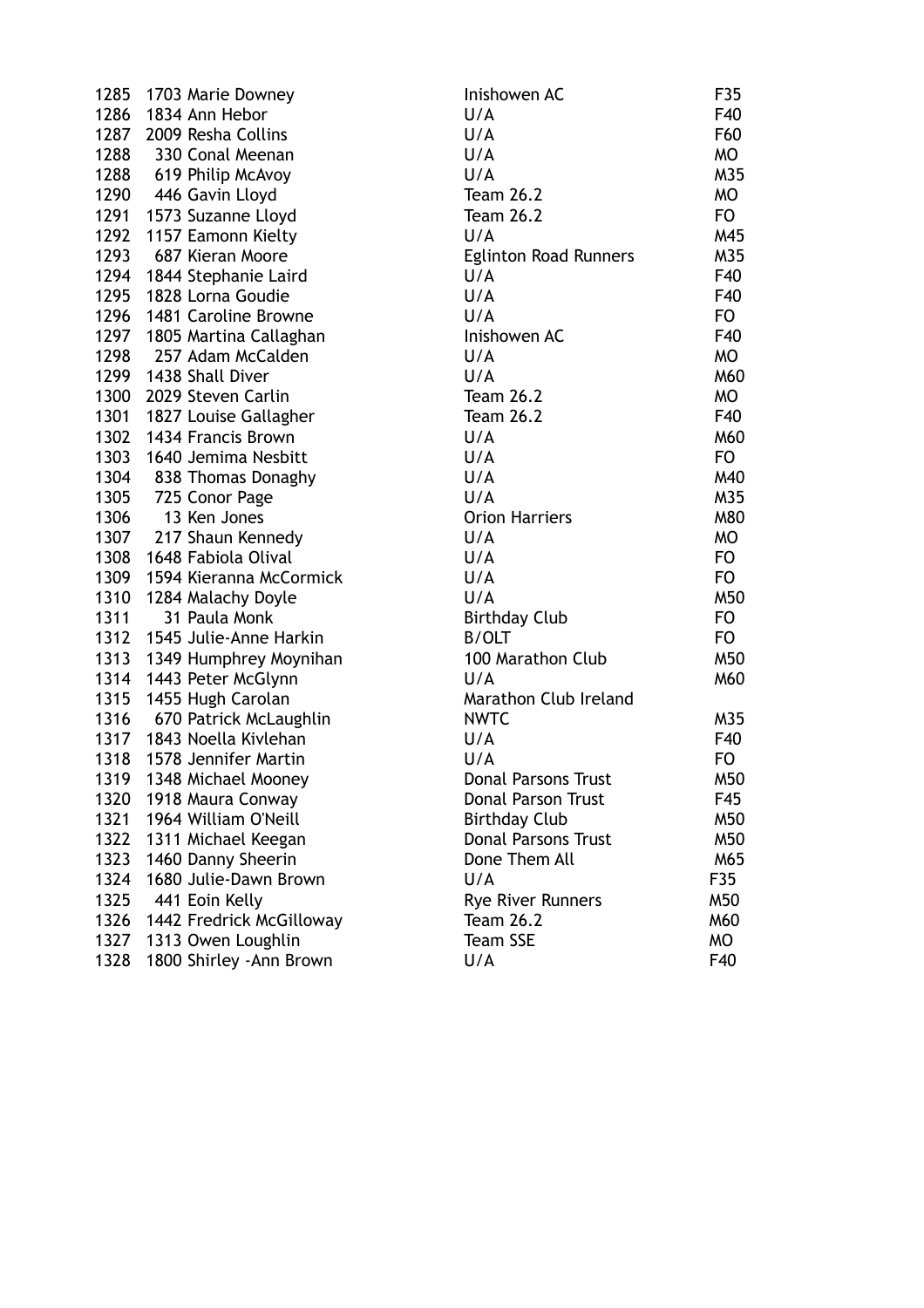| | | | | |
|---|---|---|---|---|
| 1285 | 1703 | Marie Downey | Inishowen AC | F35 |
| 1286 | 1834 | Ann Hebor | U/A | F40 |
| 1287 | 2009 | Resha Collins | U/A | F60 |
| 1288 | 330 | Conal Meenan | U/A | MO |
| 1288 | 619 | Philip McAvoy | U/A | M35 |
| 1290 | 446 | Gavin Lloyd | Team 26.2 | MO |
| 1291 | 1573 | Suzanne Lloyd | Team 26.2 | FO |
| 1292 | 1157 | Eamonn Kielty | U/A | M45 |
| 1293 | 687 | Kieran Moore | Eglinton Road Runners | M35 |
| 1294 | 1844 | Stephanie Laird | U/A | F40 |
| 1295 | 1828 | Lorna Goudie | U/A | F40 |
| 1296 | 1481 | Caroline Browne | U/A | FO |
| 1297 | 1805 | Martina Callaghan | Inishowen AC | F40 |
| 1298 | 257 | Adam McCalden | U/A | MO |
| 1299 | 1438 | Shall Diver | U/A | M60 |
| 1300 | 2029 | Steven Carlin | Team 26.2 | MO |
| 1301 | 1827 | Louise Gallagher | Team 26.2 | F40 |
| 1302 | 1434 | Francis Brown | U/A | M60 |
| 1303 | 1640 | Jemima Nesbitt | U/A | FO |
| 1304 | 838 | Thomas Donaghy | U/A | M40 |
| 1305 | 725 | Conor Page | U/A | M35 |
| 1306 | 13 | Ken Jones | Orion Harriers | M80 |
| 1307 | 217 | Shaun Kennedy | U/A | MO |
| 1308 | 1648 | Fabiola Olival | U/A | FO |
| 1309 | 1594 | Kieranna McCormick | U/A | FO |
| 1310 | 1284 | Malachy Doyle | U/A | M50 |
| 1311 | 31 | Paula Monk | Birthday Club | FO |
| 1312 | 1545 | Julie-Anne Harkin | B/OLT | FO |
| 1313 | 1349 | Humphrey Moynihan | 100 Marathon Club | M50 |
| 1314 | 1443 | Peter McGlynn | U/A | M60 |
| 1315 | 1455 | Hugh Carolan | Marathon Club Ireland | |
| 1316 | 670 | Patrick McLaughlin | NWTC | M35 |
| 1317 | 1843 | Noella Kivlehan | U/A | F40 |
| 1318 | 1578 | Jennifer Martin | U/A | FO |
| 1319 | 1348 | Michael Mooney | Donal Parsons Trust | M50 |
| 1320 | 1918 | Maura Conway | Donal Parson Trust | F45 |
| 1321 | 1964 | William O'Neill | Birthday Club | M50 |
| 1322 | 1311 | Michael Keegan | Donal Parsons Trust | M50 |
| 1323 | 1460 | Danny Sheerin | Done Them All | M65 |
| 1324 | 1680 | Julie-Dawn Brown | U/A | F35 |
| 1325 | 441 | Eoin Kelly | Rye River Runners | M50 |
| 1326 | 1442 | Fredrick McGilloway | Team 26.2 | M60 |
| 1327 | 1313 | Owen Loughlin | Team SSE | MO |
| 1328 | 1800 | Shirley -Ann Brown | U/A | F40 |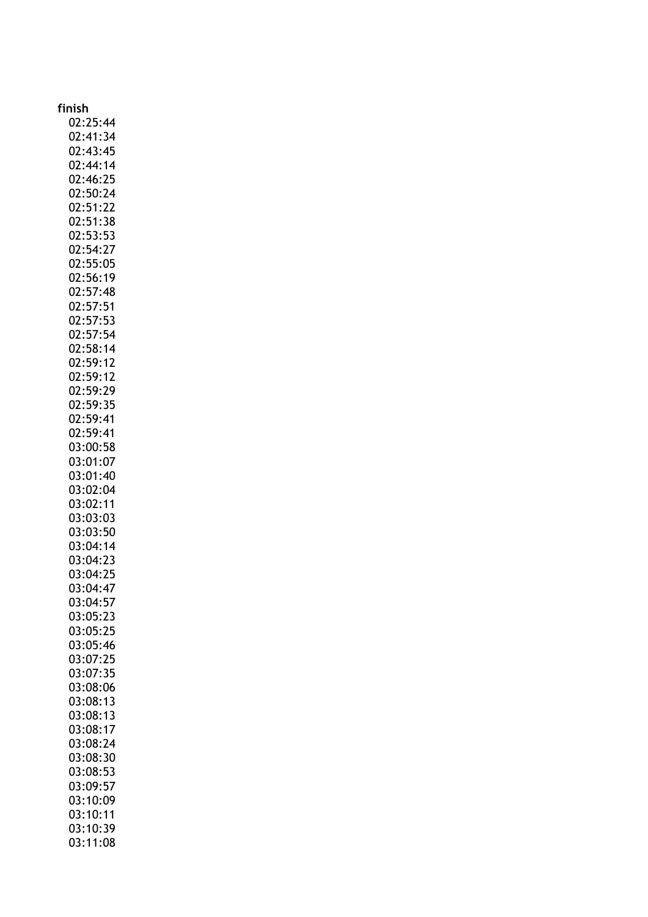| finish |
| --- |
| 02:25:44 |
| 02:41:34 |
| 02:43:45 |
| 02:44:14 |
| 02:46:25 |
| 02:50:24 |
| 02:51:22 |
| 02:51:38 |
| 02:53:53 |
| 02:54:27 |
| 02:55:05 |
| 02:56:19 |
| 02:57:48 |
| 02:57:51 |
| 02:57:53 |
| 02:57:54 |
| 02:58:14 |
| 02:59:12 |
| 02:59:12 |
| 02:59:29 |
| 02:59:35 |
| 02:59:41 |
| 02:59:41 |
| 03:00:58 |
| 03:01:07 |
| 03:01:40 |
| 03:02:04 |
| 03:02:11 |
| 03:03:03 |
| 03:03:50 |
| 03:04:14 |
| 03:04:23 |
| 03:04:25 |
| 03:04:47 |
| 03:04:57 |
| 03:05:23 |
| 03:05:25 |
| 03:05:46 |
| 03:07:25 |
| 03:07:35 |
| 03:08:06 |
| 03:08:13 |
| 03:08:13 |
| 03:08:17 |
| 03:08:24 |
| 03:08:30 |
| 03:08:53 |
| 03:09:57 |
| 03:10:09 |
| 03:10:11 |
| 03:10:39 |
| 03:11:08 |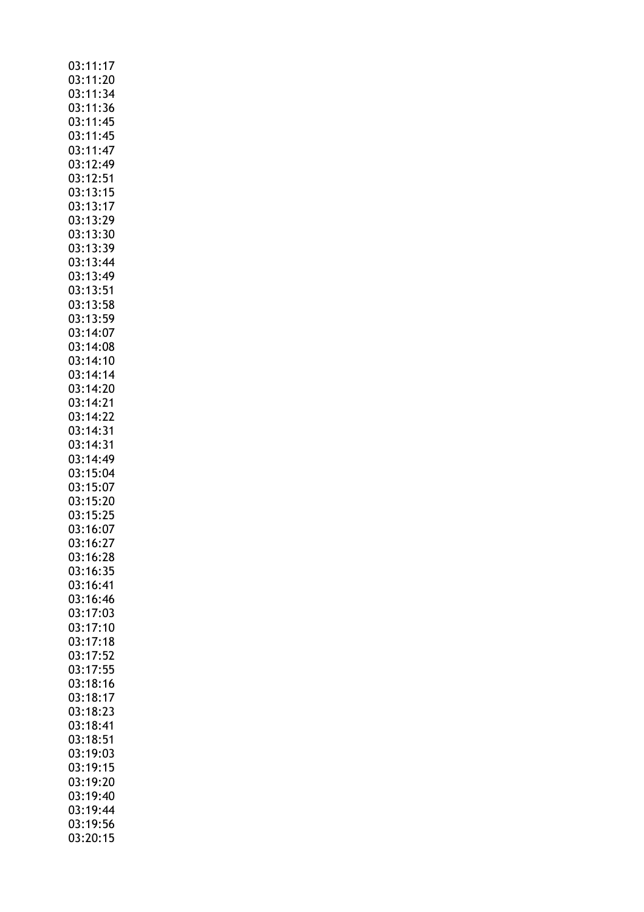03:11:17
03:11:20
03:11:34
03:11:36
03:11:45
03:11:45
03:11:47
03:12:49
03:12:51
03:13:15
03:13:17
03:13:29
03:13:30
03:13:39
03:13:44
03:13:49
03:13:51
03:13:58
03:13:59
03:14:07
03:14:08
03:14:10
03:14:14
03:14:20
03:14:21
03:14:22
03:14:31
03:14:31
03:14:49
03:15:04
03:15:07
03:15:20
03:15:25
03:16:07
03:16:27
03:16:28
03:16:35
03:16:41
03:16:46
03:17:03
03:17:10
03:17:18
03:17:52
03:17:55
03:18:16
03:18:17
03:18:23
03:18:41
03:18:51
03:19:03
03:19:15
03:19:20
03:19:40
03:19:44
03:19:56
03:20:15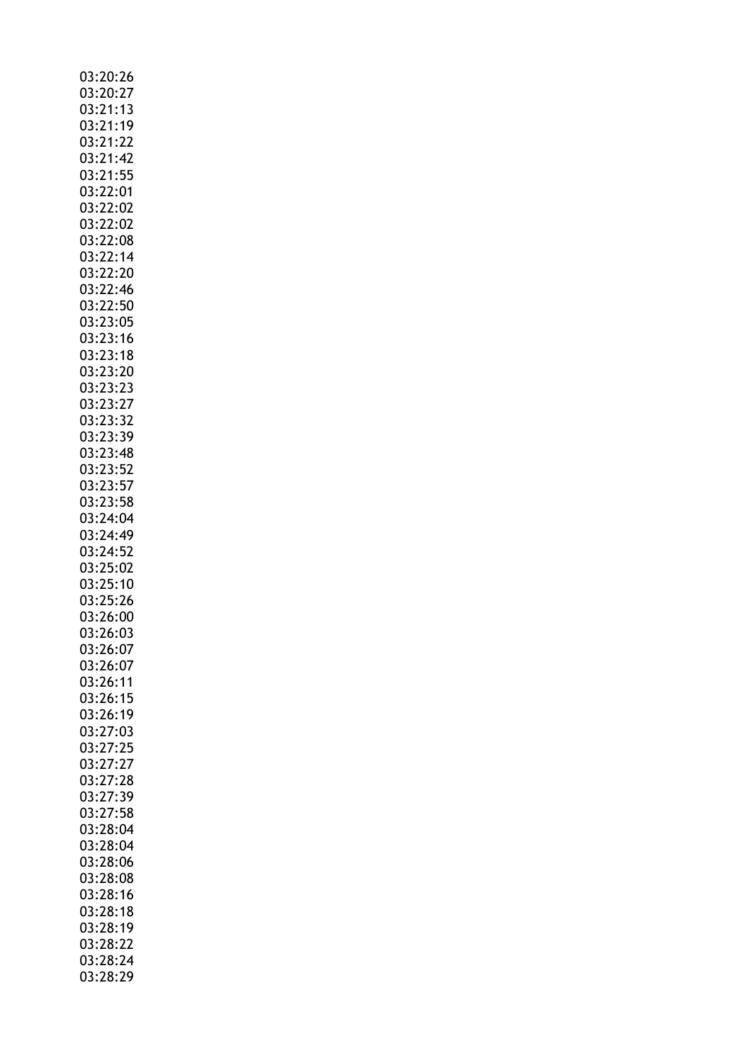03:20:26
03:20:27
03:21:13
03:21:19
03:21:22
03:21:42
03:21:55
03:22:01
03:22:02
03:22:02
03:22:08
03:22:14
03:22:20
03:22:46
03:22:50
03:23:05
03:23:16
03:23:18
03:23:20
03:23:23
03:23:27
03:23:32
03:23:39
03:23:48
03:23:52
03:23:57
03:23:58
03:24:04
03:24:49
03:24:52
03:25:02
03:25:10
03:25:26
03:26:00
03:26:03
03:26:07
03:26:07
03:26:11
03:26:15
03:26:19
03:27:03
03:27:25
03:27:27
03:27:28
03:27:39
03:27:58
03:28:04
03:28:04
03:28:06
03:28:08
03:28:16
03:28:18
03:28:19
03:28:22
03:28:24
03:28:29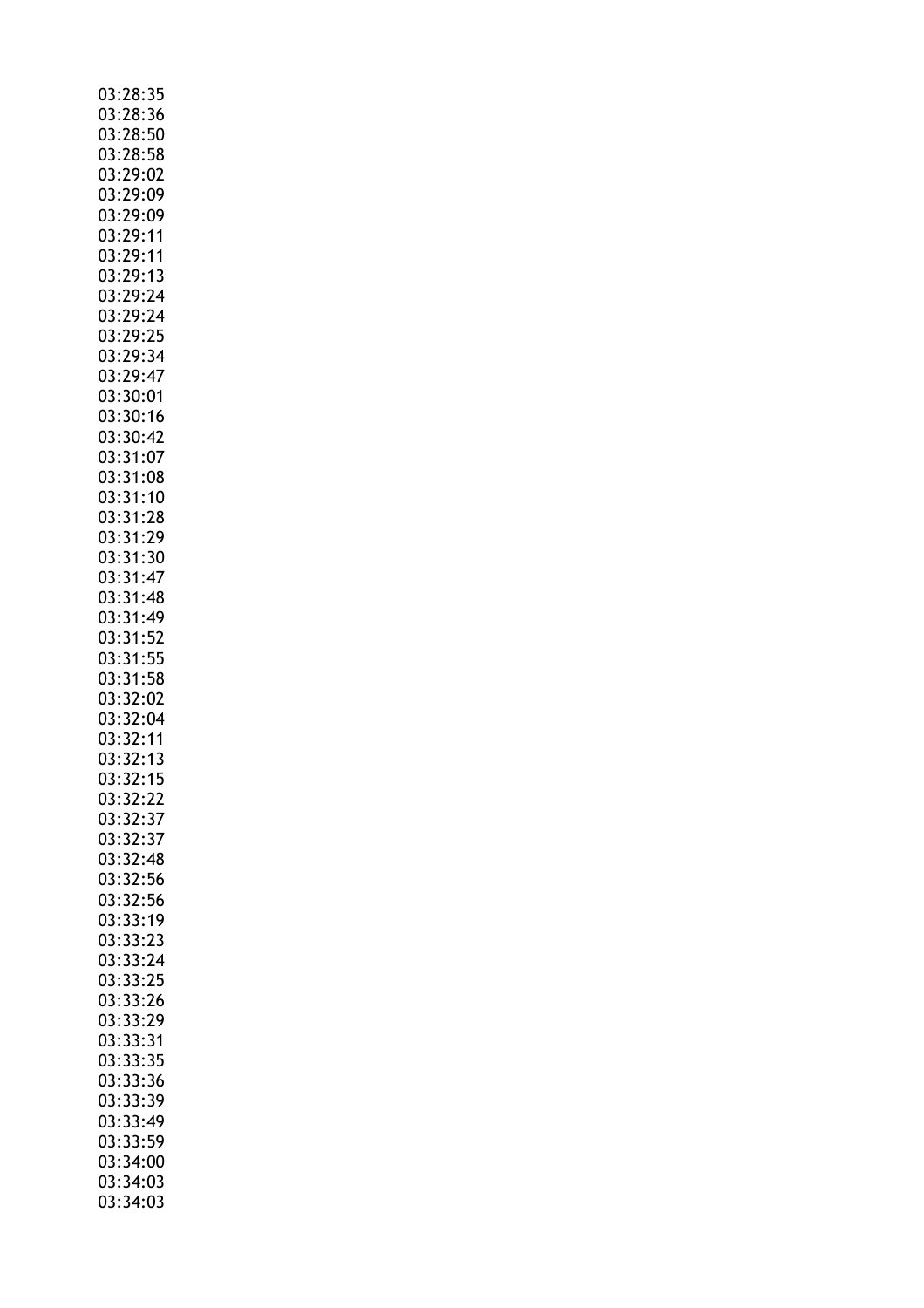03:28:35
03:28:36
03:28:50
03:28:58
03:29:02
03:29:09
03:29:09
03:29:11
03:29:11
03:29:13
03:29:24
03:29:24
03:29:25
03:29:34
03:29:47
03:30:01
03:30:16
03:30:42
03:31:07
03:31:08
03:31:10
03:31:28
03:31:29
03:31:30
03:31:47
03:31:48
03:31:49
03:31:52
03:31:55
03:31:58
03:32:02
03:32:04
03:32:11
03:32:13
03:32:15
03:32:22
03:32:37
03:32:37
03:32:48
03:32:56
03:32:56
03:33:19
03:33:23
03:33:24
03:33:25
03:33:26
03:33:29
03:33:31
03:33:35
03:33:36
03:33:39
03:33:49
03:33:59
03:34:00
03:34:03
03:34:03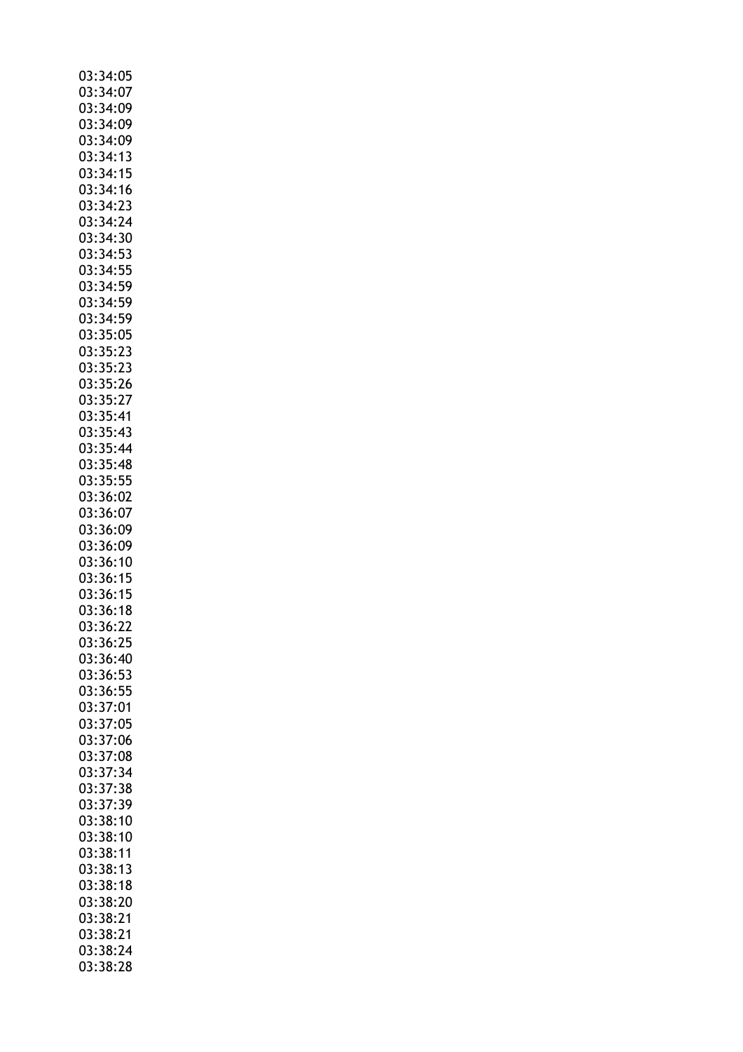03:34:05
03:34:07
03:34:09
03:34:09
03:34:09
03:34:13
03:34:15
03:34:16
03:34:23
03:34:24
03:34:30
03:34:53
03:34:55
03:34:59
03:34:59
03:34:59
03:35:05
03:35:23
03:35:23
03:35:26
03:35:27
03:35:41
03:35:43
03:35:44
03:35:48
03:35:55
03:36:02
03:36:07
03:36:09
03:36:09
03:36:10
03:36:15
03:36:15
03:36:18
03:36:22
03:36:25
03:36:40
03:36:53
03:36:55
03:37:01
03:37:05
03:37:06
03:37:08
03:37:34
03:37:38
03:37:39
03:38:10
03:38:10
03:38:11
03:38:13
03:38:18
03:38:20
03:38:21
03:38:21
03:38:24
03:38:28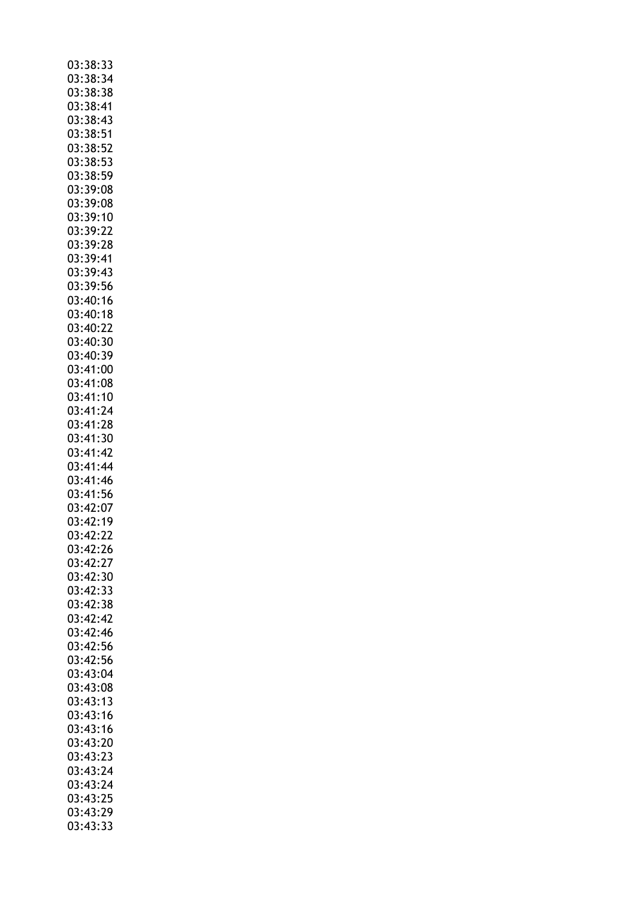03:38:33
03:38:34
03:38:38
03:38:41
03:38:43
03:38:51
03:38:52
03:38:53
03:38:59
03:39:08
03:39:08
03:39:10
03:39:22
03:39:28
03:39:41
03:39:43
03:39:56
03:40:16
03:40:18
03:40:22
03:40:30
03:40:39
03:41:00
03:41:08
03:41:10
03:41:24
03:41:28
03:41:30
03:41:42
03:41:44
03:41:46
03:41:56
03:42:07
03:42:19
03:42:22
03:42:26
03:42:27
03:42:30
03:42:33
03:42:38
03:42:42
03:42:46
03:42:56
03:42:56
03:43:04
03:43:08
03:43:13
03:43:16
03:43:16
03:43:20
03:43:23
03:43:24
03:43:24
03:43:25
03:43:29
03:43:33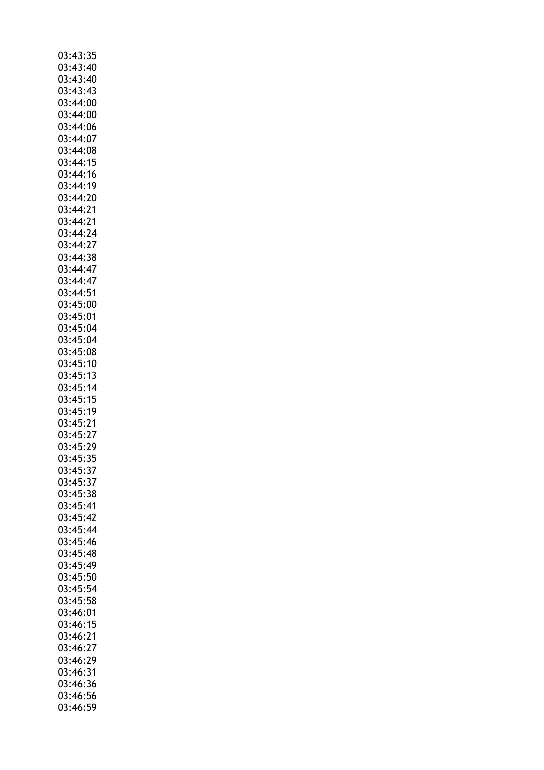03:43:35
03:43:40
03:43:40
03:43:43
03:44:00
03:44:00
03:44:06
03:44:07
03:44:08
03:44:15
03:44:16
03:44:19
03:44:20
03:44:21
03:44:21
03:44:24
03:44:27
03:44:38
03:44:47
03:44:47
03:44:51
03:45:00
03:45:01
03:45:04
03:45:04
03:45:08
03:45:10
03:45:13
03:45:14
03:45:15
03:45:19
03:45:21
03:45:27
03:45:29
03:45:35
03:45:37
03:45:37
03:45:38
03:45:41
03:45:42
03:45:44
03:45:46
03:45:48
03:45:49
03:45:50
03:45:54
03:45:58
03:46:01
03:46:15
03:46:21
03:46:27
03:46:29
03:46:31
03:46:36
03:46:56
03:46:59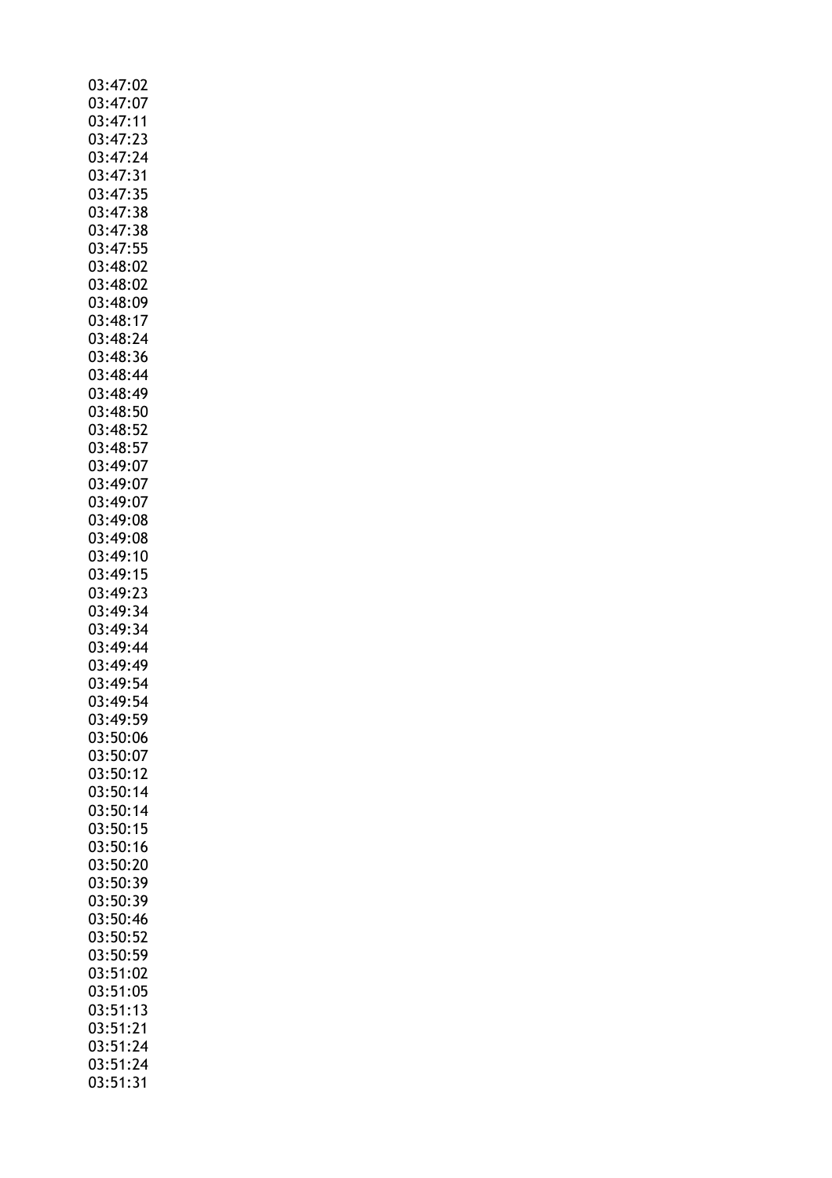03:47:02
03:47:07
03:47:11
03:47:23
03:47:24
03:47:31
03:47:35
03:47:38
03:47:38
03:47:55
03:48:02
03:48:02
03:48:09
03:48:17
03:48:24
03:48:36
03:48:44
03:48:49
03:48:50
03:48:52
03:48:57
03:49:07
03:49:07
03:49:07
03:49:08
03:49:08
03:49:10
03:49:15
03:49:23
03:49:34
03:49:34
03:49:44
03:49:49
03:49:54
03:49:54
03:49:59
03:50:06
03:50:07
03:50:12
03:50:14
03:50:14
03:50:15
03:50:16
03:50:20
03:50:39
03:50:39
03:50:46
03:50:52
03:50:59
03:51:02
03:51:05
03:51:13
03:51:21
03:51:24
03:51:24
03:51:31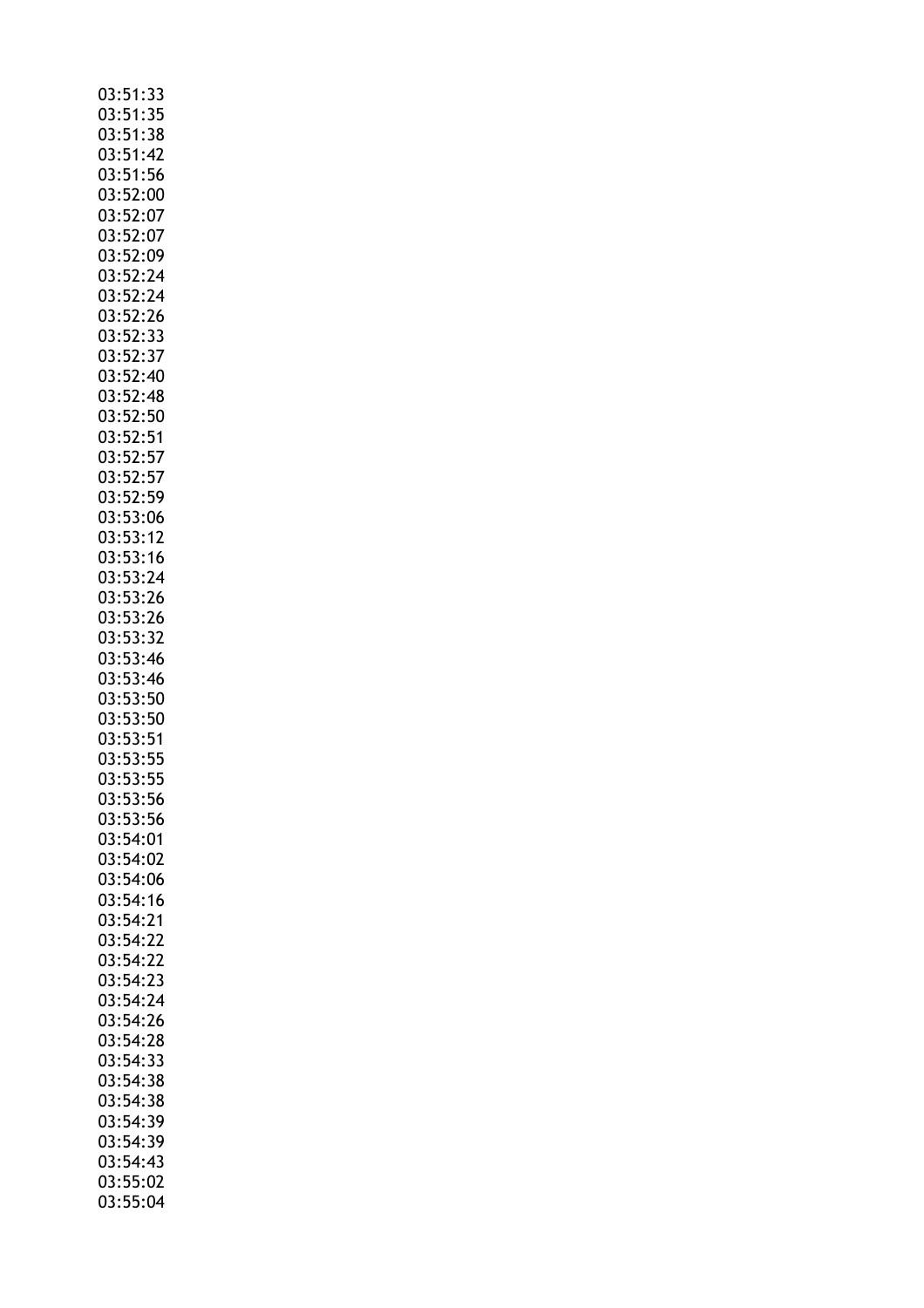03:51:33
03:51:35
03:51:38
03:51:42
03:51:56
03:52:00
03:52:07
03:52:07
03:52:09
03:52:24
03:52:24
03:52:26
03:52:33
03:52:37
03:52:40
03:52:48
03:52:50
03:52:51
03:52:57
03:52:57
03:52:59
03:53:06
03:53:12
03:53:16
03:53:24
03:53:26
03:53:26
03:53:32
03:53:46
03:53:46
03:53:50
03:53:50
03:53:51
03:53:55
03:53:55
03:53:56
03:53:56
03:54:01
03:54:02
03:54:06
03:54:16
03:54:21
03:54:22
03:54:22
03:54:23
03:54:24
03:54:26
03:54:28
03:54:33
03:54:38
03:54:38
03:54:39
03:54:39
03:54:43
03:55:02
03:55:04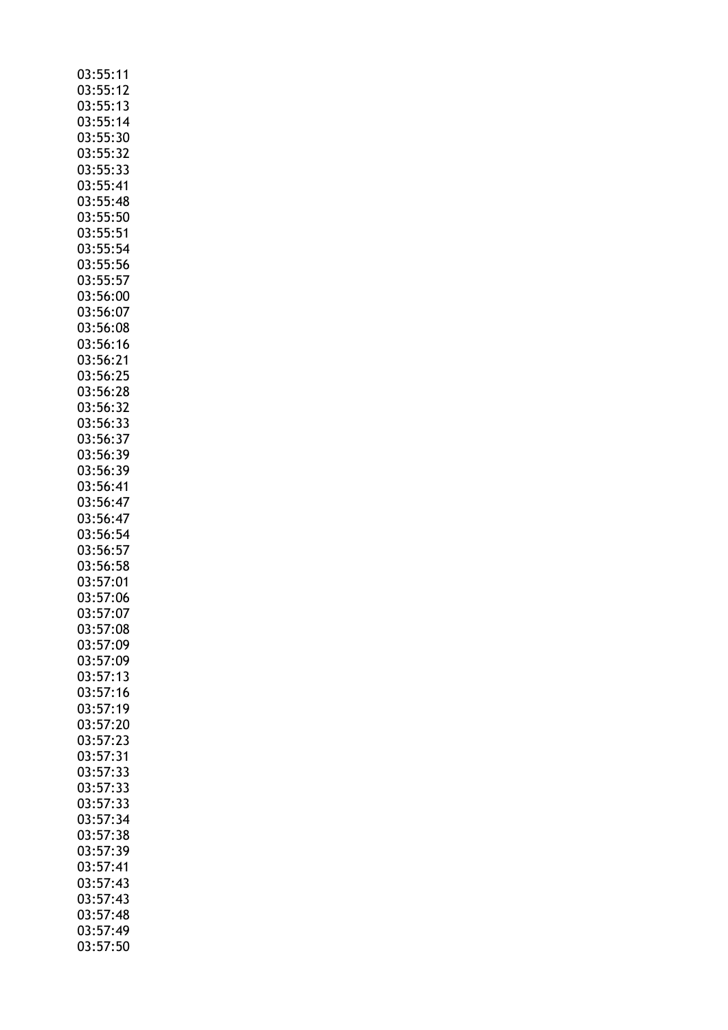03:55:11
03:55:12
03:55:13
03:55:14
03:55:30
03:55:32
03:55:33
03:55:41
03:55:48
03:55:50
03:55:51
03:55:54
03:55:56
03:55:57
03:56:00
03:56:07
03:56:08
03:56:16
03:56:21
03:56:25
03:56:28
03:56:32
03:56:33
03:56:37
03:56:39
03:56:39
03:56:41
03:56:47
03:56:47
03:56:54
03:56:57
03:56:58
03:57:01
03:57:06
03:57:07
03:57:08
03:57:09
03:57:09
03:57:13
03:57:16
03:57:19
03:57:20
03:57:23
03:57:31
03:57:33
03:57:33
03:57:33
03:57:34
03:57:38
03:57:39
03:57:41
03:57:43
03:57:43
03:57:48
03:57:49
03:57:50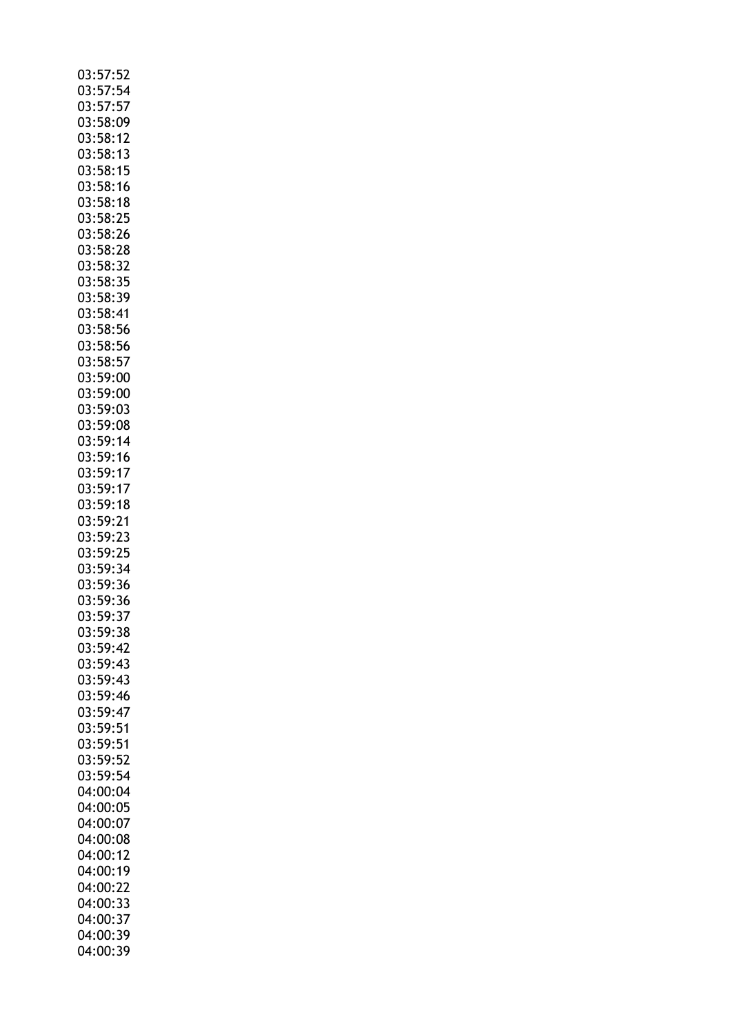03:57:52
03:57:54
03:57:57
03:58:09
03:58:12
03:58:13
03:58:15
03:58:16
03:58:18
03:58:25
03:58:26
03:58:28
03:58:32
03:58:35
03:58:39
03:58:41
03:58:56
03:58:56
03:58:57
03:59:00
03:59:00
03:59:03
03:59:08
03:59:14
03:59:16
03:59:17
03:59:17
03:59:18
03:59:21
03:59:23
03:59:25
03:59:34
03:59:36
03:59:36
03:59:37
03:59:38
03:59:42
03:59:43
03:59:43
03:59:46
03:59:47
03:59:51
03:59:51
03:59:52
03:59:54
04:00:04
04:00:05
04:00:07
04:00:08
04:00:12
04:00:19
04:00:22
04:00:33
04:00:37
04:00:39
04:00:39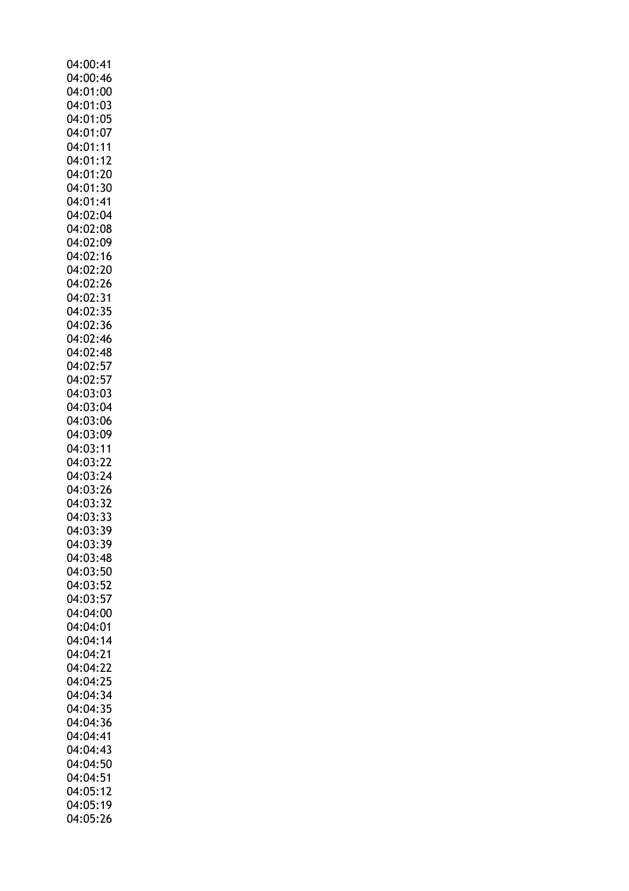04:00:41
04:00:46
04:01:00
04:01:03
04:01:05
04:01:07
04:01:11
04:01:12
04:01:20
04:01:30
04:01:41
04:02:04
04:02:08
04:02:09
04:02:16
04:02:20
04:02:26
04:02:31
04:02:35
04:02:36
04:02:46
04:02:48
04:02:57
04:02:57
04:03:03
04:03:04
04:03:06
04:03:09
04:03:11
04:03:22
04:03:24
04:03:26
04:03:32
04:03:33
04:03:39
04:03:39
04:03:48
04:03:50
04:03:52
04:03:57
04:04:00
04:04:01
04:04:14
04:04:21
04:04:22
04:04:25
04:04:34
04:04:35
04:04:36
04:04:41
04:04:43
04:04:50
04:04:51
04:05:12
04:05:19
04:05:26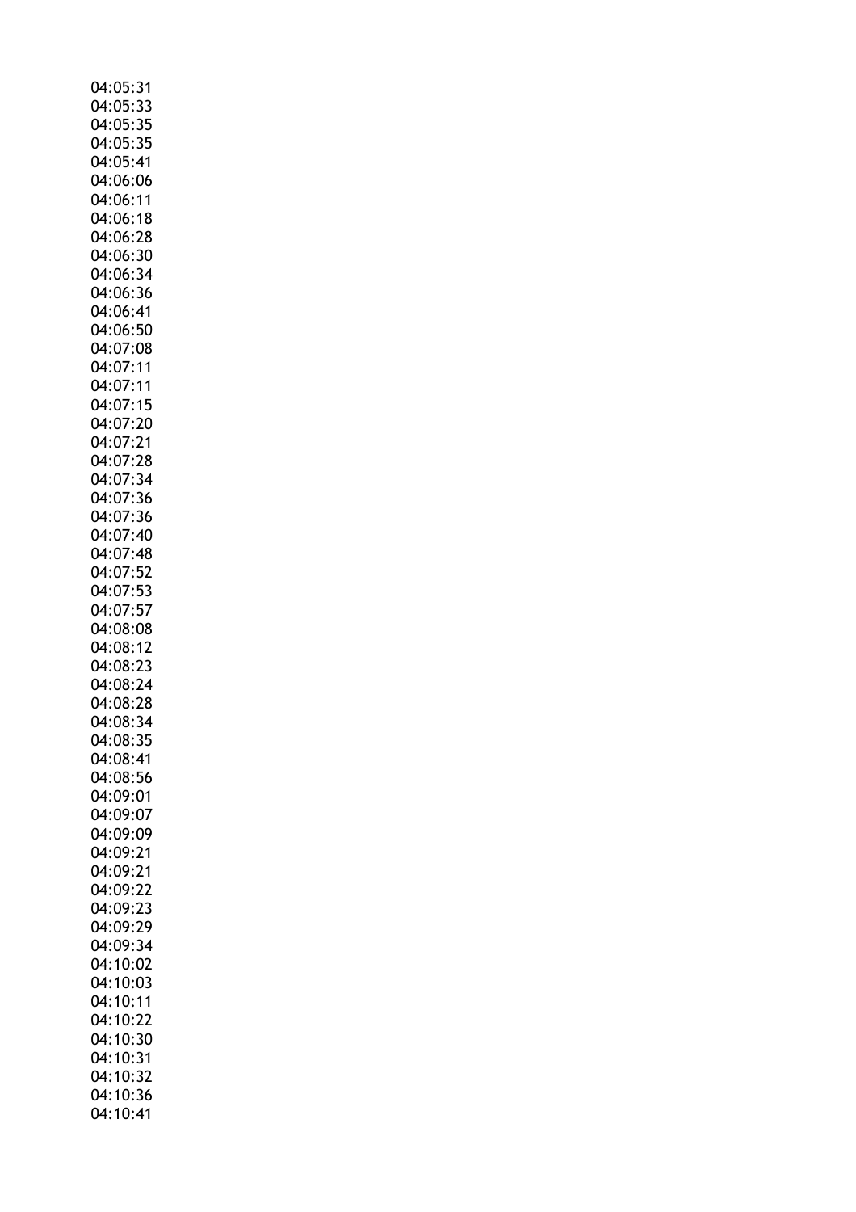04:05:31
04:05:33
04:05:35
04:05:35
04:05:41
04:06:06
04:06:11
04:06:18
04:06:28
04:06:30
04:06:34
04:06:36
04:06:41
04:06:50
04:07:08
04:07:11
04:07:11
04:07:15
04:07:20
04:07:21
04:07:28
04:07:34
04:07:36
04:07:36
04:07:40
04:07:48
04:07:52
04:07:53
04:07:57
04:08:08
04:08:12
04:08:23
04:08:24
04:08:28
04:08:34
04:08:35
04:08:41
04:08:56
04:09:01
04:09:07
04:09:09
04:09:21
04:09:21
04:09:22
04:09:23
04:09:29
04:09:34
04:10:02
04:10:03
04:10:11
04:10:22
04:10:30
04:10:31
04:10:32
04:10:36
04:10:41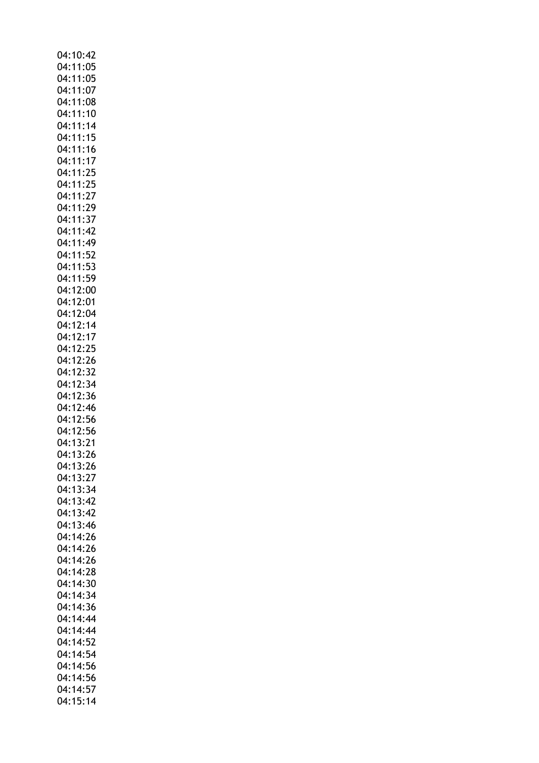04:10:42
04:11:05
04:11:05
04:11:07
04:11:08
04:11:10
04:11:14
04:11:15
04:11:16
04:11:17
04:11:25
04:11:25
04:11:27
04:11:29
04:11:37
04:11:42
04:11:49
04:11:52
04:11:53
04:11:59
04:12:00
04:12:01
04:12:04
04:12:14
04:12:17
04:12:25
04:12:26
04:12:32
04:12:34
04:12:36
04:12:46
04:12:56
04:12:56
04:13:21
04:13:26
04:13:26
04:13:27
04:13:34
04:13:42
04:13:42
04:13:46
04:14:26
04:14:26
04:14:26
04:14:28
04:14:30
04:14:34
04:14:36
04:14:44
04:14:44
04:14:52
04:14:54
04:14:56
04:14:56
04:14:57
04:15:14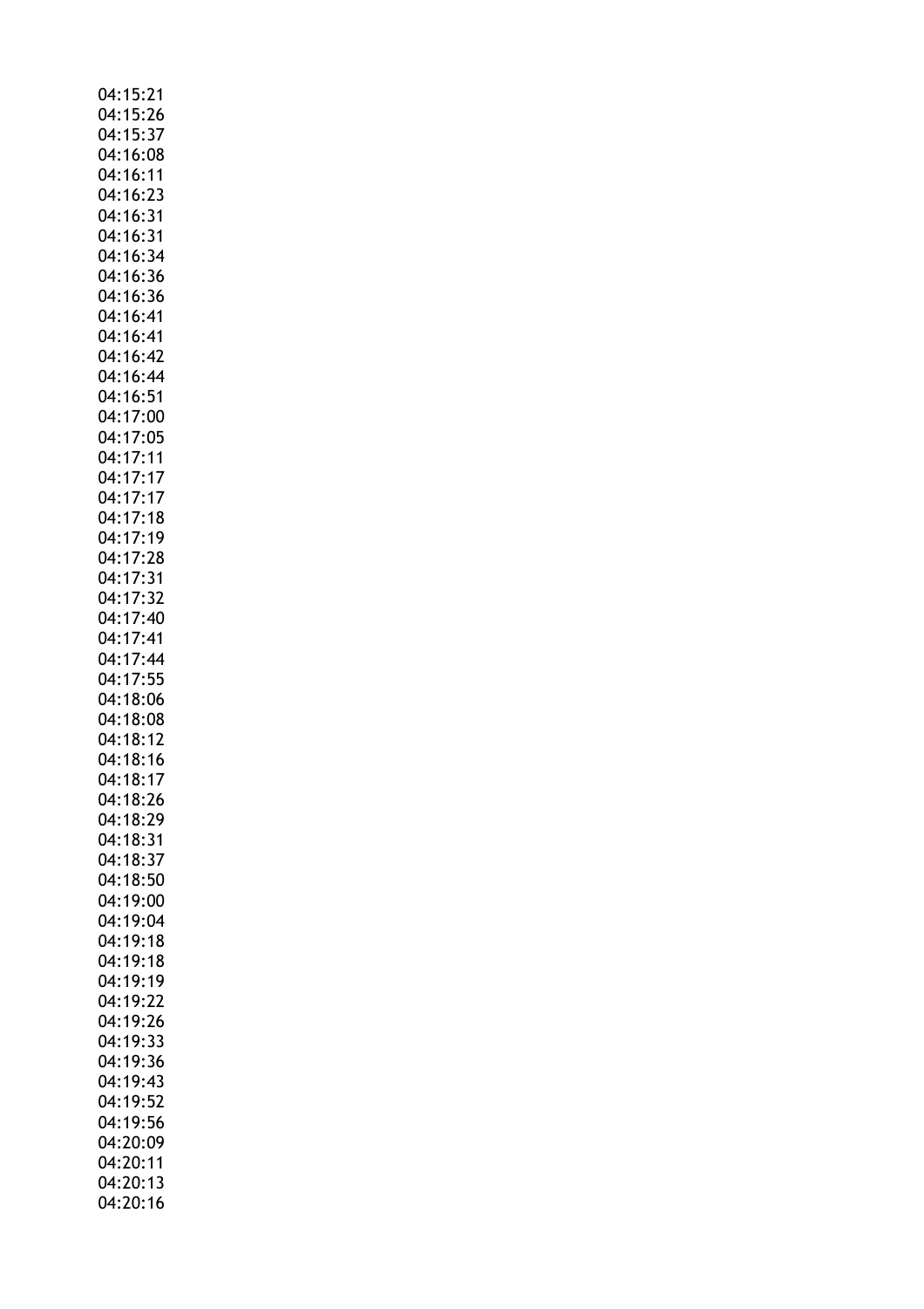04:15:21
04:15:26
04:15:37
04:16:08
04:16:11
04:16:23
04:16:31
04:16:31
04:16:34
04:16:36
04:16:36
04:16:41
04:16:41
04:16:42
04:16:44
04:16:51
04:17:00
04:17:05
04:17:11
04:17:17
04:17:17
04:17:18
04:17:19
04:17:28
04:17:31
04:17:32
04:17:40
04:17:41
04:17:44
04:17:55
04:18:06
04:18:08
04:18:12
04:18:16
04:18:17
04:18:26
04:18:29
04:18:31
04:18:37
04:18:50
04:19:00
04:19:04
04:19:18
04:19:18
04:19:19
04:19:22
04:19:26
04:19:33
04:19:36
04:19:43
04:19:52
04:19:56
04:20:09
04:20:11
04:20:13
04:20:16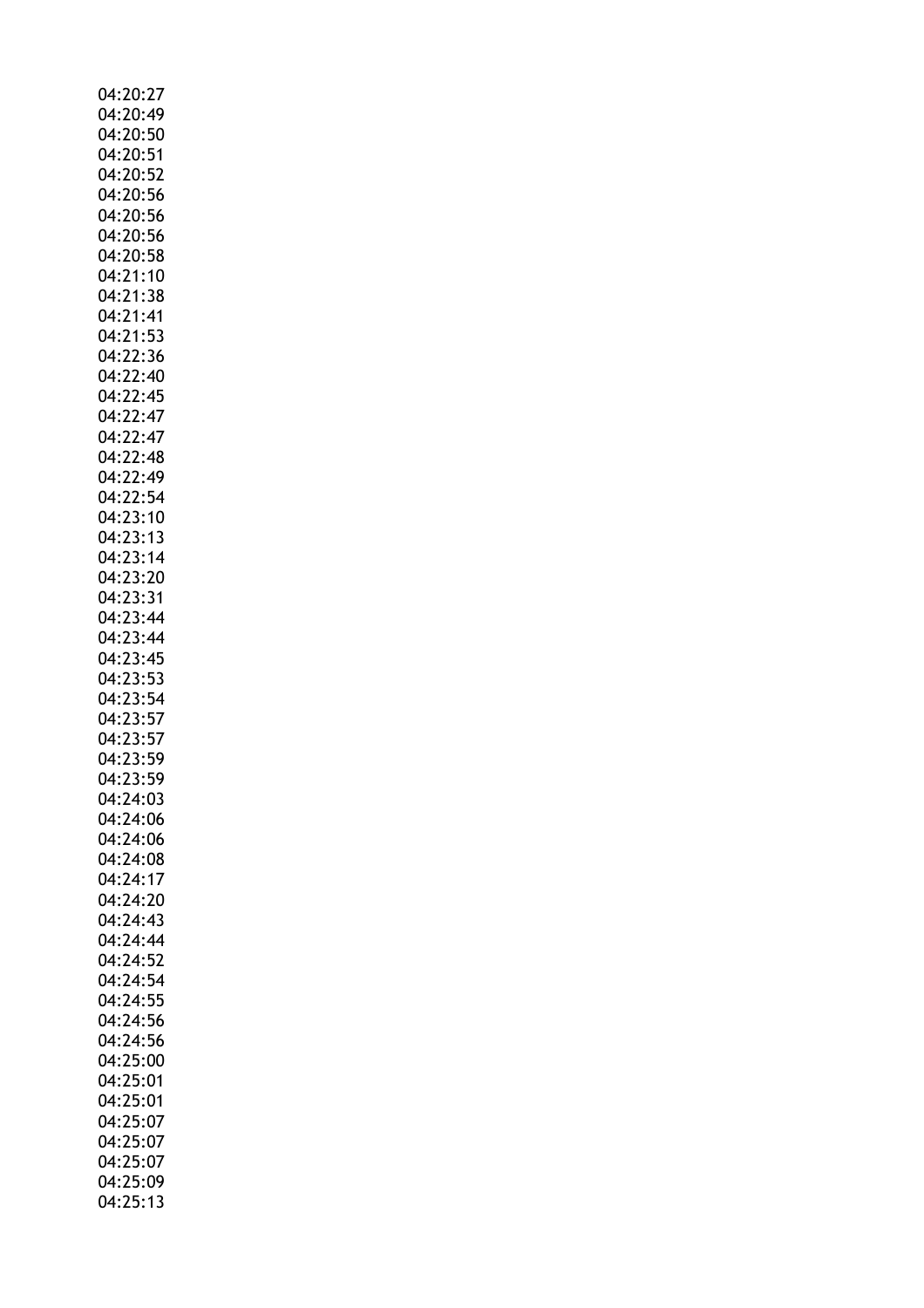04:20:27
04:20:49
04:20:50
04:20:51
04:20:52
04:20:56
04:20:56
04:20:56
04:20:58
04:21:10
04:21:38
04:21:41
04:21:53
04:22:36
04:22:40
04:22:45
04:22:47
04:22:47
04:22:48
04:22:49
04:22:54
04:23:10
04:23:13
04:23:14
04:23:20
04:23:31
04:23:44
04:23:44
04:23:45
04:23:53
04:23:54
04:23:57
04:23:57
04:23:59
04:23:59
04:24:03
04:24:06
04:24:06
04:24:08
04:24:17
04:24:20
04:24:43
04:24:44
04:24:52
04:24:54
04:24:55
04:24:56
04:24:56
04:25:00
04:25:01
04:25:01
04:25:07
04:25:07
04:25:07
04:25:09
04:25:13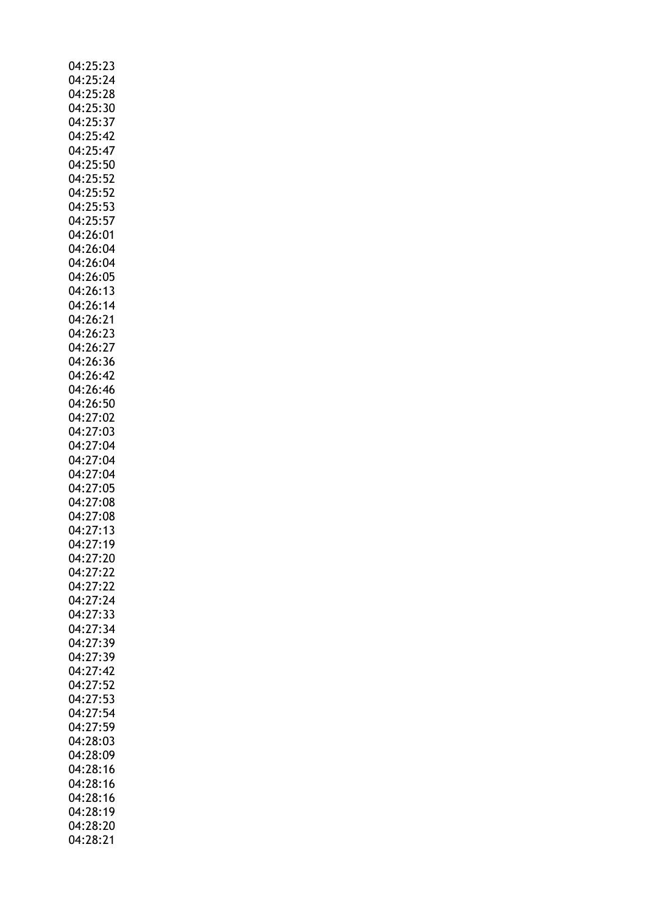04:25:23
04:25:24
04:25:28
04:25:30
04:25:37
04:25:42
04:25:47
04:25:50
04:25:52
04:25:52
04:25:53
04:25:57
04:26:01
04:26:04
04:26:04
04:26:05
04:26:13
04:26:14
04:26:21
04:26:23
04:26:27
04:26:36
04:26:42
04:26:46
04:26:50
04:27:02
04:27:03
04:27:04
04:27:04
04:27:04
04:27:05
04:27:08
04:27:08
04:27:13
04:27:19
04:27:20
04:27:22
04:27:22
04:27:24
04:27:33
04:27:34
04:27:39
04:27:39
04:27:42
04:27:52
04:27:53
04:27:54
04:27:59
04:28:03
04:28:09
04:28:16
04:28:16
04:28:16
04:28:19
04:28:20
04:28:21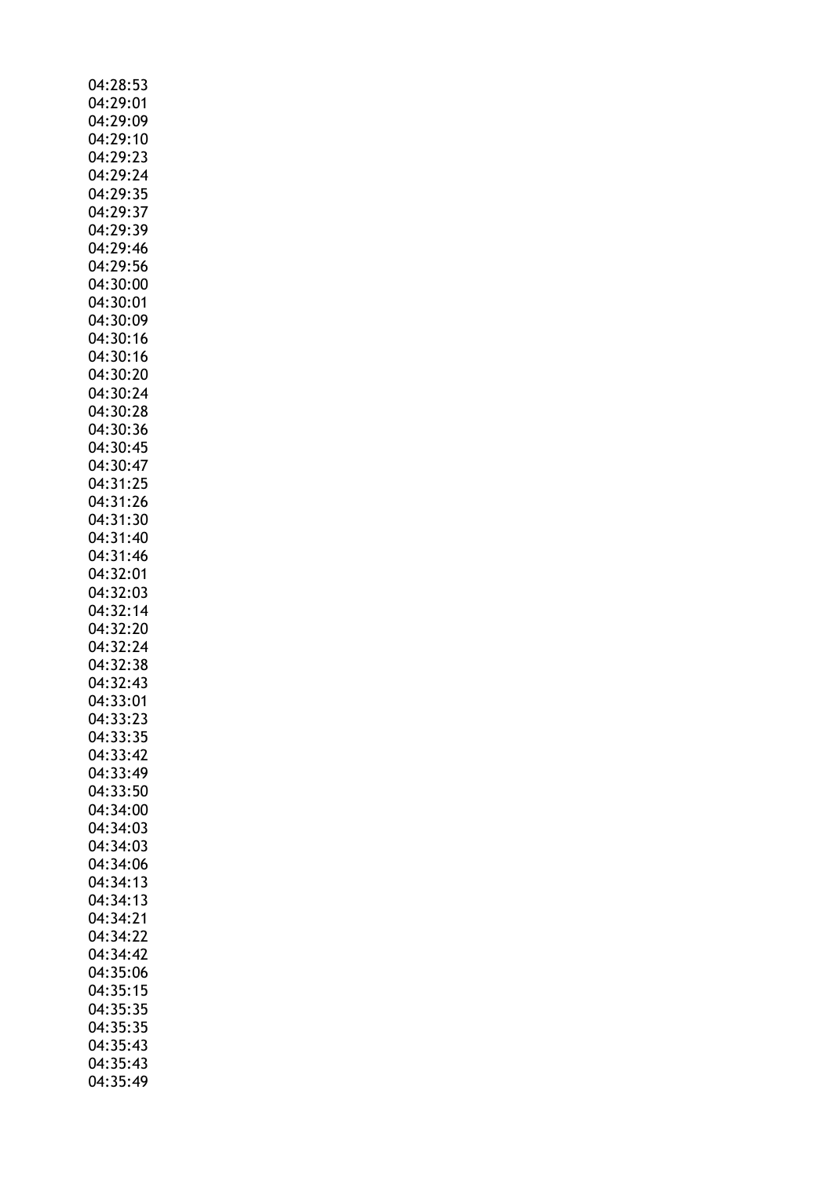04:28:53
04:29:01
04:29:09
04:29:10
04:29:23
04:29:24
04:29:35
04:29:37
04:29:39
04:29:46
04:29:56
04:30:00
04:30:01
04:30:09
04:30:16
04:30:16
04:30:20
04:30:24
04:30:28
04:30:36
04:30:45
04:30:47
04:31:25
04:31:26
04:31:30
04:31:40
04:31:46
04:32:01
04:32:03
04:32:14
04:32:20
04:32:24
04:32:38
04:32:43
04:33:01
04:33:23
04:33:35
04:33:42
04:33:49
04:33:50
04:34:00
04:34:03
04:34:03
04:34:06
04:34:13
04:34:13
04:34:21
04:34:22
04:34:42
04:35:06
04:35:15
04:35:35
04:35:35
04:35:43
04:35:43
04:35:49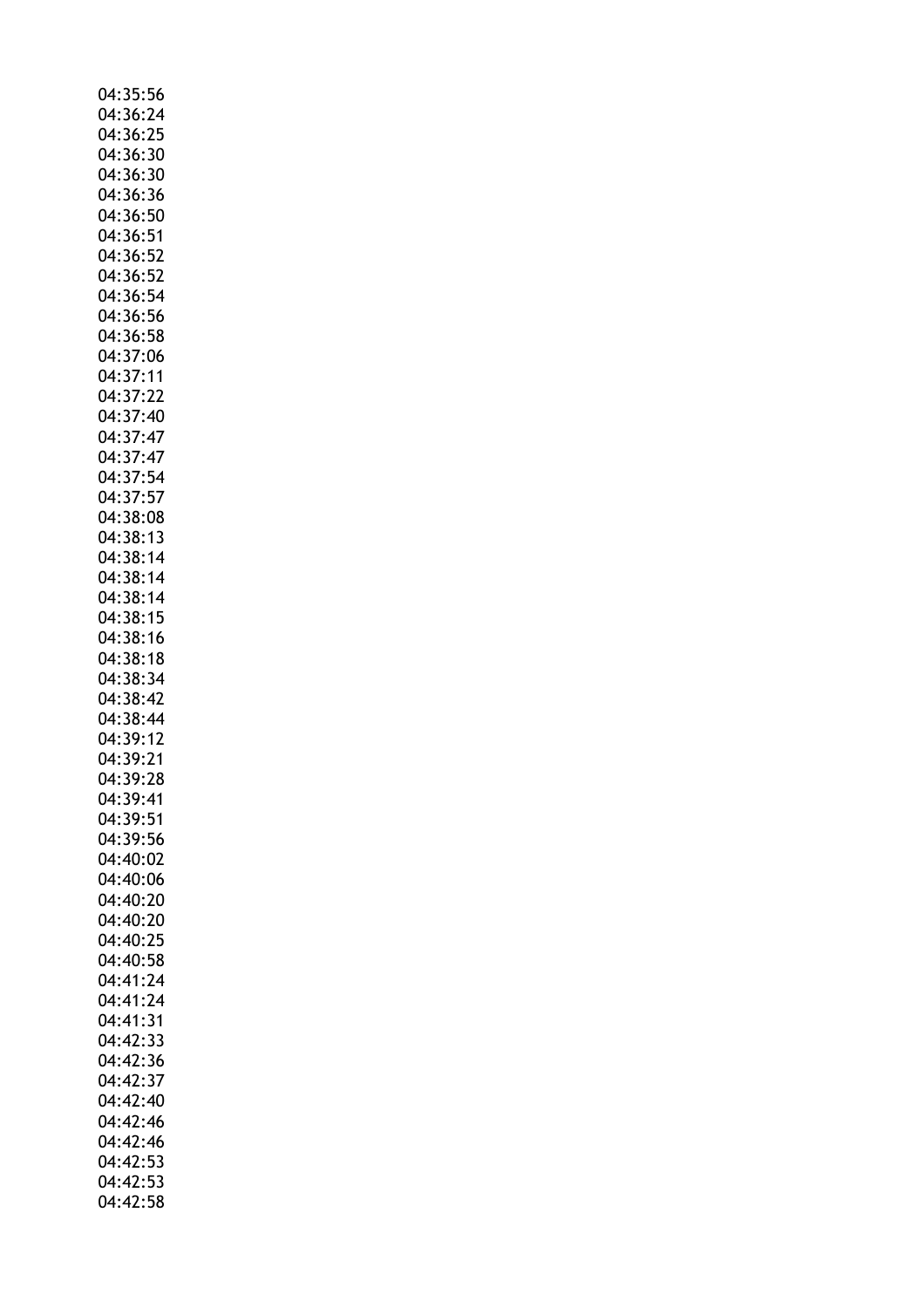04:35:56
04:36:24
04:36:25
04:36:30
04:36:30
04:36:36
04:36:50
04:36:51
04:36:52
04:36:52
04:36:54
04:36:56
04:36:58
04:37:06
04:37:11
04:37:22
04:37:40
04:37:47
04:37:47
04:37:54
04:37:57
04:38:08
04:38:13
04:38:14
04:38:14
04:38:14
04:38:15
04:38:16
04:38:18
04:38:34
04:38:42
04:38:44
04:39:12
04:39:21
04:39:28
04:39:41
04:39:51
04:39:56
04:40:02
04:40:06
04:40:20
04:40:20
04:40:25
04:40:58
04:41:24
04:41:24
04:41:31
04:42:33
04:42:36
04:42:37
04:42:40
04:42:46
04:42:46
04:42:53
04:42:53
04:42:58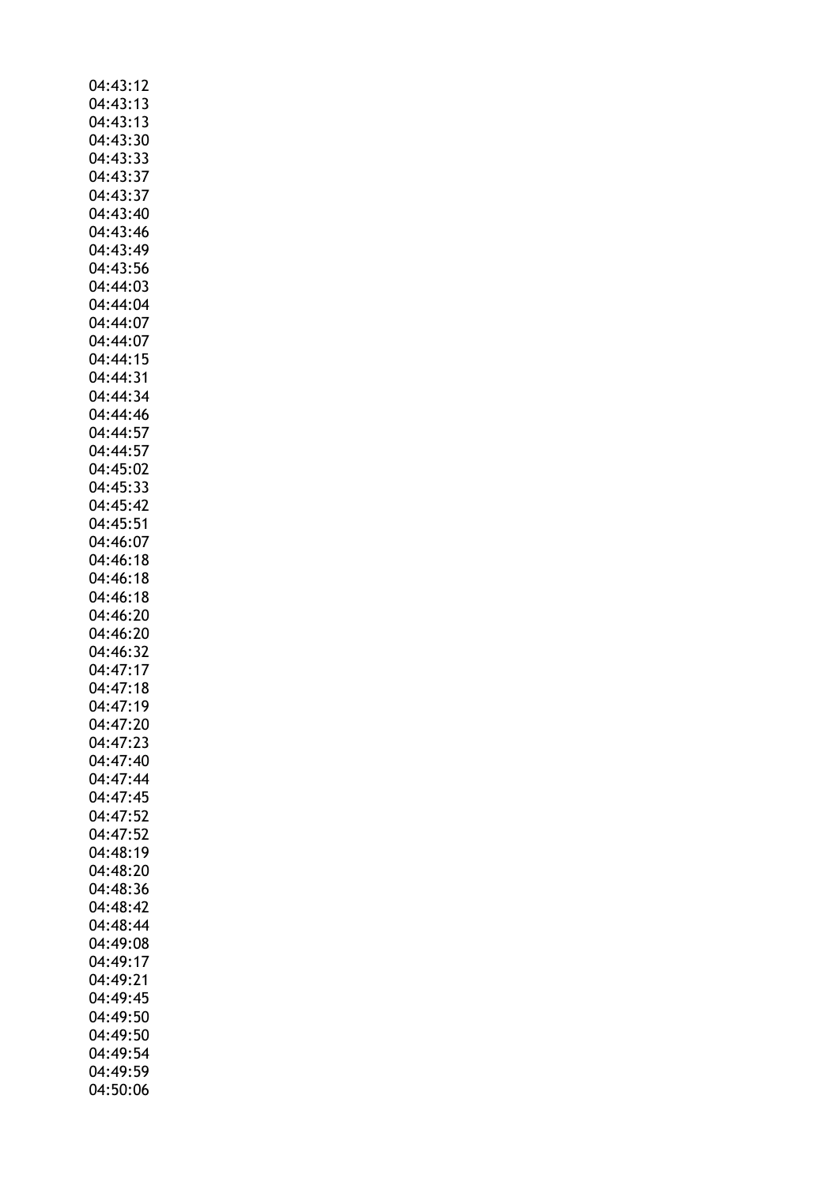04:43:12
04:43:13
04:43:13
04:43:30
04:43:33
04:43:37
04:43:37
04:43:40
04:43:46
04:43:49
04:43:56
04:44:03
04:44:04
04:44:07
04:44:07
04:44:15
04:44:31
04:44:34
04:44:46
04:44:57
04:44:57
04:45:02
04:45:33
04:45:42
04:45:51
04:46:07
04:46:18
04:46:18
04:46:18
04:46:20
04:46:20
04:46:32
04:47:17
04:47:18
04:47:19
04:47:20
04:47:23
04:47:40
04:47:44
04:47:45
04:47:52
04:47:52
04:48:19
04:48:20
04:48:36
04:48:42
04:48:44
04:49:08
04:49:17
04:49:21
04:49:45
04:49:50
04:49:50
04:49:54
04:49:59
04:50:06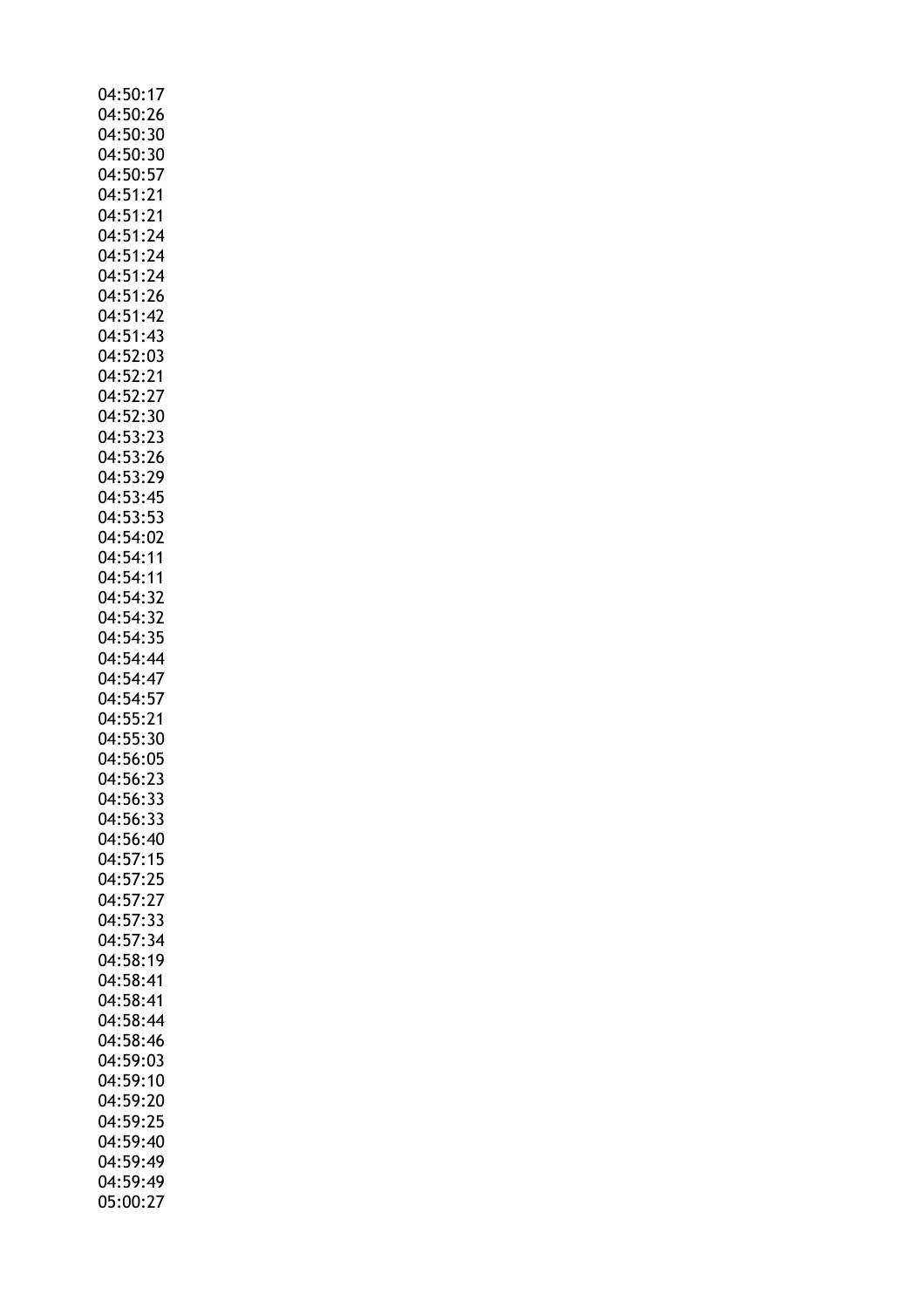04:50:17
04:50:26
04:50:30
04:50:30
04:50:57
04:51:21
04:51:21
04:51:24
04:51:24
04:51:24
04:51:26
04:51:42
04:51:43
04:52:03
04:52:21
04:52:27
04:52:30
04:53:23
04:53:26
04:53:29
04:53:45
04:53:53
04:54:02
04:54:11
04:54:11
04:54:32
04:54:32
04:54:35
04:54:44
04:54:47
04:54:57
04:55:21
04:55:30
04:56:05
04:56:23
04:56:33
04:56:33
04:56:40
04:57:15
04:57:25
04:57:27
04:57:33
04:57:34
04:58:19
04:58:41
04:58:41
04:58:44
04:58:46
04:59:03
04:59:10
04:59:20
04:59:25
04:59:40
04:59:49
04:59:49
05:00:27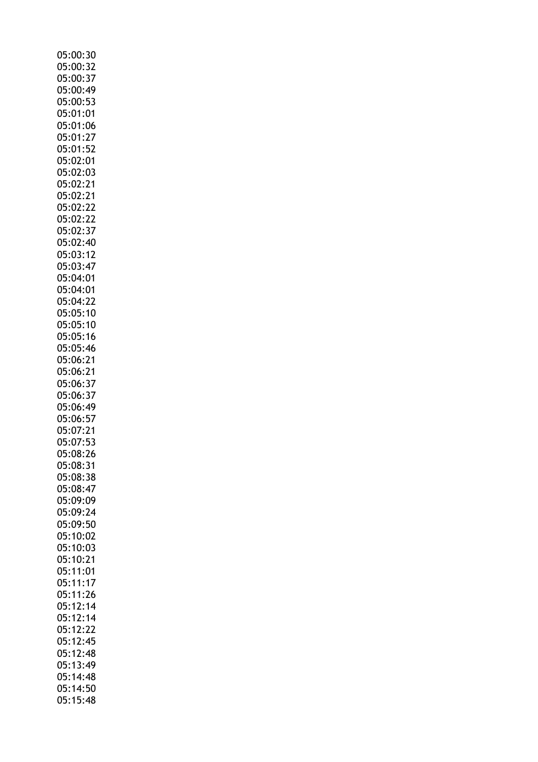05:00:30
05:00:32
05:00:37
05:00:49
05:00:53
05:01:01
05:01:06
05:01:27
05:01:52
05:02:01
05:02:03
05:02:21
05:02:21
05:02:22
05:02:22
05:02:37
05:02:40
05:03:12
05:03:47
05:04:01
05:04:01
05:04:22
05:05:10
05:05:10
05:05:16
05:05:46
05:06:21
05:06:21
05:06:37
05:06:37
05:06:49
05:06:57
05:07:21
05:07:53
05:08:26
05:08:31
05:08:38
05:08:47
05:09:09
05:09:24
05:09:50
05:10:02
05:10:03
05:10:21
05:11:01
05:11:17
05:11:26
05:12:14
05:12:14
05:12:22
05:12:45
05:12:48
05:13:49
05:14:48
05:14:50
05:15:48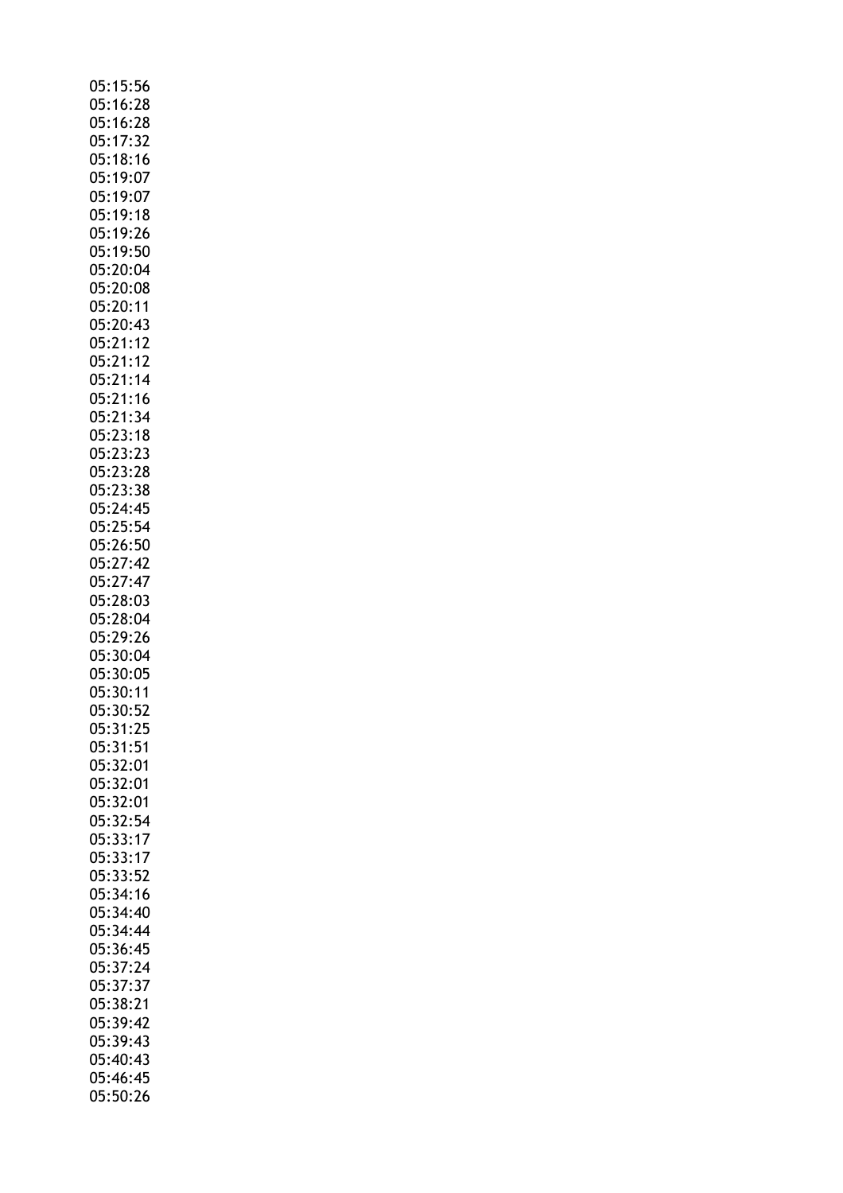05:15:56
05:16:28
05:16:28
05:17:32
05:18:16
05:19:07
05:19:07
05:19:18
05:19:26
05:19:50
05:20:04
05:20:08
05:20:11
05:20:43
05:21:12
05:21:12
05:21:14
05:21:16
05:21:34
05:23:18
05:23:23
05:23:28
05:23:38
05:24:45
05:25:54
05:26:50
05:27:42
05:27:47
05:28:03
05:28:04
05:29:26
05:30:04
05:30:05
05:30:11
05:30:52
05:31:25
05:31:51
05:32:01
05:32:01
05:32:01
05:32:54
05:33:17
05:33:17
05:33:52
05:34:16
05:34:40
05:34:44
05:36:45
05:37:24
05:37:37
05:38:21
05:39:42
05:39:43
05:40:43
05:46:45
05:50:26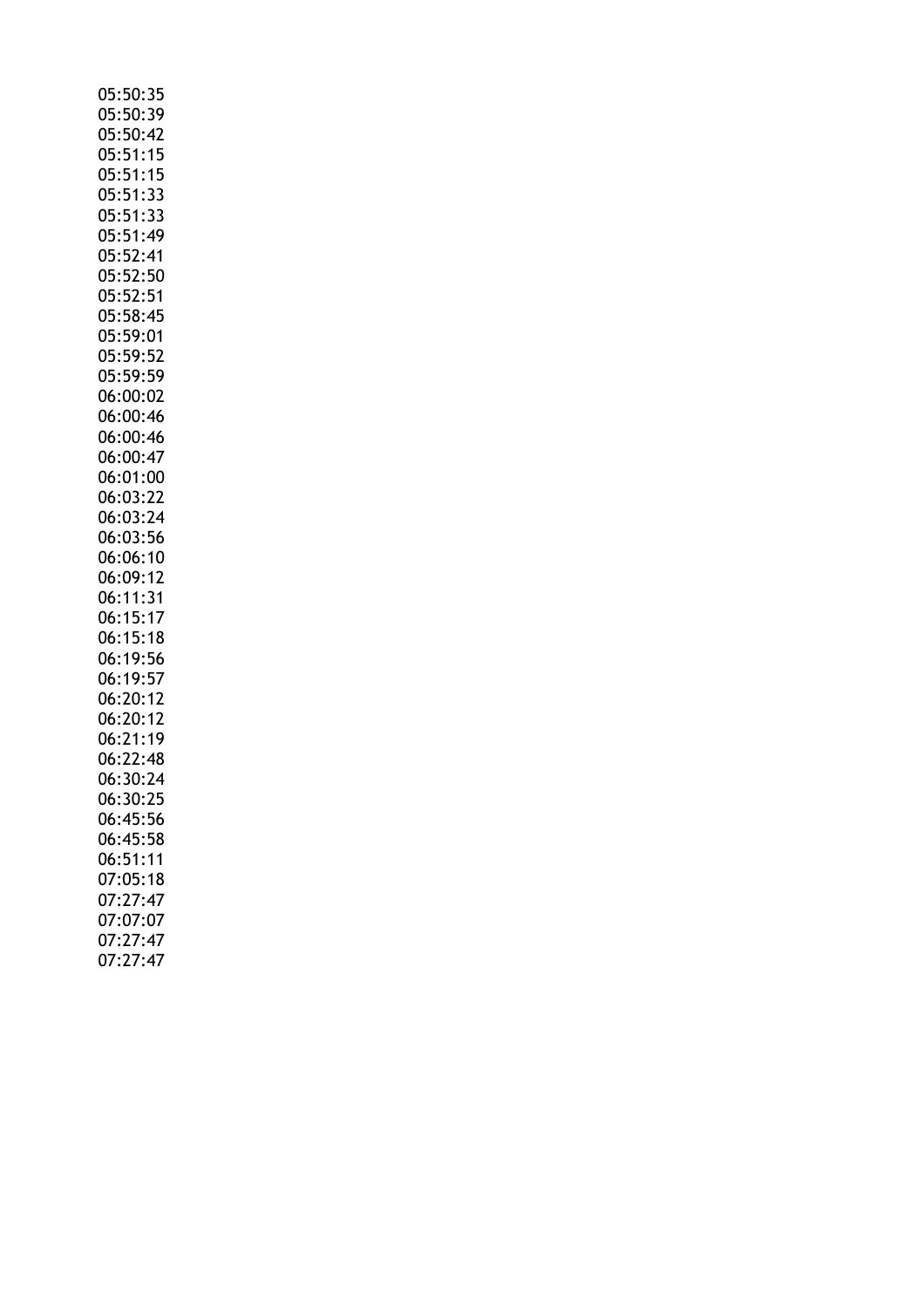05:50:35
05:50:39
05:50:42
05:51:15
05:51:15
05:51:33
05:51:33
05:51:49
05:52:41
05:52:50
05:52:51
05:58:45
05:59:01
05:59:52
05:59:59
06:00:02
06:00:46
06:00:46
06:00:47
06:01:00
06:03:22
06:03:24
06:03:56
06:06:10
06:09:12
06:11:31
06:15:17
06:15:18
06:19:56
06:19:57
06:20:12
06:20:12
06:21:19
06:22:48
06:30:24
06:30:25
06:45:56
06:45:58
06:51:11
07:05:18
07:27:47
07:07:07
07:27:47
07:27:47